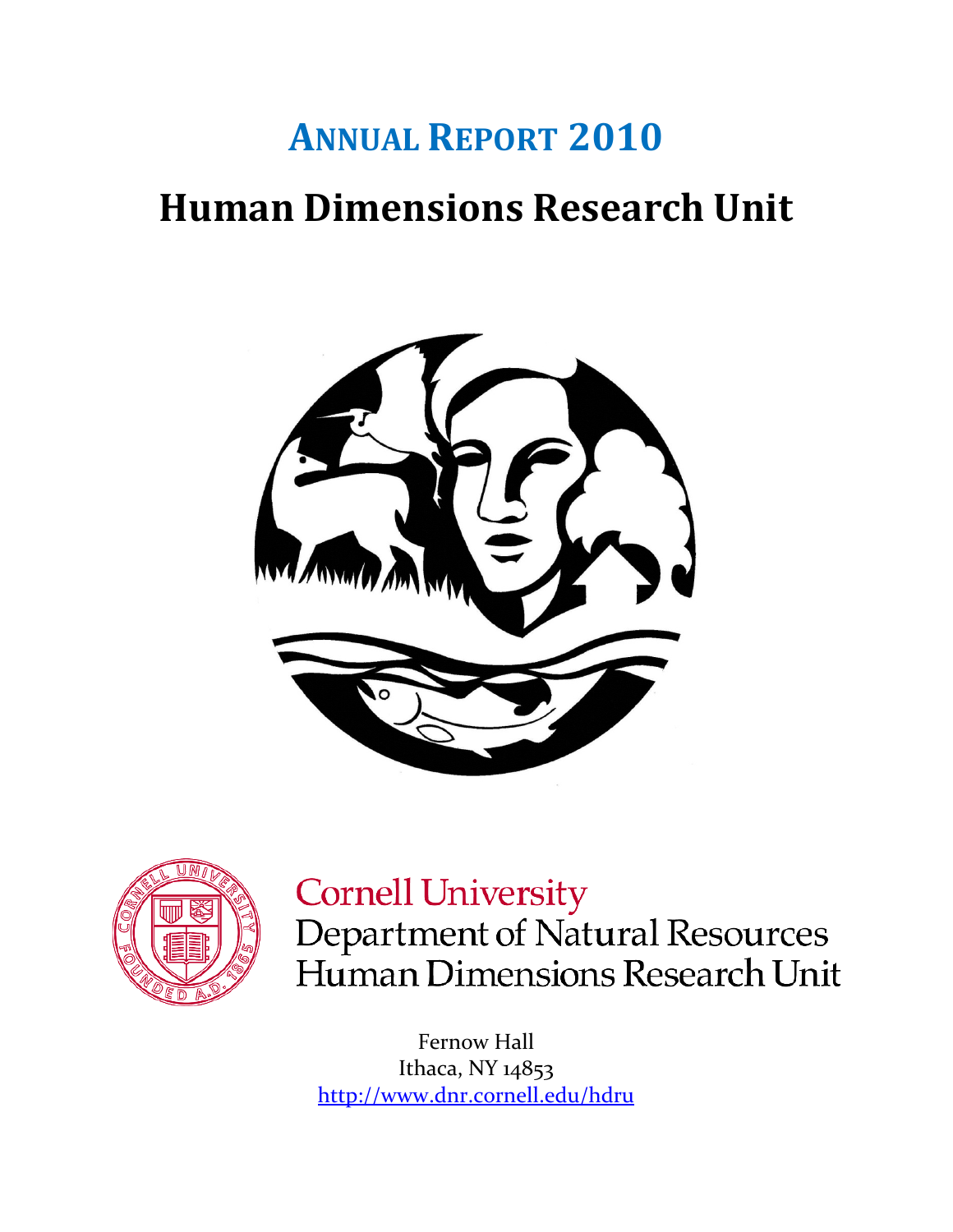# ANNUAL REPORT 2010

# Human Dimensions Research Unit

Cornell University
Department of Natural Resources
Human Dimensions Research Unit

Fernow Hall
Ithaca, NY 14853
http://www.dnr.cornell.edu/hdru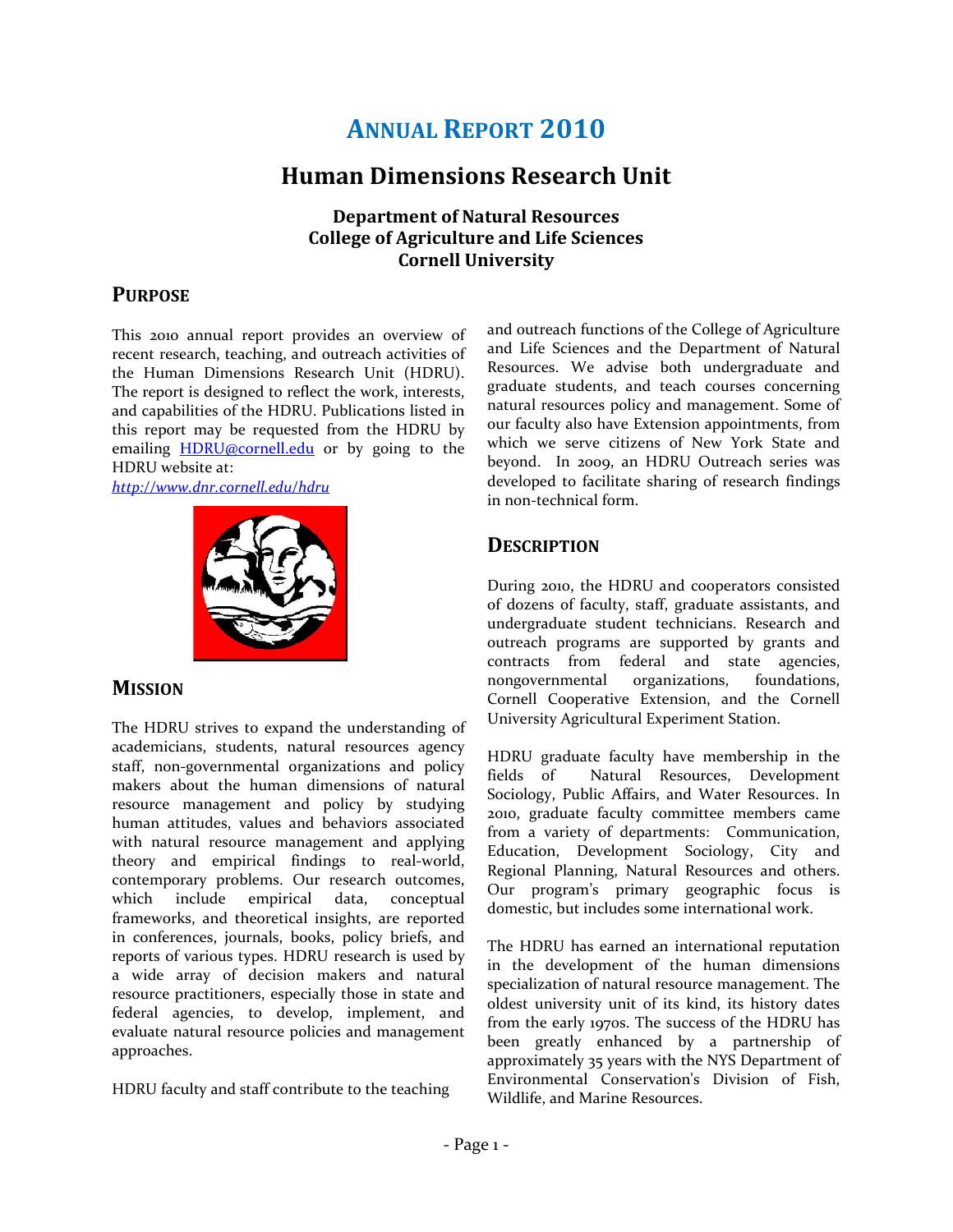# ANNUAL REPORT 2010

## Human Dimensions Research Unit

**Department of Natural Resources**
**College of Agriculture and Life Sciences**
**Cornell University**

## PURPOSE

This 2010 annual report provides an overview of recent research, teaching, and outreach activities of the Human Dimensions Research Unit (HDRU). The report is designed to reflect the work, interests, and capabilities of the HDRU. Publications listed in this report may be requested from the HDRU by emailing HDRU@cornell.edu or by going to the HDRU website at:
*http://www.dnr.cornell.edu/hdru*

## MISSION

The HDRU strives to expand the understanding of academicians, students, natural resources agency staff, non-governmental organizations and policy makers about the human dimensions of natural resource management and policy by studying human attitudes, values and behaviors associated with natural resource management and applying theory and empirical findings to real-world, contemporary problems. Our research outcomes, which include empirical data, conceptual frameworks, and theoretical insights, are reported in conferences, journals, books, policy briefs, and reports of various types. HDRU research is used by a wide array of decision makers and natural resource practitioners, especially those in state and federal agencies, to develop, implement, and evaluate natural resource policies and management approaches.

HDRU faculty and staff contribute to the teaching and outreach functions of the College of Agriculture and Life Sciences and the Department of Natural Resources. We advise both undergraduate and graduate students, and teach courses concerning natural resources policy and management. Some of our faculty also have Extension appointments, from which we serve citizens of New York State and beyond. In 2009, an HDRU Outreach series was developed to facilitate sharing of research findings in non-technical form.

## DESCRIPTION

During 2010, the HDRU and cooperators consisted of dozens of faculty, staff, graduate assistants, and undergraduate student technicians. Research and outreach programs are supported by grants and contracts from federal and state agencies, nongovernmental organizations, foundations, Cornell Cooperative Extension, and the Cornell University Agricultural Experiment Station.

HDRU graduate faculty have membership in the fields of Natural Resources, Development Sociology, Public Affairs, and Water Resources. In 2010, graduate faculty committee members came from a variety of departments: Communication, Education, Development Sociology, City and Regional Planning, Natural Resources and others. Our program's primary geographic focus is domestic, but includes some international work.

The HDRU has earned an international reputation in the development of the human dimensions specialization of natural resource management. The oldest university unit of its kind, its history dates from the early 1970s. The success of the HDRU has been greatly enhanced by a partnership of approximately 35 years with the NYS Department of Environmental Conservation's Division of Fish, Wildlife, and Marine Resources.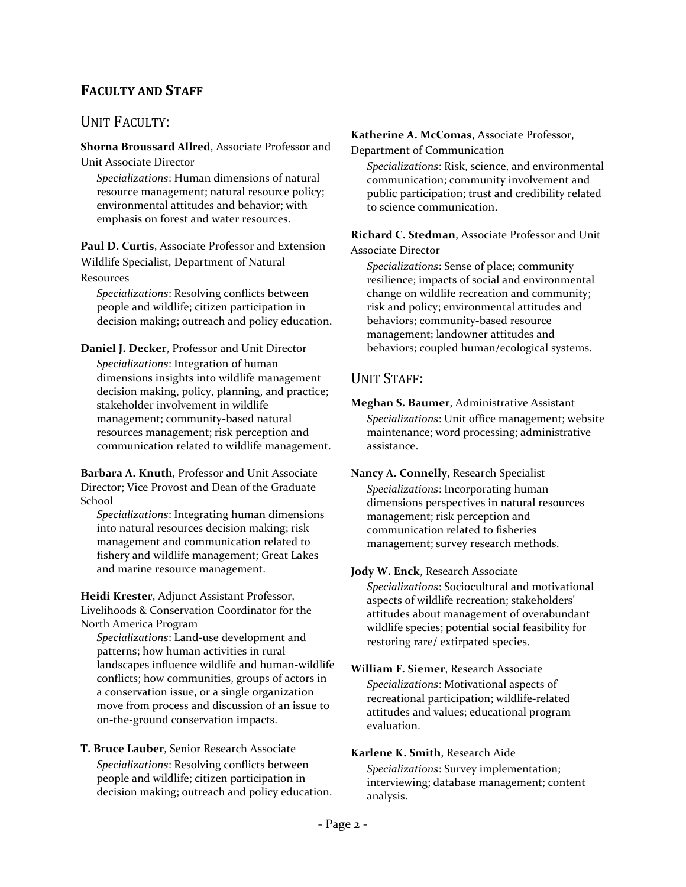## FACULTY AND STAFF

### UNIT FACULTY:

**Shorna Broussard Allred**, Associate Professor and Unit Associate Director

*Specializations*: Human dimensions of natural resource management; natural resource policy; environmental attitudes and behavior; with emphasis on forest and water resources.

**Paul D. Curtis**, Associate Professor and Extension Wildlife Specialist, Department of Natural Resources

*Specializations*: Resolving conflicts between people and wildlife; citizen participation in decision making; outreach and policy education.

**Daniel J. Decker**, Professor and Unit Director

*Specializations*: Integration of human dimensions insights into wildlife management decision making, policy, planning, and practice; stakeholder involvement in wildlife management; community-based natural resources management; risk perception and communication related to wildlife management.

**Barbara A. Knuth**, Professor and Unit Associate Director; Vice Provost and Dean of the Graduate School

*Specializations*: Integrating human dimensions into natural resources decision making; risk management and communication related to fishery and wildlife management; Great Lakes and marine resource management.

**Heidi Krester**, Adjunct Assistant Professor, Livelihoods & Conservation Coordinator for the North America Program

*Specializations*: Land-use development and patterns; how human activities in rural landscapes influence wildlife and human-wildlife conflicts; how communities, groups of actors in a conservation issue, or a single organization move from process and discussion of an issue to on-the-ground conservation impacts.

**T. Bruce Lauber**, Senior Research Associate

*Specializations*: Resolving conflicts between people and wildlife; citizen participation in decision making; outreach and policy education.

**Katherine A. McComas**, Associate Professor, Department of Communication

*Specializations*: Risk, science, and environmental communication; community involvement and public participation; trust and credibility related to science communication.

**Richard C. Stedman**, Associate Professor and Unit Associate Director

*Specializations*: Sense of place; community resilience; impacts of social and environmental change on wildlife recreation and community; risk and policy; environmental attitudes and behaviors; community-based resource management; landowner attitudes and behaviors; coupled human/ecological systems.

### UNIT STAFF:

**Meghan S. Baumer**, Administrative Assistant

*Specializations*: Unit office management; website maintenance; word processing; administrative assistance.

**Nancy A. Connelly**, Research Specialist

*Specializations*: Incorporating human dimensions perspectives in natural resources management; risk perception and communication related to fisheries management; survey research methods.

**Jody W. Enck**, Research Associate

*Specializations*: Sociocultural and motivational aspects of wildlife recreation; stakeholders' attitudes about management of overabundant wildlife species; potential social feasibility for restoring rare/ extirpated species.

**William F. Siemer**, Research Associate

*Specializations*: Motivational aspects of recreational participation; wildlife-related attitudes and values; educational program evaluation.

**Karlene K. Smith**, Research Aide

*Specializations*: Survey implementation; interviewing; database management; content analysis.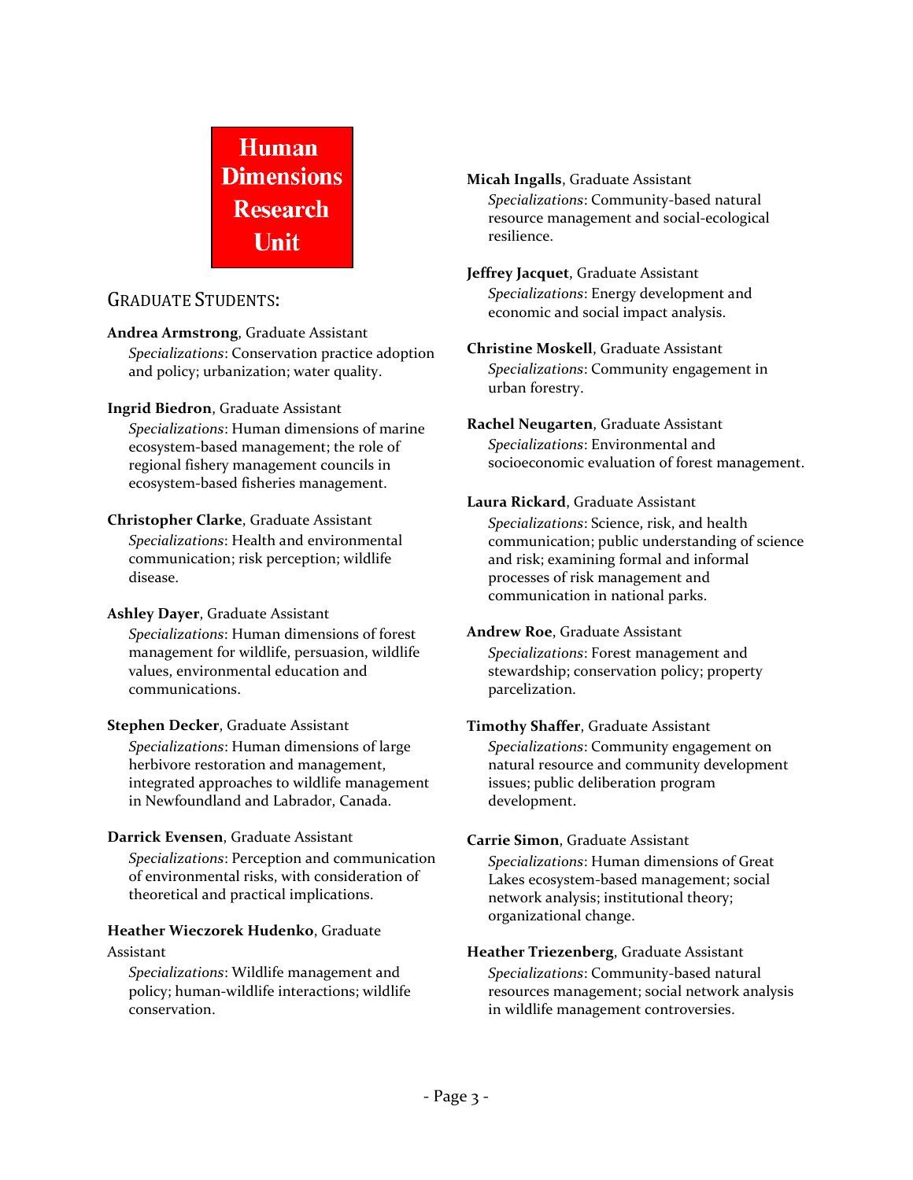# Human Dimensions Research Unit

## Graduate Students:

**Andrea Armstrong**, Graduate Assistant
*Specializations*: Conservation practice adoption and policy; urbanization; water quality.

**Ingrid Biedron**, Graduate Assistant
*Specializations*: Human dimensions of marine ecosystem-based management; the role of regional fishery management councils in ecosystem-based fisheries management.

**Christopher Clarke**, Graduate Assistant
*Specializations*: Health and environmental communication; risk perception; wildlife disease.

**Ashley Dayer**, Graduate Assistant
*Specializations*: Human dimensions of forest management for wildlife, persuasion, wildlife values, environmental education and communications.

**Stephen Decker**, Graduate Assistant
*Specializations*: Human dimensions of large herbivore restoration and management, integrated approaches to wildlife management in Newfoundland and Labrador, Canada.

**Darrick Evensen**, Graduate Assistant
*Specializations*: Perception and communication of environmental risks, with consideration of theoretical and practical implications.

**Heather Wieczorek Hudenko**, Graduate Assistant
*Specializations*: Wildlife management and policy; human-wildlife interactions; wildlife conservation.

**Micah Ingalls**, Graduate Assistant
*Specializations*: Community-based natural resource management and social-ecological resilience.

**Jeffrey Jacquet**, Graduate Assistant
*Specializations*: Energy development and economic and social impact analysis.

**Christine Moskell**, Graduate Assistant
*Specializations*: Community engagement in urban forestry.

**Rachel Neugarten**, Graduate Assistant
*Specializations*: Environmental and socioeconomic evaluation of forest management.

**Laura Rickard**, Graduate Assistant
*Specializations*: Science, risk, and health communication; public understanding of science and risk; examining formal and informal processes of risk management and communication in national parks.

**Andrew Roe**, Graduate Assistant
*Specializations*: Forest management and stewardship; conservation policy; property parcelization.

**Timothy Shaffer**, Graduate Assistant
*Specializations*: Community engagement on natural resource and community development issues; public deliberation program development.

**Carrie Simon**, Graduate Assistant
*Specializations*: Human dimensions of Great Lakes ecosystem-based management; social network analysis; institutional theory; organizational change.

**Heather Triezenberg**, Graduate Assistant
*Specializations*: Community-based natural resources management; social network analysis in wildlife management controversies.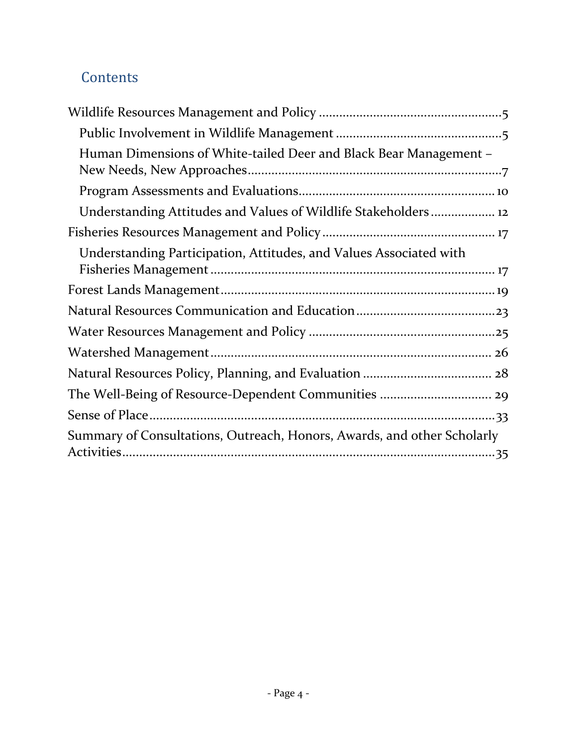## Contents

- Wildlife Resources Management and Policy ....................................................5
  - Public Involvement in Wildlife Management ...............................................5
  - Human Dimensions of White-tailed Deer and Black Bear Management – New Needs, New Approaches.........................................................................7
  - Program Assessments and Evaluations........................................................ 10
  - Understanding Attitudes and Values of Wildlife Stakeholders .................. 12
- Fisheries Resources Management and Policy ................................................. 17
  - Understanding Participation, Attitudes, and Values Associated with Fisheries Management .................................................................................. 17
- Forest Lands Management............................................................................... 19
- Natural Resources Communication and Education........................................23
- Water Resources Management and Policy ......................................................25
- Watershed Management................................................................................. 26
- Natural Resources Policy, Planning, and Evaluation ..................................... 28
- The Well-Being of Resource-Dependent Communities ................................ 29
- Sense of Place...................................................................................................33
- Summary of Consultations, Outreach, Honors, Awards, and other Scholarly Activities...........................................................................................................35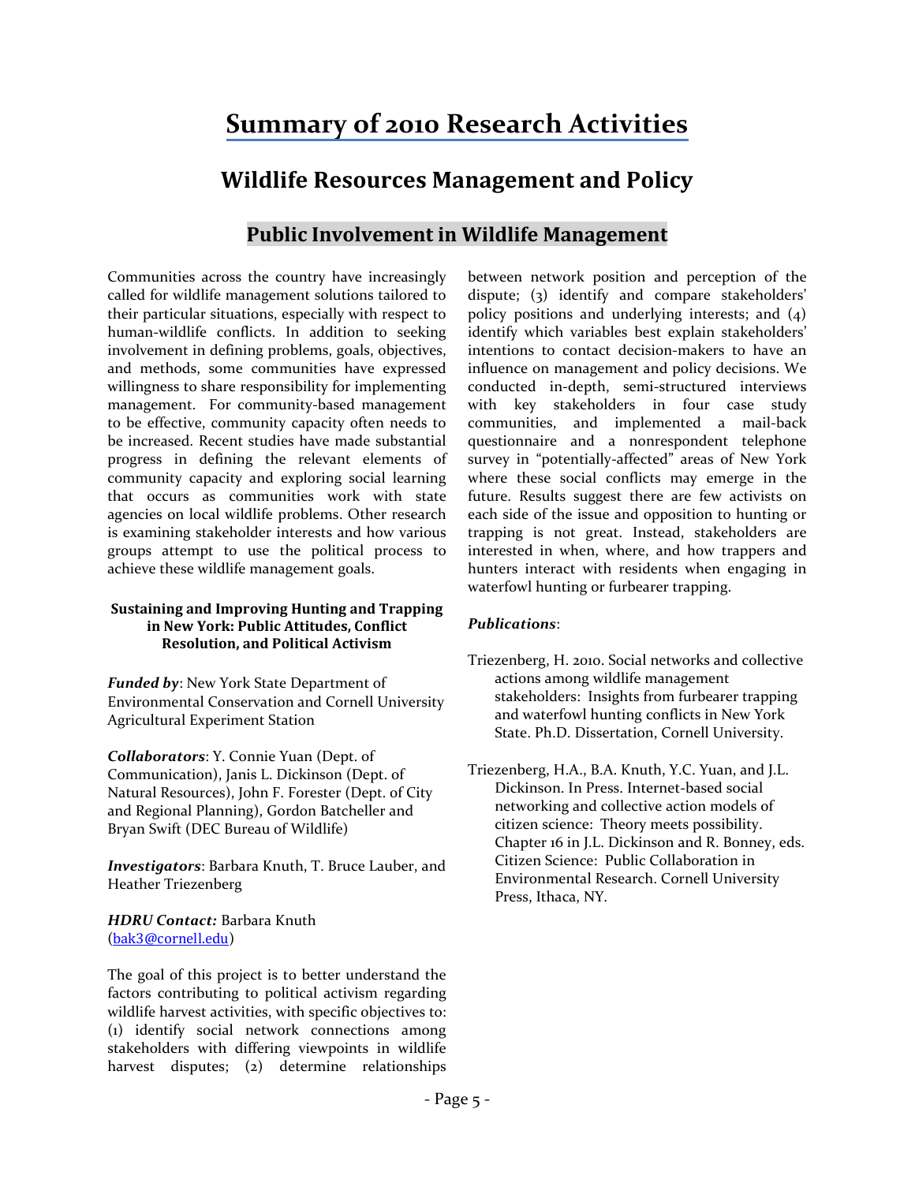# Summary of 2010 Research Activities

## Wildlife Resources Management and Policy

### Public Involvement in Wildlife Management

Communities across the country have increasingly called for wildlife management solutions tailored to their particular situations, especially with respect to human-wildlife conflicts. In addition to seeking involvement in defining problems, goals, objectives, and methods, some communities have expressed willingness to share responsibility for implementing management. For community-based management to be effective, community capacity often needs to be increased. Recent studies have made substantial progress in defining the relevant elements of community capacity and exploring social learning that occurs as communities work with state agencies on local wildlife problems. Other research is examining stakeholder interests and how various groups attempt to use the political process to achieve these wildlife management goals.

#### Sustaining and Improving Hunting and Trapping in New York: Public Attitudes, Conflict Resolution, and Political Activism

***Funded by***: New York State Department of Environmental Conservation and Cornell University Agricultural Experiment Station

***Collaborators***: Y. Connie Yuan (Dept. of Communication), Janis L. Dickinson (Dept. of Natural Resources), John F. Forester (Dept. of City and Regional Planning), Gordon Batcheller and Bryan Swift (DEC Bureau of Wildlife)

***Investigators***: Barbara Knuth, T. Bruce Lauber, and Heather Triezenberg

***HDRU Contact:*** Barbara Knuth (bak3@cornell.edu)

The goal of this project is to better understand the factors contributing to political activism regarding wildlife harvest activities, with specific objectives to: (1) identify social network connections among stakeholders with differing viewpoints in wildlife harvest disputes; (2) determine relationships between network position and perception of the dispute; (3) identify and compare stakeholders' policy positions and underlying interests; and (4) identify which variables best explain stakeholders' intentions to contact decision-makers to have an influence on management and policy decisions. We conducted in-depth, semi-structured interviews with key stakeholders in four case study communities, and implemented a mail-back questionnaire and a nonrespondent telephone survey in "potentially-affected" areas of New York where these social conflicts may emerge in the future. Results suggest there are few activists on each side of the issue and opposition to hunting or trapping is not great. Instead, stakeholders are interested in when, where, and how trappers and hunters interact with residents when engaging in waterfowl hunting or furbearer trapping.

***Publications***:

Triezenberg, H. 2010. Social networks and collective actions among wildlife management stakeholders: Insights from furbearer trapping and waterfowl hunting conflicts in New York State. Ph.D. Dissertation, Cornell University.

Triezenberg, H.A., B.A. Knuth, Y.C. Yuan, and J.L. Dickinson. In Press. Internet-based social networking and collective action models of citizen science: Theory meets possibility. Chapter 16 in J.L. Dickinson and R. Bonney, eds. Citizen Science: Public Collaboration in Environmental Research. Cornell University Press, Ithaca, NY.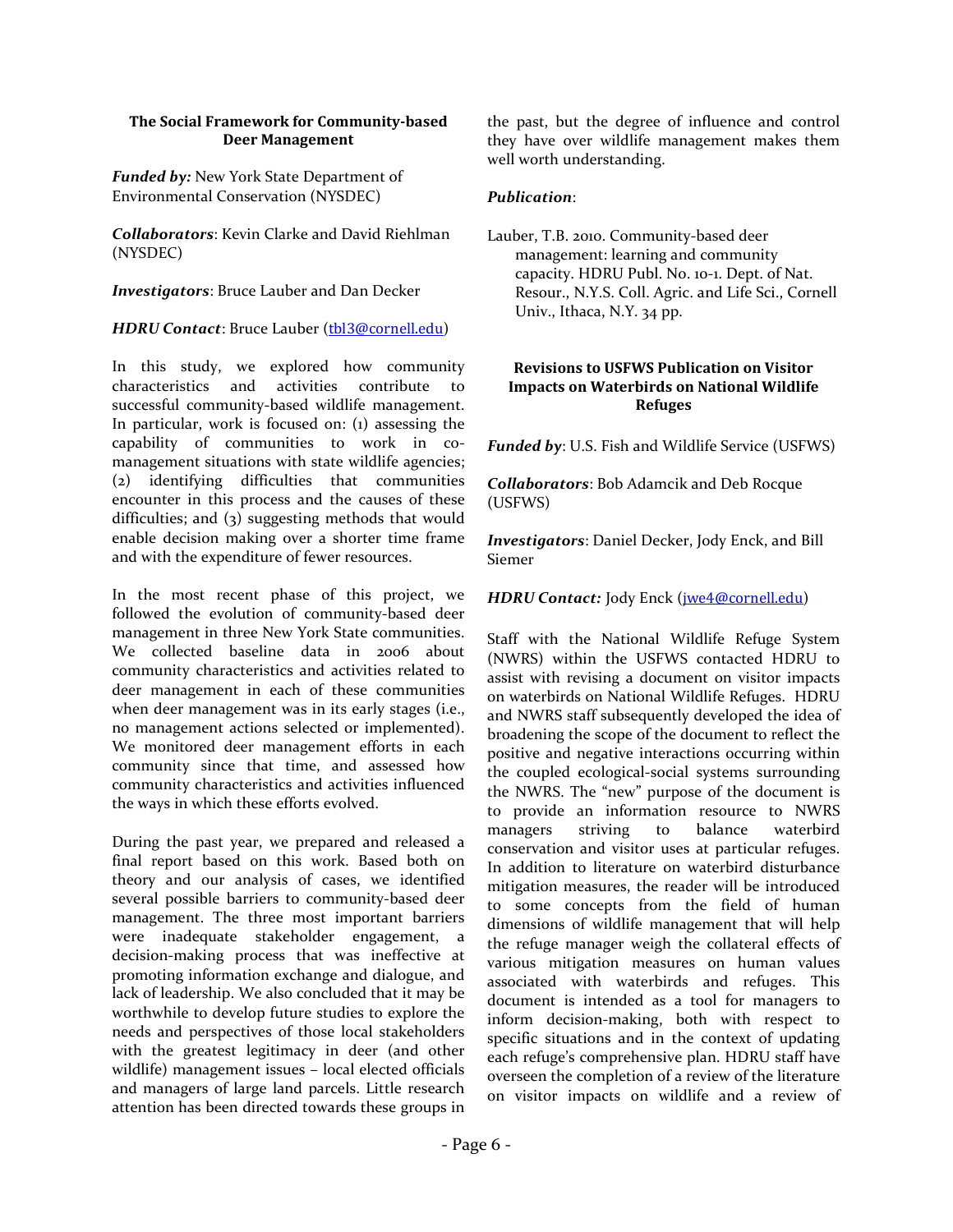### The Social Framework for Community-based Deer Management

***Funded by:*** New York State Department of Environmental Conservation (NYSDEC)

***Collaborators***: Kevin Clarke and David Riehlman (NYSDEC)

***Investigators***: Bruce Lauber and Dan Decker

***HDRU Contact***: Bruce Lauber (tbl3@cornell.edu)

In this study, we explored how community characteristics and activities contribute to successful community-based wildlife management. In particular, work is focused on: (1) assessing the capability of communities to work in co-management situations with state wildlife agencies; (2) identifying difficulties that communities encounter in this process and the causes of these difficulties; and (3) suggesting methods that would enable decision making over a shorter time frame and with the expenditure of fewer resources.

In the most recent phase of this project, we followed the evolution of community-based deer management in three New York State communities. We collected baseline data in 2006 about community characteristics and activities related to deer management in each of these communities when deer management was in its early stages (i.e., no management actions selected or implemented). We monitored deer management efforts in each community since that time, and assessed how community characteristics and activities influenced the ways in which these efforts evolved.

During the past year, we prepared and released a final report based on this work. Based both on theory and our analysis of cases, we identified several possible barriers to community-based deer management. The three most important barriers were inadequate stakeholder engagement, a decision-making process that was ineffective at promoting information exchange and dialogue, and lack of leadership. We also concluded that it may be worthwhile to develop future studies to explore the needs and perspectives of those local stakeholders with the greatest legitimacy in deer (and other wildlife) management issues – local elected officials and managers of large land parcels. Little research attention has been directed towards these groups in the past, but the degree of influence and control they have over wildlife management makes them well worth understanding.

***Publication***:

Lauber, T.B. 2010. Community-based deer management: learning and community capacity. HDRU Publ. No. 10-1. Dept. of Nat. Resour., N.Y.S. Coll. Agric. and Life Sci., Cornell Univ., Ithaca, N.Y. 34 pp.

### Revisions to USFWS Publication on Visitor Impacts on Waterbirds on National Wildlife Refuges

***Funded by***: U.S. Fish and Wildlife Service (USFWS)

***Collaborators***: Bob Adamcik and Deb Rocque (USFWS)

***Investigators***: Daniel Decker, Jody Enck, and Bill Siemer

***HDRU Contact:*** Jody Enck (jwe4@cornell.edu)

Staff with the National Wildlife Refuge System (NWRS) within the USFWS contacted HDRU to assist with revising a document on visitor impacts on waterbirds on National Wildlife Refuges. HDRU and NWRS staff subsequently developed the idea of broadening the scope of the document to reflect the positive and negative interactions occurring within the coupled ecological-social systems surrounding the NWRS. The "new" purpose of the document is to provide an information resource to NWRS managers striving to balance waterbird conservation and visitor uses at particular refuges. In addition to literature on waterbird disturbance mitigation measures, the reader will be introduced to some concepts from the field of human dimensions of wildlife management that will help the refuge manager weigh the collateral effects of various mitigation measures on human values associated with waterbirds and refuges. This document is intended as a tool for managers to inform decision-making, both with respect to specific situations and in the context of updating each refuge's comprehensive plan. HDRU staff have overseen the completion of a review of the literature on visitor impacts on wildlife and a review of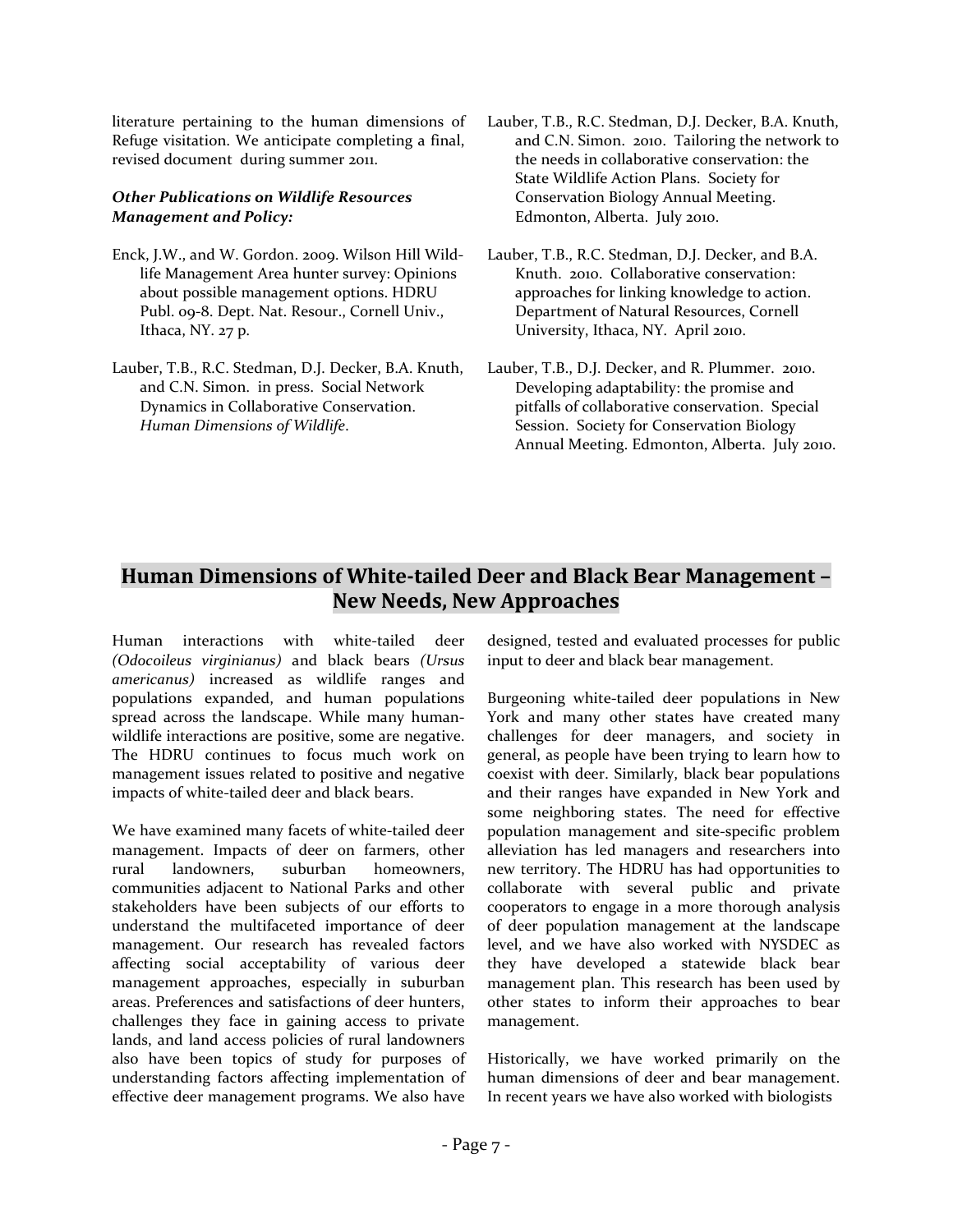literature pertaining to the human dimensions of Refuge visitation. We anticipate completing a final, revised document during summer 2011.

***Other Publications on Wildlife Resources Management and Policy:***

Enck, J.W., and W. Gordon. 2009. Wilson Hill Wildlife Management Area hunter survey: Opinions about possible management options. HDRU Publ. 09-8. Dept. Nat. Resour., Cornell Univ., Ithaca, NY. 27 p.

Lauber, T.B., R.C. Stedman, D.J. Decker, B.A. Knuth, and C.N. Simon. in press. Social Network Dynamics in Collaborative Conservation. *Human Dimensions of Wildlife*.

Lauber, T.B., R.C. Stedman, D.J. Decker, B.A. Knuth, and C.N. Simon. 2010. Tailoring the network to the needs in collaborative conservation: the State Wildlife Action Plans. Society for Conservation Biology Annual Meeting. Edmonton, Alberta. July 2010.

Lauber, T.B., R.C. Stedman, D.J. Decker, and B.A. Knuth. 2010. Collaborative conservation: approaches for linking knowledge to action. Department of Natural Resources, Cornell University, Ithaca, NY. April 2010.

Lauber, T.B., D.J. Decker, and R. Plummer. 2010. Developing adaptability: the promise and pitfalls of collaborative conservation. Special Session. Society for Conservation Biology Annual Meeting. Edmonton, Alberta. July 2010.

## Human Dimensions of White-tailed Deer and Black Bear Management – New Needs, New Approaches

Human interactions with white-tailed deer *(Odocoileus virginianus)* and black bears *(Ursus americanus)* increased as wildlife ranges and populations expanded, and human populations spread across the landscape. While many human-wildlife interactions are positive, some are negative. The HDRU continues to focus much work on management issues related to positive and negative impacts of white-tailed deer and black bears.

We have examined many facets of white-tailed deer management. Impacts of deer on farmers, other rural landowners, suburban homeowners, communities adjacent to National Parks and other stakeholders have been subjects of our efforts to understand the multifaceted importance of deer management. Our research has revealed factors affecting social acceptability of various deer management approaches, especially in suburban areas. Preferences and satisfactions of deer hunters, challenges they face in gaining access to private lands, and land access policies of rural landowners also have been topics of study for purposes of understanding factors affecting implementation of effective deer management programs. We also have designed, tested and evaluated processes for public input to deer and black bear management.

Burgeoning white-tailed deer populations in New York and many other states have created many challenges for deer managers, and society in general, as people have been trying to learn how to coexist with deer. Similarly, black bear populations and their ranges have expanded in New York and some neighboring states. The need for effective population management and site-specific problem alleviation has led managers and researchers into new territory. The HDRU has had opportunities to collaborate with several public and private cooperators to engage in a more thorough analysis of deer population management at the landscape level, and we have also worked with NYSDEC as they have developed a statewide black bear management plan. This research has been used by other states to inform their approaches to bear management.

Historically, we have worked primarily on the human dimensions of deer and bear management. In recent years we have also worked with biologists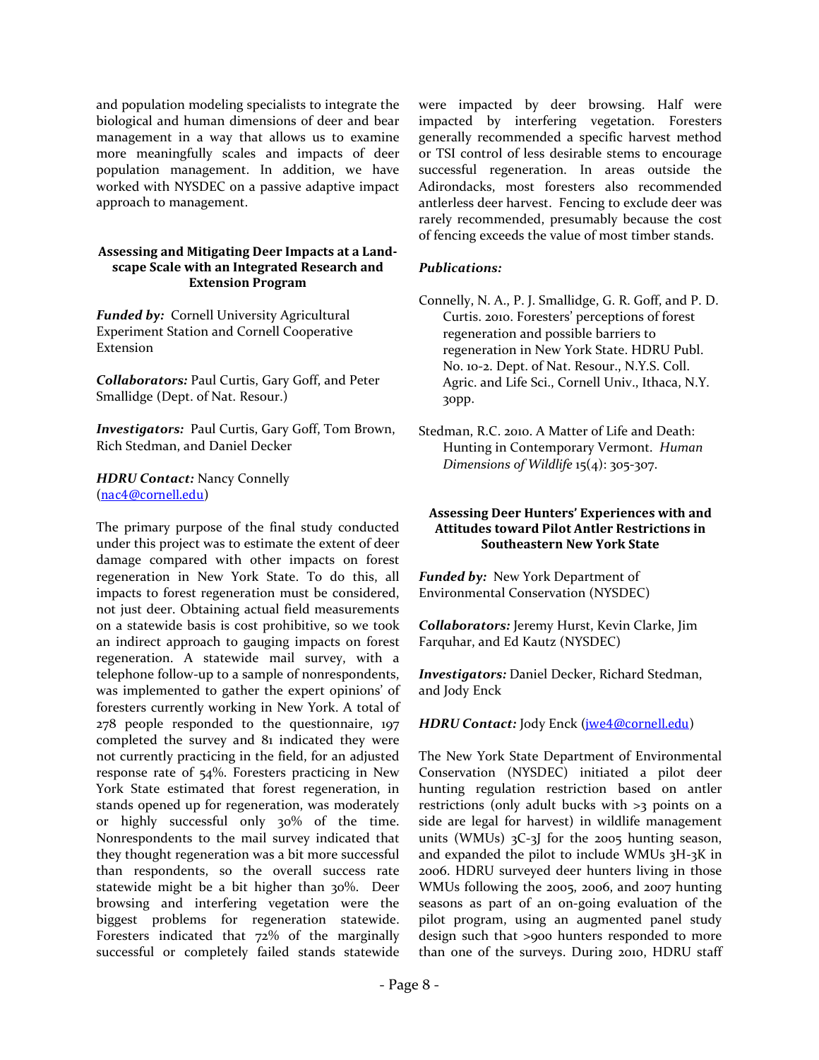and population modeling specialists to integrate the biological and human dimensions of deer and bear management in a way that allows us to examine more meaningfully scales and impacts of deer population management. In addition, we have worked with NYSDEC on a passive adaptive impact approach to management.

### Assessing and Mitigating Deer Impacts at a Landscape Scale with an Integrated Research and Extension Program

***Funded by:*** Cornell University Agricultural Experiment Station and Cornell Cooperative Extension

***Collaborators:*** Paul Curtis, Gary Goff, and Peter Smallidge (Dept. of Nat. Resour.)

***Investigators:*** Paul Curtis, Gary Goff, Tom Brown, Rich Stedman, and Daniel Decker

***HDRU Contact:*** Nancy Connelly (nac4@cornell.edu)

The primary purpose of the final study conducted under this project was to estimate the extent of deer damage compared with other impacts on forest regeneration in New York State. To do this, all impacts to forest regeneration must be considered, not just deer. Obtaining actual field measurements on a statewide basis is cost prohibitive, so we took an indirect approach to gauging impacts on forest regeneration. A statewide mail survey, with a telephone follow-up to a sample of nonrespondents, was implemented to gather the expert opinions' of foresters currently working in New York. A total of 278 people responded to the questionnaire, 197 completed the survey and 81 indicated they were not currently practicing in the field, for an adjusted response rate of 54%. Foresters practicing in New York State estimated that forest regeneration, in stands opened up for regeneration, was moderately or highly successful only 30% of the time. Nonrespondents to the mail survey indicated that they thought regeneration was a bit more successful than respondents, so the overall success rate statewide might be a bit higher than 30%. Deer browsing and interfering vegetation were the biggest problems for regeneration statewide. Foresters indicated that 72% of the marginally successful or completely failed stands statewide were impacted by deer browsing. Half were impacted by interfering vegetation. Foresters generally recommended a specific harvest method or TSI control of less desirable stems to encourage successful regeneration. In areas outside the Adirondacks, most foresters also recommended antlerless deer harvest. Fencing to exclude deer was rarely recommended, presumably because the cost of fencing exceeds the value of most timber stands.

***Publications:***

Connelly, N. A., P. J. Smallidge, G. R. Goff, and P. D. Curtis. 2010. Foresters' perceptions of forest regeneration and possible barriers to regeneration in New York State. HDRU Publ. No. 10-2. Dept. of Nat. Resour., N.Y.S. Coll. Agric. and Life Sci., Cornell Univ., Ithaca, N.Y. 30pp.

Stedman, R.C. 2010. A Matter of Life and Death: Hunting in Contemporary Vermont. *Human Dimensions of Wildlife* 15(4): 305-307.

### Assessing Deer Hunters' Experiences with and Attitudes toward Pilot Antler Restrictions in Southeastern New York State

***Funded by:*** New York Department of Environmental Conservation (NYSDEC)

***Collaborators:*** Jeremy Hurst, Kevin Clarke, Jim Farquhar, and Ed Kautz (NYSDEC)

***Investigators:*** Daniel Decker, Richard Stedman, and Jody Enck

***HDRU Contact:*** Jody Enck (jwe4@cornell.edu)

The New York State Department of Environmental Conservation (NYSDEC) initiated a pilot deer hunting regulation restriction based on antler restrictions (only adult bucks with >3 points on a side are legal for harvest) in wildlife management units (WMUs) 3C-3J for the 2005 hunting season, and expanded the pilot to include WMUs 3H-3K in 2006. HDRU surveyed deer hunters living in those WMUs following the 2005, 2006, and 2007 hunting seasons as part of an on-going evaluation of the pilot program, using an augmented panel study design such that >900 hunters responded to more than one of the surveys. During 2010, HDRU staff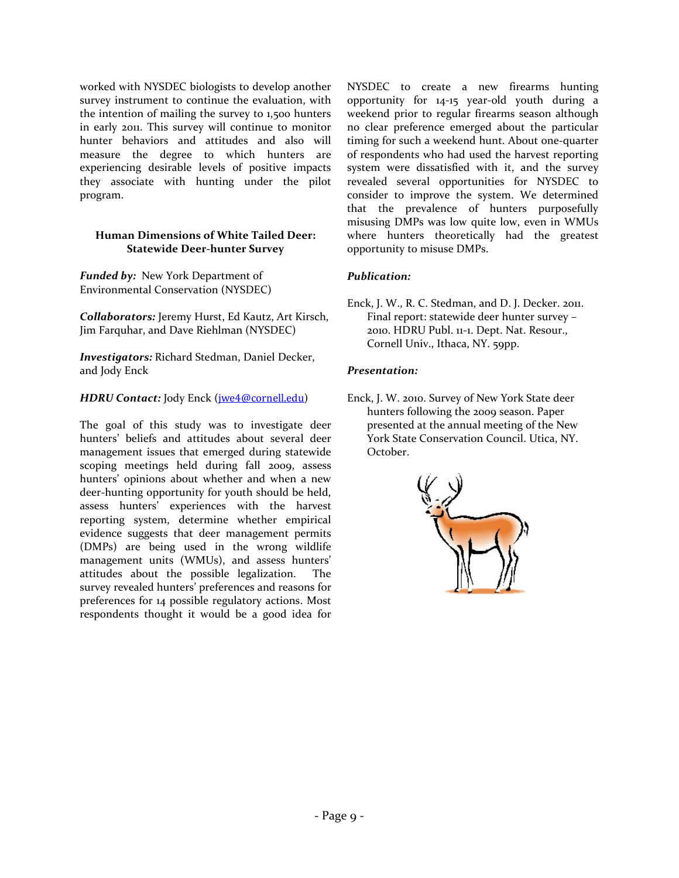worked with NYSDEC biologists to develop another survey instrument to continue the evaluation, with the intention of mailing the survey to 1,500 hunters in early 2011. This survey will continue to monitor hunter behaviors and attitudes and also will measure the degree to which hunters are experiencing desirable levels of positive impacts they associate with hunting under the pilot program.

### Human Dimensions of White Tailed Deer: Statewide Deer-hunter Survey

***Funded by:*** New York Department of Environmental Conservation (NYSDEC)

***Collaborators:*** Jeremy Hurst, Ed Kautz, Art Kirsch, Jim Farquhar, and Dave Riehlman (NYSDEC)

***Investigators:*** Richard Stedman, Daniel Decker, and Jody Enck

***HDRU Contact:*** Jody Enck (jwe4@cornell.edu)

The goal of this study was to investigate deer hunters' beliefs and attitudes about several deer management issues that emerged during statewide scoping meetings held during fall 2009, assess hunters' opinions about whether and when a new deer-hunting opportunity for youth should be held, assess hunters' experiences with the harvest reporting system, determine whether empirical evidence suggests that deer management permits (DMPs) are being used in the wrong wildlife management units (WMUs), and assess hunters' attitudes about the possible legalization. The survey revealed hunters' preferences and reasons for preferences for 14 possible regulatory actions. Most respondents thought it would be a good idea for NYSDEC to create a new firearms hunting opportunity for 14-15 year-old youth during a weekend prior to regular firearms season although no clear preference emerged about the particular timing for such a weekend hunt. About one-quarter of respondents who had used the harvest reporting system were dissatisfied with it, and the survey revealed several opportunities for NYSDEC to consider to improve the system. We determined that the prevalence of hunters purposefully misusing DMPs was low quite low, even in WMUs where hunters theoretically had the greatest opportunity to misuse DMPs.

***Publication:***

Enck, J. W., R. C. Stedman, and D. J. Decker. 2011. Final report: statewide deer hunter survey – 2010. HDRU Publ. 11-1. Dept. Nat. Resour., Cornell Univ., Ithaca, NY. 59pp.

***Presentation:***

Enck, J. W. 2010. Survey of New York State deer hunters following the 2009 season. Paper presented at the annual meeting of the New York State Conservation Council. Utica, NY. October.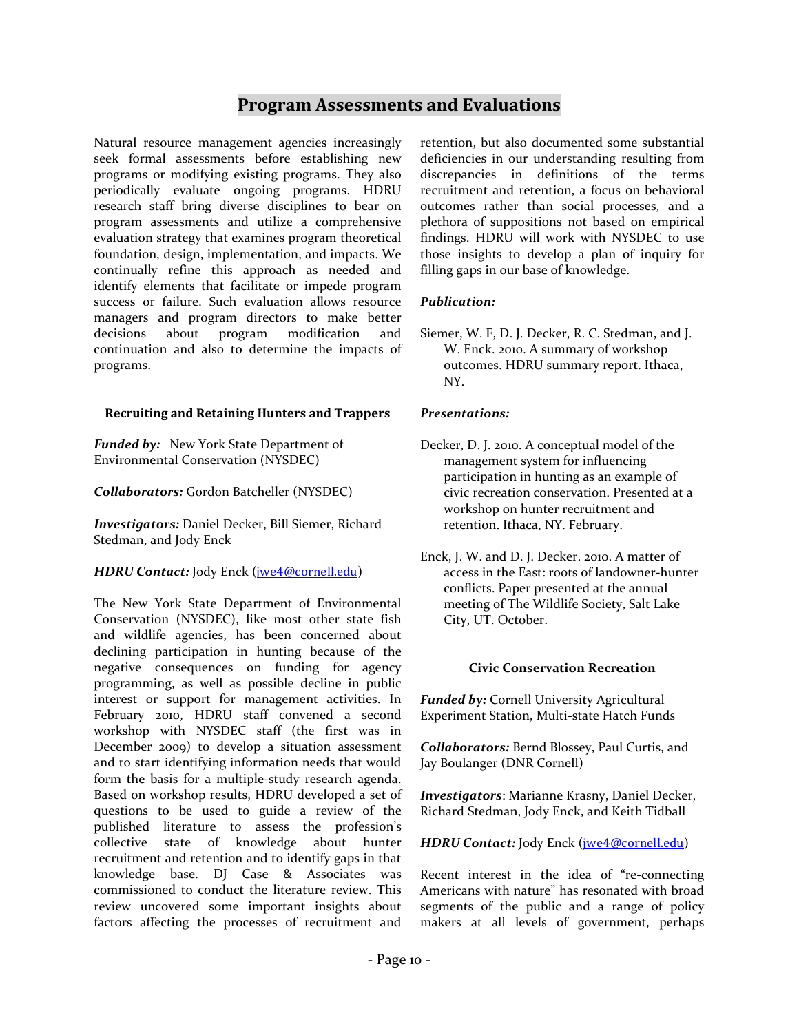# Program Assessments and Evaluations

Natural resource management agencies increasingly seek formal assessments before establishing new programs or modifying existing programs. They also periodically evaluate ongoing programs. HDRU research staff bring diverse disciplines to bear on program assessments and utilize a comprehensive evaluation strategy that examines program theoretical foundation, design, implementation, and impacts. We continually refine this approach as needed and identify elements that facilitate or impede program success or failure. Such evaluation allows resource managers and program directors to make better decisions about program modification and continuation and also to determine the impacts of programs.

### Recruiting and Retaining Hunters and Trappers

***Funded by:*** New York State Department of Environmental Conservation (NYSDEC)

***Collaborators:*** Gordon Batcheller (NYSDEC)

***Investigators:*** Daniel Decker, Bill Siemer, Richard Stedman, and Jody Enck

***HDRU Contact:*** Jody Enck (jwe4@cornell.edu)

The New York State Department of Environmental Conservation (NYSDEC), like most other state fish and wildlife agencies, has been concerned about declining participation in hunting because of the negative consequences on funding for agency programming, as well as possible decline in public interest or support for management activities. In February 2010, HDRU staff convened a second workshop with NYSDEC staff (the first was in December 2009) to develop a situation assessment and to start identifying information needs that would form the basis for a multiple-study research agenda. Based on workshop results, HDRU developed a set of questions to be used to guide a review of the published literature to assess the profession's collective state of knowledge about hunter recruitment and retention and to identify gaps in that knowledge base. DJ Case & Associates was commissioned to conduct the literature review. This review uncovered some important insights about factors affecting the processes of recruitment and retention, but also documented some substantial deficiencies in our understanding resulting from discrepancies in definitions of the terms recruitment and retention, a focus on behavioral outcomes rather than social processes, and a plethora of suppositions not based on empirical findings. HDRU will work with NYSDEC to use those insights to develop a plan of inquiry for filling gaps in our base of knowledge.

***Publication:***

Siemer, W. F, D. J. Decker, R. C. Stedman, and J. W. Enck. 2010. A summary of workshop outcomes. HDRU summary report. Ithaca, NY.

***Presentations:***

Decker, D. J. 2010. A conceptual model of the management system for influencing participation in hunting as an example of civic recreation conservation. Presented at a workshop on hunter recruitment and retention. Ithaca, NY. February.

Enck, J. W. and D. J. Decker. 2010. A matter of access in the East: roots of landowner-hunter conflicts. Paper presented at the annual meeting of The Wildlife Society, Salt Lake City, UT. October.

### Civic Conservation Recreation

***Funded by:*** Cornell University Agricultural Experiment Station, Multi-state Hatch Funds

***Collaborators:*** Bernd Blossey, Paul Curtis, and Jay Boulanger (DNR Cornell)

***Investigators***: Marianne Krasny, Daniel Decker, Richard Stedman, Jody Enck, and Keith Tidball

***HDRU Contact:*** Jody Enck (jwe4@cornell.edu)

Recent interest in the idea of "re-connecting Americans with nature" has resonated with broad segments of the public and a range of policy makers at all levels of government, perhaps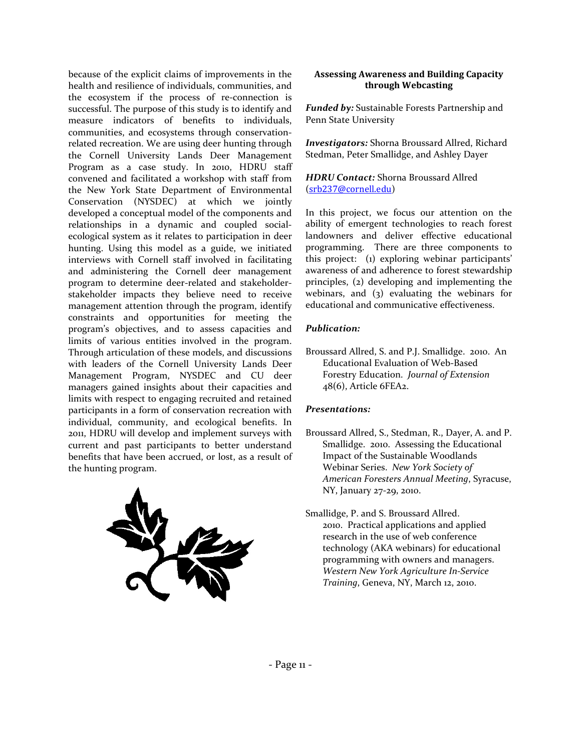because of the explicit claims of improvements in the health and resilience of individuals, communities, and the ecosystem if the process of re-connection is successful. The purpose of this study is to identify and measure indicators of benefits to individuals, communities, and ecosystems through conservation-related recreation. We are using deer hunting through the Cornell University Lands Deer Management Program as a case study. In 2010, HDRU staff convened and facilitated a workshop with staff from the New York State Department of Environmental Conservation (NYSDEC) at which we jointly developed a conceptual model of the components and relationships in a dynamic and coupled social-ecological system as it relates to participation in deer hunting. Using this model as a guide, we initiated interviews with Cornell staff involved in facilitating and administering the Cornell deer management program to determine deer-related and stakeholder-stakeholder impacts they believe need to receive management attention through the program, identify constraints and opportunities for meeting the program's objectives, and to assess capacities and limits of various entities involved in the program. Through articulation of these models, and discussions with leaders of the Cornell University Lands Deer Management Program, NYSDEC and CU deer managers gained insights about their capacities and limits with respect to engaging recruited and retained participants in a form of conservation recreation with individual, community, and ecological benefits. In 2011, HDRU will develop and implement surveys with current and past participants to better understand benefits that have been accrued, or lost, as a result of the hunting program.

### Assessing Awareness and Building Capacity through Webcasting

***Funded by:*** Sustainable Forests Partnership and Penn State University

***Investigators:*** Shorna Broussard Allred, Richard Stedman, Peter Smallidge, and Ashley Dayer

***HDRU Contact:*** Shorna Broussard Allred (srb237@cornell.edu)

In this project, we focus our attention on the ability of emergent technologies to reach forest landowners and deliver effective educational programming. There are three components to this project: (1) exploring webinar participants' awareness of and adherence to forest stewardship principles, (2) developing and implementing the webinars, and (3) evaluating the webinars for educational and communicative effectiveness.

***Publication:***

Broussard Allred, S. and P.J. Smallidge. 2010. An Educational Evaluation of Web-Based Forestry Education. *Journal of Extension* 48(6), Article 6FEA2.

***Presentations:***

Broussard Allred, S., Stedman, R., Dayer, A. and P. Smallidge. 2010. Assessing the Educational Impact of the Sustainable Woodlands Webinar Series. *New York Society of American Foresters Annual Meeting*, Syracuse, NY, January 27-29, 2010.

Smallidge, P. and S. Broussard Allred. 2010. Practical applications and applied research in the use of web conference technology (AKA webinars) for educational programming with owners and managers. *Western New York Agriculture In-Service Training*, Geneva, NY, March 12, 2010.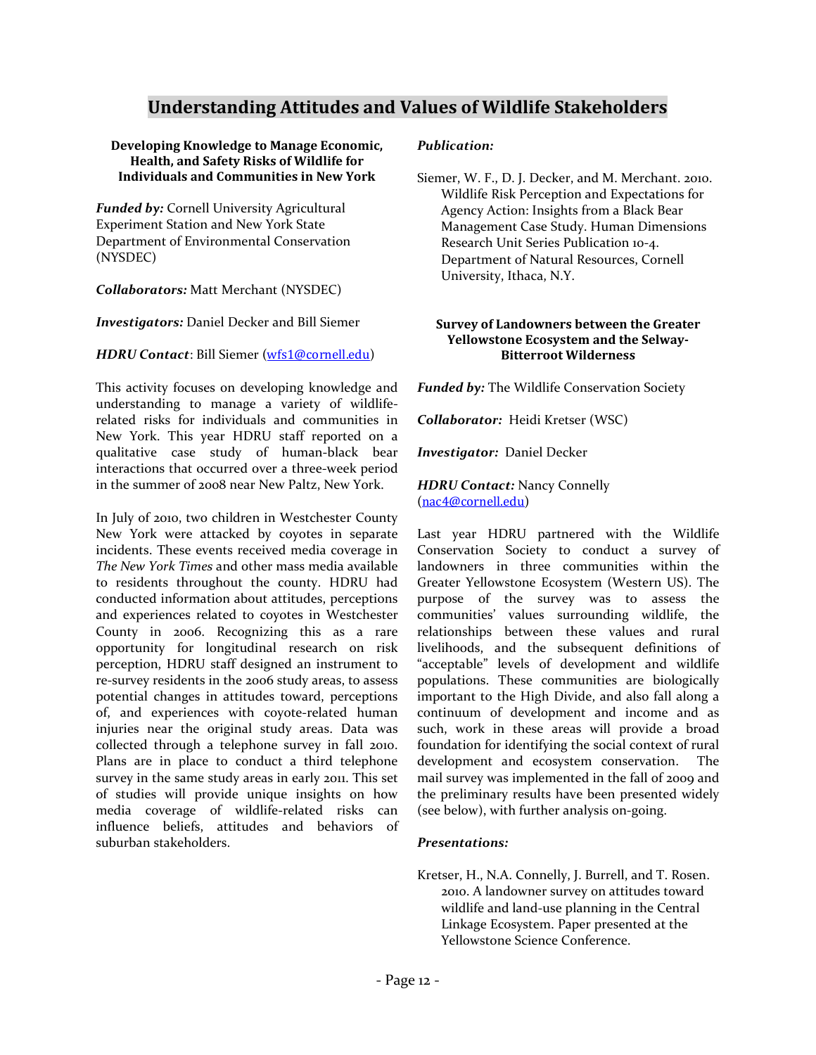# Understanding Attitudes and Values of Wildlife Stakeholders

### Developing Knowledge to Manage Economic, Health, and Safety Risks of Wildlife for Individuals and Communities in New York

***Funded by:*** Cornell University Agricultural Experiment Station and New York State Department of Environmental Conservation (NYSDEC)

***Collaborators:*** Matt Merchant (NYSDEC)

***Investigators:*** Daniel Decker and Bill Siemer

***HDRU Contact***: Bill Siemer (wfs1@cornell.edu)

This activity focuses on developing knowledge and understanding to manage a variety of wildlife-related risks for individuals and communities in New York. This year HDRU staff reported on a qualitative case study of human-black bear interactions that occurred over a three-week period in the summer of 2008 near New Paltz, New York.

In July of 2010, two children in Westchester County New York were attacked by coyotes in separate incidents. These events received media coverage in *The New York Times* and other mass media available to residents throughout the county. HDRU had conducted information about attitudes, perceptions and experiences related to coyotes in Westchester County in 2006. Recognizing this as a rare opportunity for longitudinal research on risk perception, HDRU staff designed an instrument to re-survey residents in the 2006 study areas, to assess potential changes in attitudes toward, perceptions of, and experiences with coyote-related human injuries near the original study areas. Data was collected through a telephone survey in fall 2010. Plans are in place to conduct a third telephone survey in the same study areas in early 2011. This set of studies will provide unique insights on how media coverage of wildlife-related risks can influence beliefs, attitudes and behaviors of suburban stakeholders.

***Publication:***

Siemer, W. F., D. J. Decker, and M. Merchant. 2010. Wildlife Risk Perception and Expectations for Agency Action: Insights from a Black Bear Management Case Study. Human Dimensions Research Unit Series Publication 10-4. Department of Natural Resources, Cornell University, Ithaca, N.Y.

### Survey of Landowners between the Greater Yellowstone Ecosystem and the Selway-Bitterroot Wilderness

***Funded by:*** The Wildlife Conservation Society

***Collaborator:*** Heidi Kretser (WSC)

***Investigator:*** Daniel Decker

***HDRU Contact:*** Nancy Connelly (nac4@cornell.edu)

Last year HDRU partnered with the Wildlife Conservation Society to conduct a survey of landowners in three communities within the Greater Yellowstone Ecosystem (Western US). The purpose of the survey was to assess the communities' values surrounding wildlife, the relationships between these values and rural livelihoods, and the subsequent definitions of "acceptable" levels of development and wildlife populations. These communities are biologically important to the High Divide, and also fall along a continuum of development and income and as such, work in these areas will provide a broad foundation for identifying the social context of rural development and ecosystem conservation. The mail survey was implemented in the fall of 2009 and the preliminary results have been presented widely (see below), with further analysis on-going.

***Presentations:***

Kretser, H., N.A. Connelly, J. Burrell, and T. Rosen. 2010. A landowner survey on attitudes toward wildlife and land-use planning in the Central Linkage Ecosystem. Paper presented at the Yellowstone Science Conference.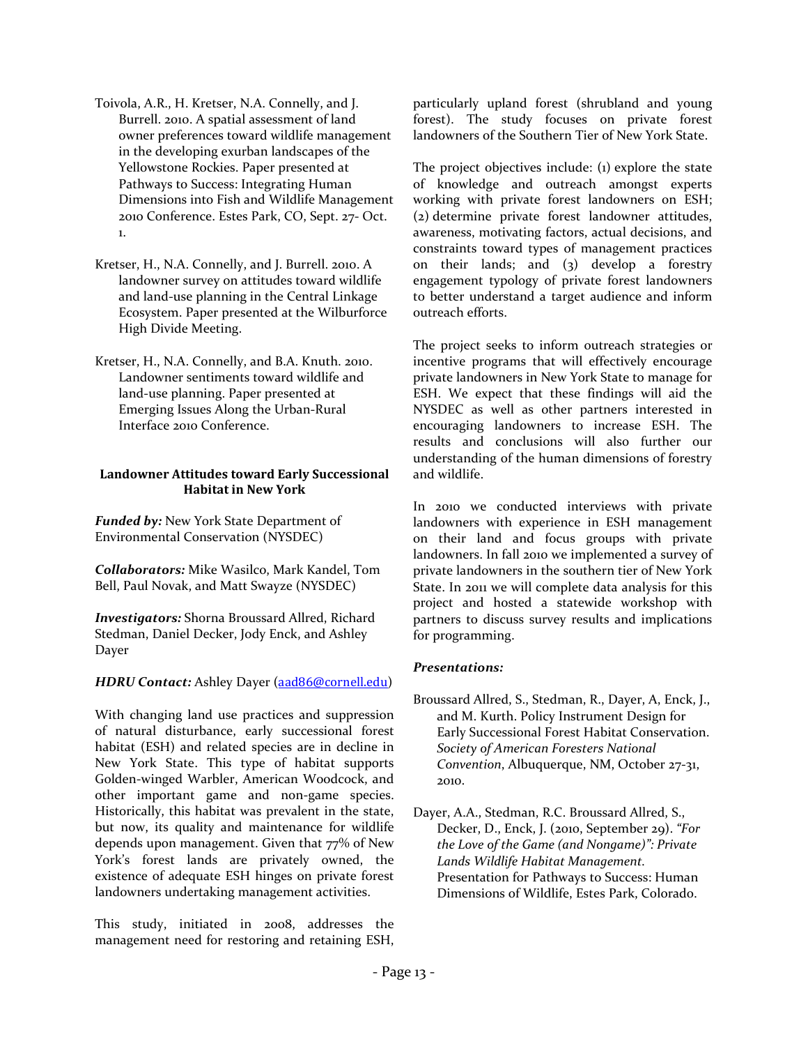Toivola, A.R., H. Kretser, N.A. Connelly, and J. Burrell. 2010. A spatial assessment of land owner preferences toward wildlife management in the developing exurban landscapes of the Yellowstone Rockies. Paper presented at Pathways to Success: Integrating Human Dimensions into Fish and Wildlife Management 2010 Conference. Estes Park, CO, Sept. 27- Oct. 1.

Kretser, H., N.A. Connelly, and J. Burrell. 2010. A landowner survey on attitudes toward wildlife and land-use planning in the Central Linkage Ecosystem. Paper presented at the Wilburforce High Divide Meeting.

Kretser, H., N.A. Connelly, and B.A. Knuth. 2010. Landowner sentiments toward wildlife and land-use planning. Paper presented at Emerging Issues Along the Urban-Rural Interface 2010 Conference.

### Landowner Attitudes toward Early Successional Habitat in New York

***Funded by:*** New York State Department of Environmental Conservation (NYSDEC)

***Collaborators:*** Mike Wasilco, Mark Kandel, Tom Bell, Paul Novak, and Matt Swayze (NYSDEC)

***Investigators:*** Shorna Broussard Allred, Richard Stedman, Daniel Decker, Jody Enck, and Ashley Dayer

***HDRU Contact:*** Ashley Dayer (aad86@cornell.edu)

With changing land use practices and suppression of natural disturbance, early successional forest habitat (ESH) and related species are in decline in New York State. This type of habitat supports Golden-winged Warbler, American Woodcock, and other important game and non-game species. Historically, this habitat was prevalent in the state, but now, its quality and maintenance for wildlife depends upon management. Given that 77% of New York's forest lands are privately owned, the existence of adequate ESH hinges on private forest landowners undertaking management activities.

This study, initiated in 2008, addresses the management need for restoring and retaining ESH, particularly upland forest (shrubland and young forest). The study focuses on private forest landowners of the Southern Tier of New York State.

The project objectives include: (1) explore the state of knowledge and outreach amongst experts working with private forest landowners on ESH; (2) determine private forest landowner attitudes, awareness, motivating factors, actual decisions, and constraints toward types of management practices on their lands; and (3) develop a forestry engagement typology of private forest landowners to better understand a target audience and inform outreach efforts.

The project seeks to inform outreach strategies or incentive programs that will effectively encourage private landowners in New York State to manage for ESH. We expect that these findings will aid the NYSDEC as well as other partners interested in encouraging landowners to increase ESH. The results and conclusions will also further our understanding of the human dimensions of forestry and wildlife.

In 2010 we conducted interviews with private landowners with experience in ESH management on their land and focus groups with private landowners. In fall 2010 we implemented a survey of private landowners in the southern tier of New York State. In 2011 we will complete data analysis for this project and hosted a statewide workshop with partners to discuss survey results and implications for programming.

***Presentations:***

Broussard Allred, S., Stedman, R., Dayer, A, Enck, J., and M. Kurth. Policy Instrument Design for Early Successional Forest Habitat Conservation. *Society of American Foresters National Convention*, Albuquerque, NM, October 27-31, 2010.

Dayer, A.A., Stedman, R.C. Broussard Allred, S., Decker, D., Enck, J. (2010, September 29). *"For the Love of the Game (and Nongame)": Private Lands Wildlife Habitat Management.* Presentation for Pathways to Success: Human Dimensions of Wildlife, Estes Park, Colorado.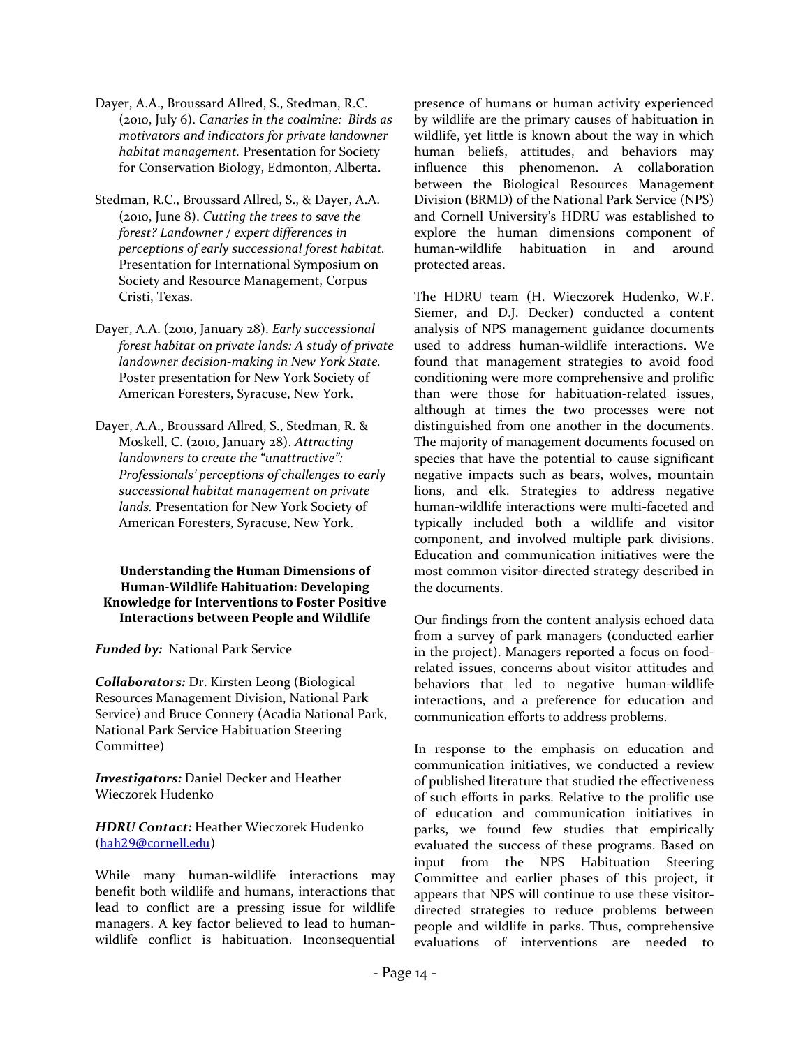Dayer, A.A., Broussard Allred, S., Stedman, R.C. (2010, July 6). *Canaries in the coalmine: Birds as motivators and indicators for private landowner habitat management.* Presentation for Society for Conservation Biology, Edmonton, Alberta.

Stedman, R.C., Broussard Allred, S., & Dayer, A.A. (2010, June 8). *Cutting the trees to save the forest? Landowner / expert differences in perceptions of early successional forest habitat.* Presentation for International Symposium on Society and Resource Management, Corpus Cristi, Texas.

Dayer, A.A. (2010, January 28). *Early successional forest habitat on private lands: A study of private landowner decision-making in New York State.* Poster presentation for New York Society of American Foresters, Syracuse, New York.

Dayer, A.A., Broussard Allred, S., Stedman, R. & Moskell, C. (2010, January 28). *Attracting landowners to create the "unattractive": Professionals' perceptions of challenges to early successional habitat management on private lands.* Presentation for New York Society of American Foresters, Syracuse, New York.

**Understanding the Human Dimensions of Human-Wildlife Habituation: Developing Knowledge for Interventions to Foster Positive Interactions between People and Wildlife**

***Funded by:*** National Park Service

***Collaborators:*** Dr. Kirsten Leong (Biological Resources Management Division, National Park Service) and Bruce Connery (Acadia National Park, National Park Service Habituation Steering Committee)

***Investigators:*** Daniel Decker and Heather Wieczorek Hudenko

***HDRU Contact:*** Heather Wieczorek Hudenko (hah29@cornell.edu)

While many human-wildlife interactions may benefit both wildlife and humans, interactions that lead to conflict are a pressing issue for wildlife managers. A key factor believed to lead to human-wildlife conflict is habituation. Inconsequential presence of humans or human activity experienced by wildlife are the primary causes of habituation in wildlife, yet little is known about the way in which human beliefs, attitudes, and behaviors may influence this phenomenon. A collaboration between the Biological Resources Management Division (BRMD) of the National Park Service (NPS) and Cornell University's HDRU was established to explore the human dimensions component of human-wildlife habituation in and around protected areas.

The HDRU team (H. Wieczorek Hudenko, W.F. Siemer, and D.J. Decker) conducted a content analysis of NPS management guidance documents used to address human-wildlife interactions. We found that management strategies to avoid food conditioning were more comprehensive and prolific than were those for habituation-related issues, although at times the two processes were not distinguished from one another in the documents. The majority of management documents focused on species that have the potential to cause significant negative impacts such as bears, wolves, mountain lions, and elk. Strategies to address negative human-wildlife interactions were multi-faceted and typically included both a wildlife and visitor component, and involved multiple park divisions. Education and communication initiatives were the most common visitor-directed strategy described in the documents.

Our findings from the content analysis echoed data from a survey of park managers (conducted earlier in the project). Managers reported a focus on food-related issues, concerns about visitor attitudes and behaviors that led to negative human-wildlife interactions, and a preference for education and communication efforts to address problems.

In response to the emphasis on education and communication initiatives, we conducted a review of published literature that studied the effectiveness of such efforts in parks. Relative to the prolific use of education and communication initiatives in parks, we found few studies that empirically evaluated the success of these programs. Based on input from the NPS Habituation Steering Committee and earlier phases of this project, it appears that NPS will continue to use these visitor-directed strategies to reduce problems between people and wildlife in parks. Thus, comprehensive evaluations of interventions are needed to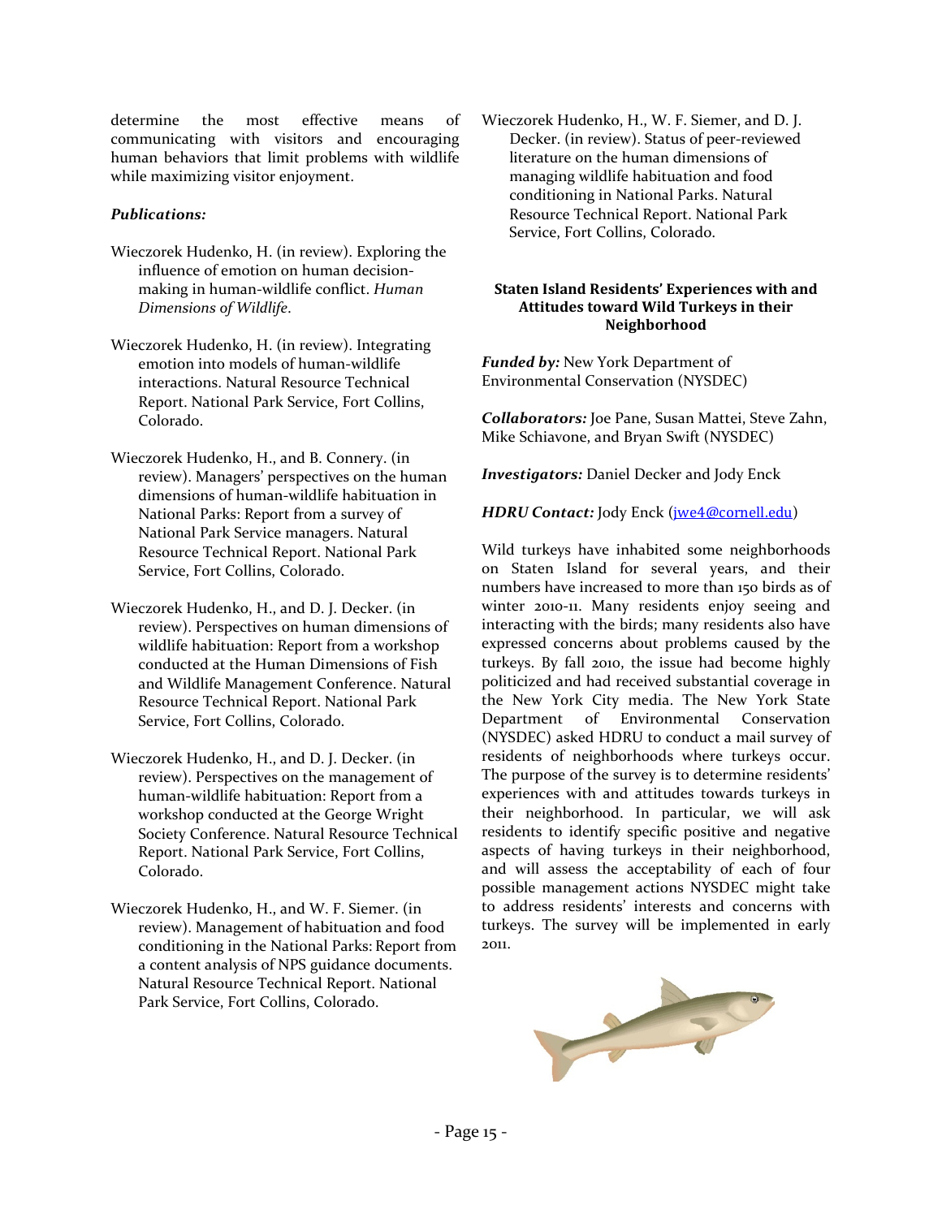determine the most effective means of communicating with visitors and encouraging human behaviors that limit problems with wildlife while maximizing visitor enjoyment.

***Publications:***

Wieczorek Hudenko, H. (in review). Exploring the influence of emotion on human decision-making in human-wildlife conflict. *Human Dimensions of Wildlife*.

Wieczorek Hudenko, H. (in review). Integrating emotion into models of human-wildlife interactions. Natural Resource Technical Report. National Park Service, Fort Collins, Colorado.

Wieczorek Hudenko, H., and B. Connery. (in review). Managers' perspectives on the human dimensions of human-wildlife habituation in National Parks: Report from a survey of National Park Service managers. Natural Resource Technical Report. National Park Service, Fort Collins, Colorado.

Wieczorek Hudenko, H., and D. J. Decker. (in review). Perspectives on human dimensions of wildlife habituation: Report from a workshop conducted at the Human Dimensions of Fish and Wildlife Management Conference. Natural Resource Technical Report. National Park Service, Fort Collins, Colorado.

Wieczorek Hudenko, H., and D. J. Decker. (in review). Perspectives on the management of human-wildlife habituation: Report from a workshop conducted at the George Wright Society Conference. Natural Resource Technical Report. National Park Service, Fort Collins, Colorado.

Wieczorek Hudenko, H., and W. F. Siemer. (in review). Management of habituation and food conditioning in the National Parks: Report from a content analysis of NPS guidance documents. Natural Resource Technical Report. National Park Service, Fort Collins, Colorado.

Wieczorek Hudenko, H., W. F. Siemer, and D. J. Decker. (in review). Status of peer-reviewed literature on the human dimensions of managing wildlife habituation and food conditioning in National Parks. Natural Resource Technical Report. National Park Service, Fort Collins, Colorado.

### Staten Island Residents' Experiences with and Attitudes toward Wild Turkeys in their Neighborhood

***Funded by:*** New York Department of Environmental Conservation (NYSDEC)

***Collaborators:*** Joe Pane, Susan Mattei, Steve Zahn, Mike Schiavone, and Bryan Swift (NYSDEC)

***Investigators:*** Daniel Decker and Jody Enck

***HDRU Contact:*** Jody Enck (jwe4@cornell.edu)

Wild turkeys have inhabited some neighborhoods on Staten Island for several years, and their numbers have increased to more than 150 birds as of winter 2010-11. Many residents enjoy seeing and interacting with the birds; many residents also have expressed concerns about problems caused by the turkeys. By fall 2010, the issue had become highly politicized and had received substantial coverage in the New York City media. The New York State Department of Environmental Conservation (NYSDEC) asked HDRU to conduct a mail survey of residents of neighborhoods where turkeys occur. The purpose of the survey is to determine residents' experiences with and attitudes towards turkeys in their neighborhood. In particular, we will ask residents to identify specific positive and negative aspects of having turkeys in their neighborhood, and will assess the acceptability of each of four possible management actions NYSDEC might take to address residents' interests and concerns with turkeys. The survey will be implemented in early 2011.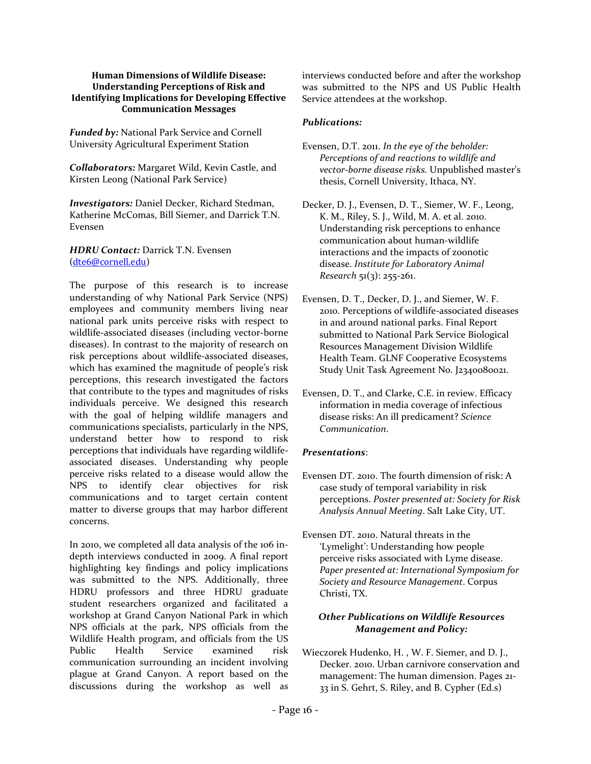**Human Dimensions of Wildlife Disease: Understanding Perceptions of Risk and Identifying Implications for Developing Effective Communication Messages**

***Funded by:*** National Park Service and Cornell University Agricultural Experiment Station

***Collaborators:*** Margaret Wild, Kevin Castle, and Kirsten Leong (National Park Service)

***Investigators:*** Daniel Decker, Richard Stedman, Katherine McComas, Bill Siemer, and Darrick T.N. Evensen

***HDRU Contact:*** Darrick T.N. Evensen (dte6@cornell.edu)

The purpose of this research is to increase understanding of why National Park Service (NPS) employees and community members living near national park units perceive risks with respect to wildlife-associated diseases (including vector-borne diseases). In contrast to the majority of research on risk perceptions about wildlife-associated diseases, which has examined the magnitude of people's risk perceptions, this research investigated the factors that contribute to the types and magnitudes of risks individuals perceive. We designed this research with the goal of helping wildlife managers and communications specialists, particularly in the NPS, understand better how to respond to risk perceptions that individuals have regarding wildlife-associated diseases. Understanding why people perceive risks related to a disease would allow the NPS to identify clear objectives for risk communications and to target certain content matter to diverse groups that may harbor different concerns.

In 2010, we completed all data analysis of the 106 in-depth interviews conducted in 2009. A final report highlighting key findings and policy implications was submitted to the NPS. Additionally, three HDRU professors and three HDRU graduate student researchers organized and facilitated a workshop at Grand Canyon National Park in which NPS officials at the park, NPS officials from the Wildlife Health program, and officials from the US Public Health Service examined risk communication surrounding an incident involving plague at Grand Canyon. A report based on the discussions during the workshop as well as interviews conducted before and after the workshop was submitted to the NPS and US Public Health Service attendees at the workshop.

***Publications:***

Evensen, D.T. 2011. *In the eye of the beholder: Perceptions of and reactions to wildlife and vector-borne disease risks.* Unpublished master's thesis, Cornell University, Ithaca, NY.

Decker, D. J., Evensen, D. T., Siemer, W. F., Leong, K. M., Riley, S. J., Wild, M. A. et al. 2010. Understanding risk perceptions to enhance communication about human-wildlife interactions and the impacts of zoonotic disease. *Institute for Laboratory Animal Research* 51(3): 255-261.

Evensen, D. T., Decker, D. J., and Siemer, W. F. 2010. Perceptions of wildlife-associated diseases in and around national parks. Final Report submitted to National Park Service Biological Resources Management Division Wildlife Health Team. GLNF Cooperative Ecosystems Study Unit Task Agreement No. J2340080021.

Evensen, D. T., and Clarke, C.E. in review. Efficacy information in media coverage of infectious disease risks: An ill predicament? *Science Communication*.

***Presentations***:

Evensen DT. 2010. The fourth dimension of risk: A case study of temporal variability in risk perceptions. *Poster presented at: Society for Risk Analysis Annual Meeting*. Salt Lake City, UT.

Evensen DT. 2010. Natural threats in the 'Lymelight': Understanding how people perceive risks associated with Lyme disease. *Paper presented at: International Symposium for Society and Resource Management*. Corpus Christi, TX.

***Other Publications on Wildlife Resources Management and Policy:***

Wieczorek Hudenko, H. , W. F. Siemer, and D. J., Decker. 2010. Urban carnivore conservation and management: The human dimension. Pages 21-33 in S. Gehrt, S. Riley, and B. Cypher (Ed.s)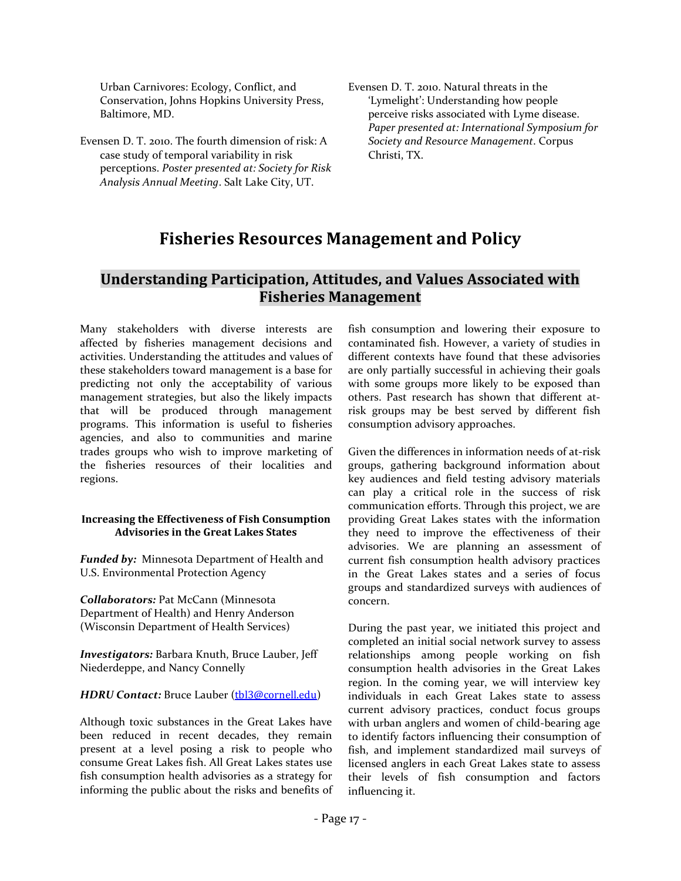Urban Carnivores: Ecology, Conflict, and Conservation, Johns Hopkins University Press, Baltimore, MD.

Evensen D. T. 2010. The fourth dimension of risk: A case study of temporal variability in risk perceptions. *Poster presented at: Society for Risk Analysis Annual Meeting*. Salt Lake City, UT.

Evensen D. T. 2010. Natural threats in the 'Lymelight': Understanding how people perceive risks associated with Lyme disease. *Paper presented at: International Symposium for Society and Resource Management*. Corpus Christi, TX.

# Fisheries Resources Management and Policy

## Understanding Participation, Attitudes, and Values Associated with Fisheries Management

Many stakeholders with diverse interests are affected by fisheries management decisions and activities. Understanding the attitudes and values of these stakeholders toward management is a base for predicting not only the acceptability of various management strategies, but also the likely impacts that will be produced through management programs. This information is useful to fisheries agencies, and also to communities and marine trades groups who wish to improve marketing of the fisheries resources of their localities and regions.

#### Increasing the Effectiveness of Fish Consumption Advisories in the Great Lakes States

***Funded by:*** Minnesota Department of Health and U.S. Environmental Protection Agency

***Collaborators:*** Pat McCann (Minnesota Department of Health) and Henry Anderson (Wisconsin Department of Health Services)

***Investigators:*** Barbara Knuth, Bruce Lauber, Jeff Niederdeppe, and Nancy Connelly

***HDRU Contact:*** Bruce Lauber (tbl3@cornell.edu)

Although toxic substances in the Great Lakes have been reduced in recent decades, they remain present at a level posing a risk to people who consume Great Lakes fish. All Great Lakes states use fish consumption health advisories as a strategy for informing the public about the risks and benefits of fish consumption and lowering their exposure to contaminated fish. However, a variety of studies in different contexts have found that these advisories are only partially successful in achieving their goals with some groups more likely to be exposed than others. Past research has shown that different at-risk groups may be best served by different fish consumption advisory approaches.

Given the differences in information needs of at-risk groups, gathering background information about key audiences and field testing advisory materials can play a critical role in the success of risk communication efforts. Through this project, we are providing Great Lakes states with the information they need to improve the effectiveness of their advisories. We are planning an assessment of current fish consumption health advisory practices in the Great Lakes states and a series of focus groups and standardized surveys with audiences of concern.

During the past year, we initiated this project and completed an initial social network survey to assess relationships among people working on fish consumption health advisories in the Great Lakes region. In the coming year, we will interview key individuals in each Great Lakes state to assess current advisory practices, conduct focus groups with urban anglers and women of child-bearing age to identify factors influencing their consumption of fish, and implement standardized mail surveys of licensed anglers in each Great Lakes state to assess their levels of fish consumption and factors influencing it.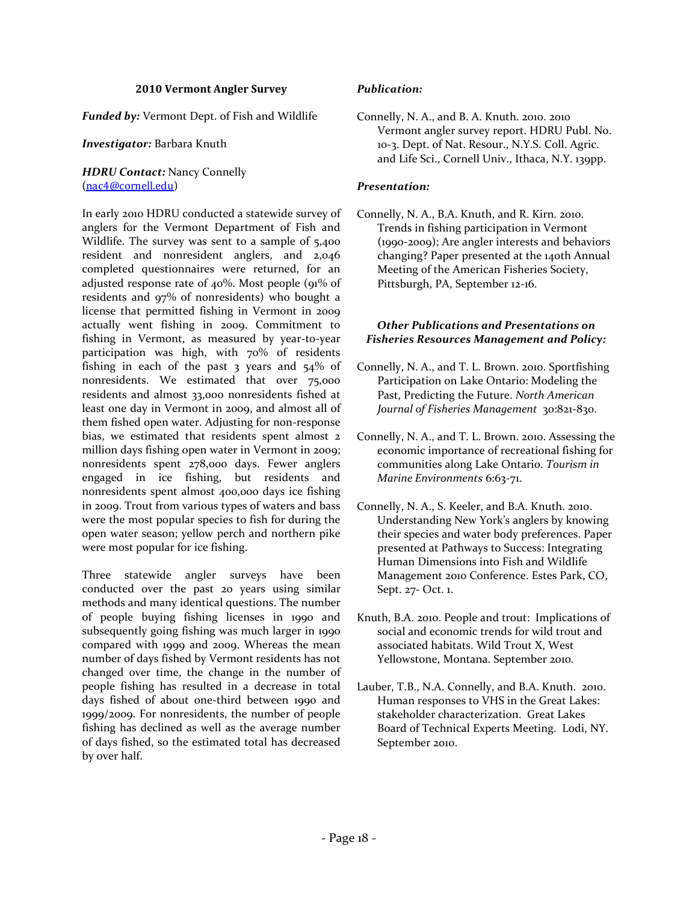### 2010 Vermont Angler Survey

***Funded by:*** Vermont Dept. of Fish and Wildlife

***Investigator:*** Barbara Knuth

***HDRU Contact:*** Nancy Connelly (nac4@cornell.edu)

In early 2010 HDRU conducted a statewide survey of anglers for the Vermont Department of Fish and Wildlife. The survey was sent to a sample of 5,400 resident and nonresident anglers, and 2,046 completed questionnaires were returned, for an adjusted response rate of 40%. Most people (91% of residents and 97% of nonresidents) who bought a license that permitted fishing in Vermont in 2009 actually went fishing in 2009. Commitment to fishing in Vermont, as measured by year-to-year participation was high, with 70% of residents fishing in each of the past 3 years and 54% of nonresidents. We estimated that over 75,000 residents and almost 33,000 nonresidents fished at least one day in Vermont in 2009, and almost all of them fished open water. Adjusting for non-response bias, we estimated that residents spent almost 2 million days fishing open water in Vermont in 2009; nonresidents spent 278,000 days. Fewer anglers engaged in ice fishing, but residents and nonresidents spent almost 400,000 days ice fishing in 2009. Trout from various types of waters and bass were the most popular species to fish for during the open water season; yellow perch and northern pike were most popular for ice fishing.

Three statewide angler surveys have been conducted over the past 20 years using similar methods and many identical questions. The number of people buying fishing licenses in 1990 and subsequently going fishing was much larger in 1990 compared with 1999 and 2009. Whereas the mean number of days fished by Vermont residents has not changed over time, the change in the number of people fishing has resulted in a decrease in total days fished of about one-third between 1990 and 1999/2009. For nonresidents, the number of people fishing has declined as well as the average number of days fished, so the estimated total has decreased by over half.

***Publication:***

Connelly, N. A., and B. A. Knuth. 2010. 2010 Vermont angler survey report. HDRU Publ. No. 10-3. Dept. of Nat. Resour., N.Y.S. Coll. Agric. and Life Sci., Cornell Univ., Ithaca, N.Y. 139pp.

***Presentation:***

Connelly, N. A., B.A. Knuth, and R. Kirn. 2010. Trends in fishing participation in Vermont (1990-2009); Are angler interests and behaviors changing? Paper presented at the 140th Annual Meeting of the American Fisheries Society, Pittsburgh, PA, September 12-16.

***Other Publications and Presentations on Fisheries Resources Management and Policy:***

Connelly, N. A., and T. L. Brown. 2010. Sportfishing Participation on Lake Ontario: Modeling the Past, Predicting the Future. *North American Journal of Fisheries Management* 30:821-830.

Connelly, N. A., and T. L. Brown. 2010. Assessing the economic importance of recreational fishing for communities along Lake Ontario. *Tourism in Marine Environments* 6:63-71.

Connelly, N. A., S. Keeler, and B.A. Knuth. 2010. Understanding New York's anglers by knowing their species and water body preferences. Paper presented at Pathways to Success: Integrating Human Dimensions into Fish and Wildlife Management 2010 Conference. Estes Park, CO, Sept. 27- Oct. 1.

Knuth, B.A. 2010. People and trout: Implications of social and economic trends for wild trout and associated habitats. Wild Trout X, West Yellowstone, Montana. September 2010.

Lauber, T.B., N.A. Connelly, and B.A. Knuth. 2010. Human responses to VHS in the Great Lakes: stakeholder characterization. Great Lakes Board of Technical Experts Meeting. Lodi, NY. September 2010.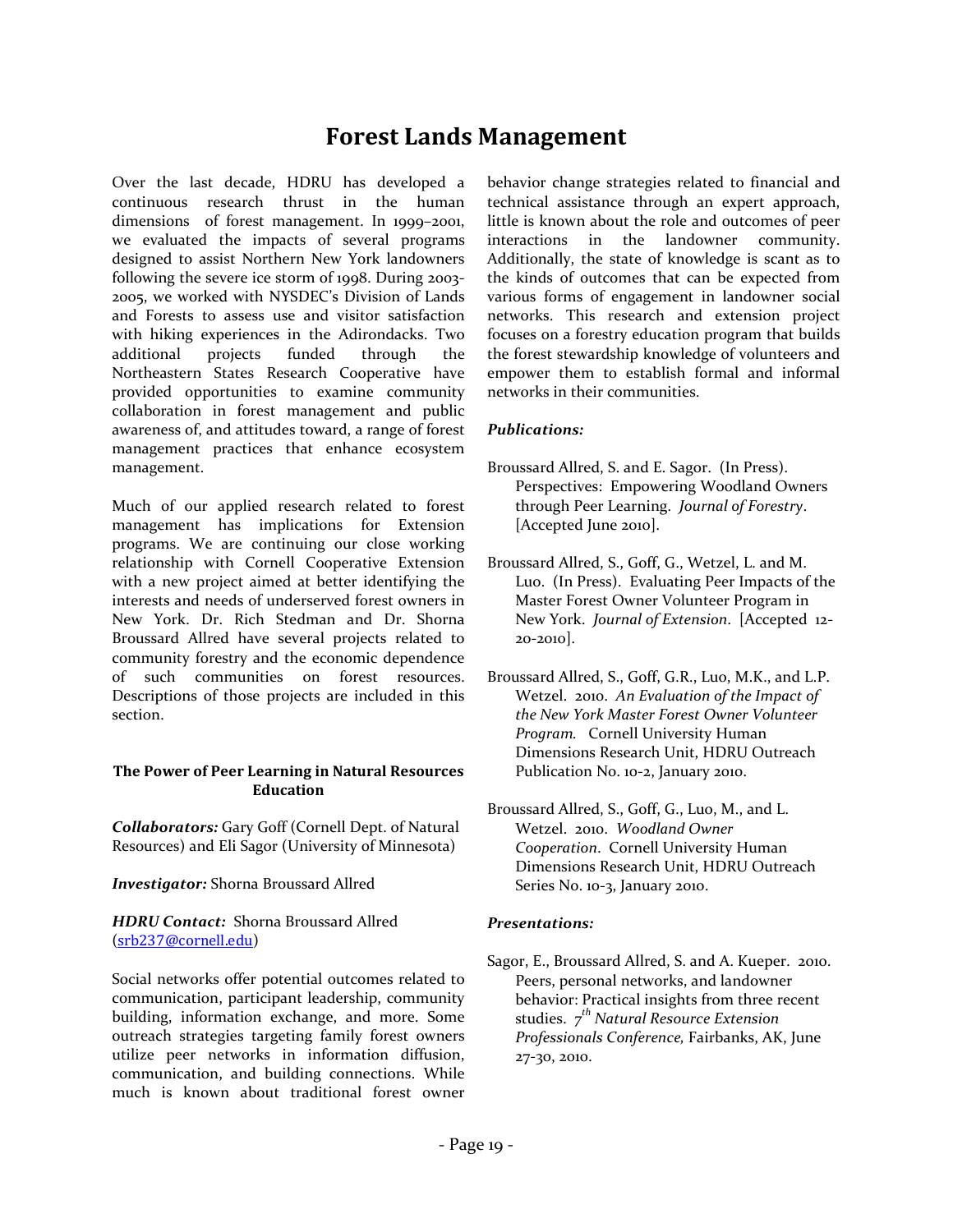# Forest Lands Management

Over the last decade, HDRU has developed a continuous research thrust in the human dimensions of forest management. In 1999–2001, we evaluated the impacts of several programs designed to assist Northern New York landowners following the severe ice storm of 1998. During 2003-2005, we worked with NYSDEC's Division of Lands and Forests to assess use and visitor satisfaction with hiking experiences in the Adirondacks. Two additional projects funded through the Northeastern States Research Cooperative have provided opportunities to examine community collaboration in forest management and public awareness of, and attitudes toward, a range of forest management practices that enhance ecosystem management.

Much of our applied research related to forest management has implications for Extension programs. We are continuing our close working relationship with Cornell Cooperative Extension with a new project aimed at better identifying the interests and needs of underserved forest owners in New York. Dr. Rich Stedman and Dr. Shorna Broussard Allred have several projects related to community forestry and the economic dependence of such communities on forest resources. Descriptions of those projects are included in this section.

### The Power of Peer Learning in Natural Resources Education

***Collaborators:*** Gary Goff (Cornell Dept. of Natural Resources) and Eli Sagor (University of Minnesota)

***Investigator:*** Shorna Broussard Allred

***HDRU Contact:*** Shorna Broussard Allred (srb237@cornell.edu)

Social networks offer potential outcomes related to communication, participant leadership, community building, information exchange, and more. Some outreach strategies targeting family forest owners utilize peer networks in information diffusion, communication, and building connections. While much is known about traditional forest owner behavior change strategies related to financial and technical assistance through an expert approach, little is known about the role and outcomes of peer interactions in the landowner community. Additionally, the state of knowledge is scant as to the kinds of outcomes that can be expected from various forms of engagement in landowner social networks. This research and extension project focuses on a forestry education program that builds the forest stewardship knowledge of volunteers and empower them to establish formal and informal networks in their communities.

***Publications:***

Broussard Allred, S. and E. Sagor. (In Press). Perspectives: Empowering Woodland Owners through Peer Learning. *Journal of Forestry*. [Accepted June 2010].

Broussard Allred, S., Goff, G., Wetzel, L. and M. Luo. (In Press). Evaluating Peer Impacts of the Master Forest Owner Volunteer Program in New York. *Journal of Extension*. [Accepted 12-20-2010].

Broussard Allred, S., Goff, G.R., Luo, M.K., and L.P. Wetzel. 2010. *An Evaluation of the Impact of the New York Master Forest Owner Volunteer Program.* Cornell University Human Dimensions Research Unit, HDRU Outreach Publication No. 10-2, January 2010.

Broussard Allred, S., Goff, G., Luo, M., and L. Wetzel. 2010. *Woodland Owner Cooperation*. Cornell University Human Dimensions Research Unit, HDRU Outreach Series No. 10-3, January 2010.

***Presentations:***

Sagor, E., Broussard Allred, S. and A. Kueper. 2010. Peers, personal networks, and landowner behavior: Practical insights from three recent studies. *7th Natural Resource Extension Professionals Conference,* Fairbanks, AK, June 27-30, 2010.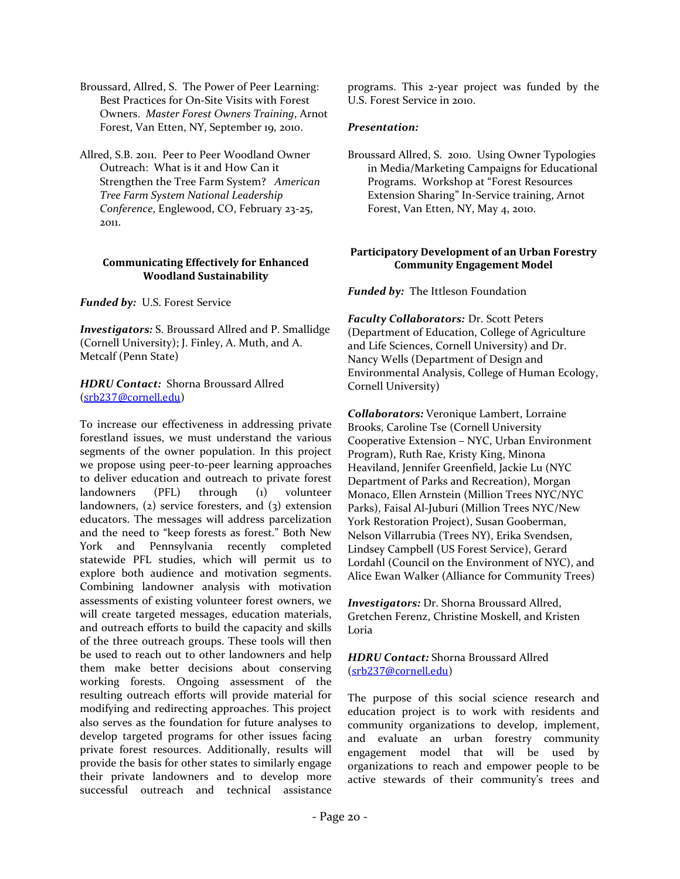Broussard, Allred, S. The Power of Peer Learning: Best Practices for On-Site Visits with Forest Owners. *Master Forest Owners Training*, Arnot Forest, Van Etten, NY, September 19, 2010.

Allred, S.B. 2011. Peer to Peer Woodland Owner Outreach: What is it and How Can it Strengthen the Tree Farm System? *American Tree Farm System National Leadership Conference*, Englewood, CO, February 23-25, 2011.

### Communicating Effectively for Enhanced Woodland Sustainability

***Funded by:*** U.S. Forest Service

***Investigators:*** S. Broussard Allred and P. Smallidge (Cornell University); J. Finley, A. Muth, and A. Metcalf (Penn State)

***HDRU Contact:*** Shorna Broussard Allred (srb237@cornell.edu)

To increase our effectiveness in addressing private forestland issues, we must understand the various segments of the owner population. In this project we propose using peer-to-peer learning approaches to deliver education and outreach to private forest landowners (PFL) through (1) volunteer landowners, (2) service foresters, and (3) extension educators. The messages will address parcelization and the need to "keep forests as forest." Both New York and Pennsylvania recently completed statewide PFL studies, which will permit us to explore both audience and motivation segments. Combining landowner analysis with motivation assessments of existing volunteer forest owners, we will create targeted messages, education materials, and outreach efforts to build the capacity and skills of the three outreach groups. These tools will then be used to reach out to other landowners and help them make better decisions about conserving working forests. Ongoing assessment of the resulting outreach efforts will provide material for modifying and redirecting approaches. This project also serves as the foundation for future analyses to develop targeted programs for other issues facing private forest resources. Additionally, results will provide the basis for other states to similarly engage their private landowners and to develop more successful outreach and technical assistance programs. This 2-year project was funded by the U.S. Forest Service in 2010.

***Presentation:***

Broussard Allred, S. 2010. Using Owner Typologies in Media/Marketing Campaigns for Educational Programs. Workshop at "Forest Resources Extension Sharing" In-Service training, Arnot Forest, Van Etten, NY, May 4, 2010.

### Participatory Development of an Urban Forestry Community Engagement Model

***Funded by:*** The Ittleson Foundation

***Faculty Collaborators:*** Dr. Scott Peters (Department of Education, College of Agriculture and Life Sciences, Cornell University) and Dr. Nancy Wells (Department of Design and Environmental Analysis, College of Human Ecology, Cornell University)

***Collaborators:*** Veronique Lambert, Lorraine Brooks, Caroline Tse (Cornell University Cooperative Extension – NYC, Urban Environment Program), Ruth Rae, Kristy King, Minona Heaviland, Jennifer Greenfield, Jackie Lu (NYC Department of Parks and Recreation), Morgan Monaco, Ellen Arnstein (Million Trees NYC/NYC Parks), Faisal Al-Juburi (Million Trees NYC/New York Restoration Project), Susan Gooberman, Nelson Villarrubia (Trees NY), Erika Svendsen, Lindsey Campbell (US Forest Service), Gerard Lordahl (Council on the Environment of NYC), and Alice Ewan Walker (Alliance for Community Trees)

***Investigators:*** Dr. Shorna Broussard Allred, Gretchen Ferenz, Christine Moskell, and Kristen Loria

***HDRU Contact:*** Shorna Broussard Allred (srb237@cornell.edu)

The purpose of this social science research and education project is to work with residents and community organizations to develop, implement, and evaluate an urban forestry community engagement model that will be used by organizations to reach and empower people to be active stewards of their community's trees and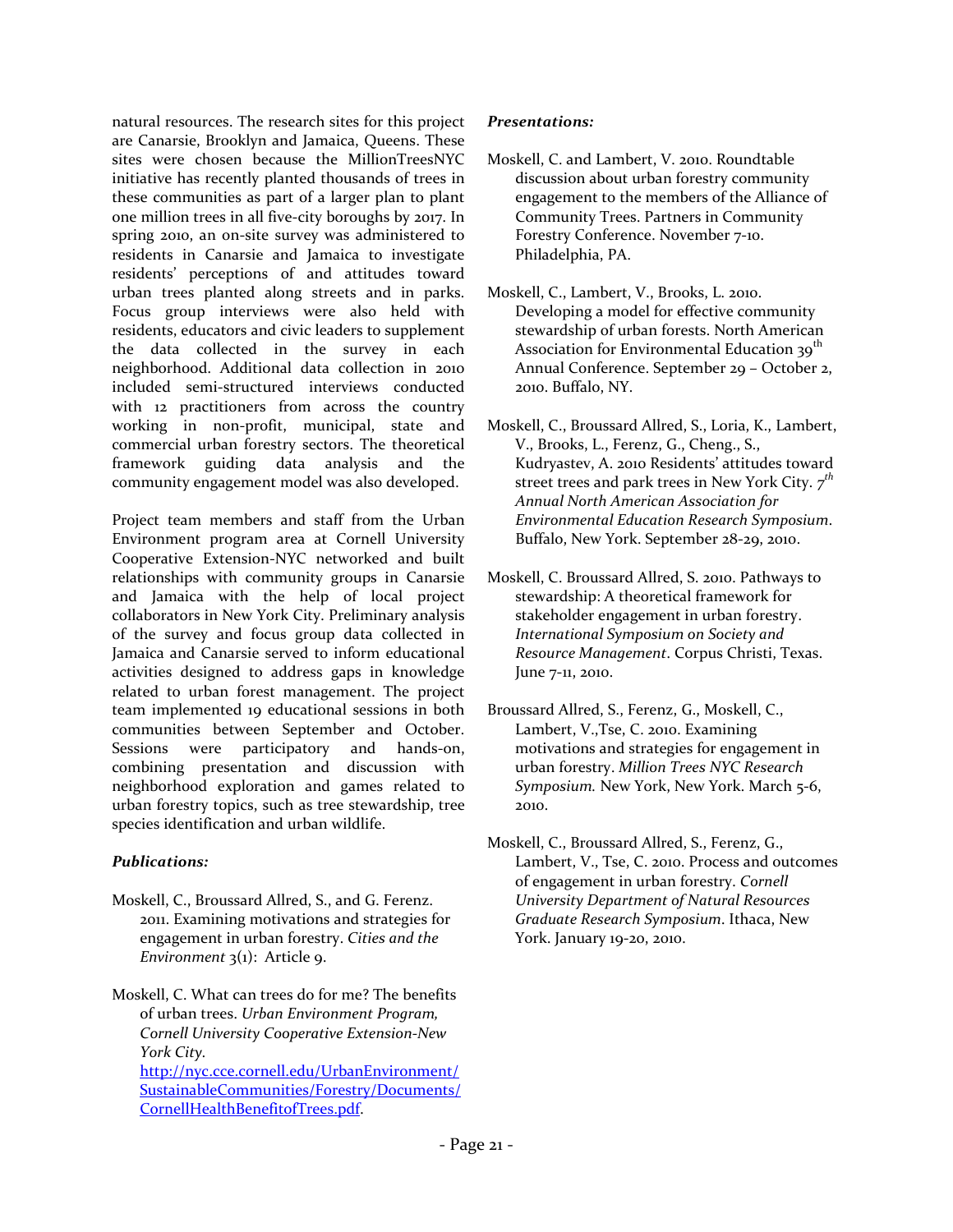natural resources. The research sites for this project are Canarsie, Brooklyn and Jamaica, Queens. These sites were chosen because the MillionTreesNYC initiative has recently planted thousands of trees in these communities as part of a larger plan to plant one million trees in all five-city boroughs by 2017. In spring 2010, an on-site survey was administered to residents in Canarsie and Jamaica to investigate residents' perceptions of and attitudes toward urban trees planted along streets and in parks. Focus group interviews were also held with residents, educators and civic leaders to supplement the data collected in the survey in each neighborhood. Additional data collection in 2010 included semi-structured interviews conducted with 12 practitioners from across the country working in non-profit, municipal, state and commercial urban forestry sectors. The theoretical framework guiding data analysis and the community engagement model was also developed.

Project team members and staff from the Urban Environment program area at Cornell University Cooperative Extension-NYC networked and built relationships with community groups in Canarsie and Jamaica with the help of local project collaborators in New York City. Preliminary analysis of the survey and focus group data collected in Jamaica and Canarsie served to inform educational activities designed to address gaps in knowledge related to urban forest management. The project team implemented 19 educational sessions in both communities between September and October. Sessions were participatory and hands-on, combining presentation and discussion with neighborhood exploration and games related to urban forestry topics, such as tree stewardship, tree species identification and urban wildlife.

***Publications:***

Moskell, C., Broussard Allred, S., and G. Ferenz. 2011. Examining motivations and strategies for engagement in urban forestry. *Cities and the Environment* 3(1): Article 9.

Moskell, C. What can trees do for me? The benefits of urban trees. *Urban Environment Program, Cornell University Cooperative Extension-New York City*. http://nyc.cce.cornell.edu/UrbanEnvironment/SustainableCommunities/Forestry/Documents/CornellHealthBenefitofTrees.pdf.

***Presentations:***

Moskell, C. and Lambert, V. 2010. Roundtable discussion about urban forestry community engagement to the members of the Alliance of Community Trees. Partners in Community Forestry Conference. November 7-10. Philadelphia, PA.

Moskell, C., Lambert, V., Brooks, L. 2010. Developing a model for effective community stewardship of urban forests. North American Association for Environmental Education 39th Annual Conference. September 29 – October 2, 2010. Buffalo, NY.

Moskell, C., Broussard Allred, S., Loria, K., Lambert, V., Brooks, L., Ferenz, G., Cheng., S., Kudryastev, A. 2010 Residents' attitudes toward street trees and park trees in New York City. *7th Annual North American Association for Environmental Education Research Symposium*. Buffalo, New York. September 28-29, 2010.

Moskell, C. Broussard Allred, S. 2010. Pathways to stewardship: A theoretical framework for stakeholder engagement in urban forestry. *International Symposium on Society and Resource Management*. Corpus Christi, Texas. June 7-11, 2010.

Broussard Allred, S., Ferenz, G., Moskell, C., Lambert, V.,Tse, C. 2010. Examining motivations and strategies for engagement in urban forestry. *Million Trees NYC Research Symposium.* New York, New York. March 5-6, 2010.

Moskell, C., Broussard Allred, S., Ferenz, G., Lambert, V., Tse, C. 2010. Process and outcomes of engagement in urban forestry. *Cornell University Department of Natural Resources Graduate Research Symposium*. Ithaca, New York. January 19-20, 2010.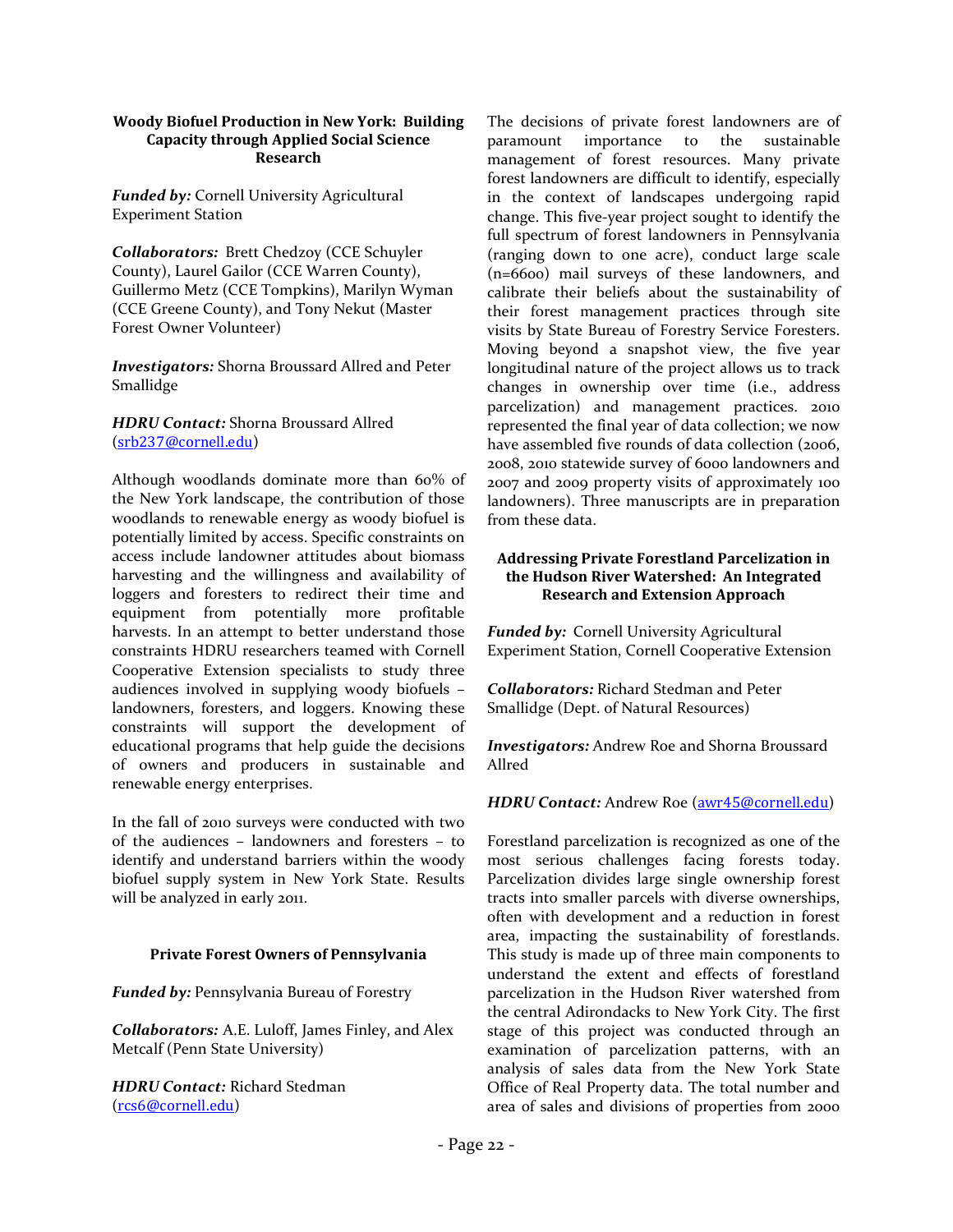### Woody Biofuel Production in New York: Building Capacity through Applied Social Science Research

***Funded by:*** Cornell University Agricultural Experiment Station

***Collaborators:*** Brett Chedzoy (CCE Schuyler County), Laurel Gailor (CCE Warren County), Guillermo Metz (CCE Tompkins), Marilyn Wyman (CCE Greene County), and Tony Nekut (Master Forest Owner Volunteer)

***Investigators:*** Shorna Broussard Allred and Peter Smallidge

***HDRU Contact:*** Shorna Broussard Allred (srb237@cornell.edu)

Although woodlands dominate more than 60% of the New York landscape, the contribution of those woodlands to renewable energy as woody biofuel is potentially limited by access. Specific constraints on access include landowner attitudes about biomass harvesting and the willingness and availability of loggers and foresters to redirect their time and equipment from potentially more profitable harvests. In an attempt to better understand those constraints HDRU researchers teamed with Cornell Cooperative Extension specialists to study three audiences involved in supplying woody biofuels – landowners, foresters, and loggers. Knowing these constraints will support the development of educational programs that help guide the decisions of owners and producers in sustainable and renewable energy enterprises.

In the fall of 2010 surveys were conducted with two of the audiences – landowners and foresters – to identify and understand barriers within the woody biofuel supply system in New York State. Results will be analyzed in early 2011.

### Private Forest Owners of Pennsylvania

***Funded by:*** Pennsylvania Bureau of Forestry

***Collaborators:*** A.E. Luloff, James Finley, and Alex Metcalf (Penn State University)

***HDRU Contact:*** Richard Stedman (rcs6@cornell.edu)

The decisions of private forest landowners are of paramount importance to the sustainable management of forest resources. Many private forest landowners are difficult to identify, especially in the context of landscapes undergoing rapid change. This five-year project sought to identify the full spectrum of forest landowners in Pennsylvania (ranging down to one acre), conduct large scale (n=6600) mail surveys of these landowners, and calibrate their beliefs about the sustainability of their forest management practices through site visits by State Bureau of Forestry Service Foresters. Moving beyond a snapshot view, the five year longitudinal nature of the project allows us to track changes in ownership over time (i.e., address parcelization) and management practices. 2010 represented the final year of data collection; we now have assembled five rounds of data collection (2006, 2008, 2010 statewide survey of 6000 landowners and 2007 and 2009 property visits of approximately 100 landowners). Three manuscripts are in preparation from these data.

### Addressing Private Forestland Parcelization in the Hudson River Watershed: An Integrated Research and Extension Approach

***Funded by:*** Cornell University Agricultural Experiment Station, Cornell Cooperative Extension

***Collaborators:*** Richard Stedman and Peter Smallidge (Dept. of Natural Resources)

***Investigators:*** Andrew Roe and Shorna Broussard Allred

***HDRU Contact:*** Andrew Roe (awr45@cornell.edu)

Forestland parcelization is recognized as one of the most serious challenges facing forests today. Parcelization divides large single ownership forest tracts into smaller parcels with diverse ownerships, often with development and a reduction in forest area, impacting the sustainability of forestlands. This study is made up of three main components to understand the extent and effects of forestland parcelization in the Hudson River watershed from the central Adirondacks to New York City. The first stage of this project was conducted through an examination of parcelization patterns, with an analysis of sales data from the New York State Office of Real Property data. The total number and area of sales and divisions of properties from 2000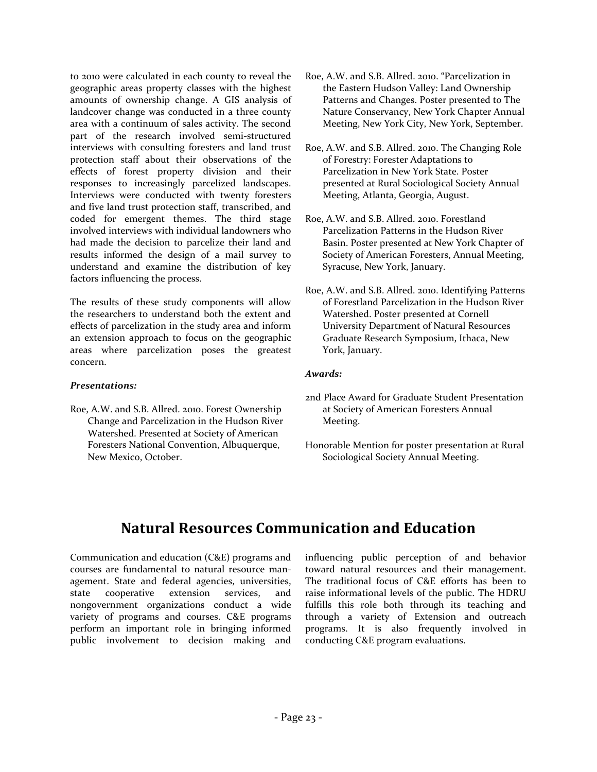to 2010 were calculated in each county to reveal the geographic areas property classes with the highest amounts of ownership change. A GIS analysis of landcover change was conducted in a three county area with a continuum of sales activity. The second part of the research involved semi-structured interviews with consulting foresters and land trust protection staff about their observations of the effects of forest property division and their responses to increasingly parcelized landscapes. Interviews were conducted with twenty foresters and five land trust protection staff, transcribed, and coded for emergent themes. The third stage involved interviews with individual landowners who had made the decision to parcelize their land and results informed the design of a mail survey to understand and examine the distribution of key factors influencing the process.

The results of these study components will allow the researchers to understand both the extent and effects of parcelization in the study area and inform an extension approach to focus on the geographic areas where parcelization poses the greatest concern.

***Presentations:***

Roe, A.W. and S.B. Allred. 2010. Forest Ownership Change and Parcelization in the Hudson River Watershed. Presented at Society of American Foresters National Convention, Albuquerque, New Mexico, October.

Roe, A.W. and S.B. Allred. 2010. "Parcelization in the Eastern Hudson Valley: Land Ownership Patterns and Changes. Poster presented to The Nature Conservancy, New York Chapter Annual Meeting, New York City, New York, September.

Roe, A.W. and S.B. Allred. 2010. The Changing Role of Forestry: Forester Adaptations to Parcelization in New York State. Poster presented at Rural Sociological Society Annual Meeting, Atlanta, Georgia, August.

Roe, A.W. and S.B. Allred. 2010. Forestland Parcelization Patterns in the Hudson River Basin. Poster presented at New York Chapter of Society of American Foresters, Annual Meeting, Syracuse, New York, January.

Roe, A.W. and S.B. Allred. 2010. Identifying Patterns of Forestland Parcelization in the Hudson River Watershed. Poster presented at Cornell University Department of Natural Resources Graduate Research Symposium, Ithaca, New York, January.

***Awards:***

2nd Place Award for Graduate Student Presentation at Society of American Foresters Annual Meeting.

Honorable Mention for poster presentation at Rural Sociological Society Annual Meeting.

## Natural Resources Communication and Education

Communication and education (C&E) programs and courses are fundamental to natural resource management. State and federal agencies, universities, state cooperative extension services, and nongovernment organizations conduct a wide variety of programs and courses. C&E programs perform an important role in bringing informed public involvement to decision making and influencing public perception of and behavior toward natural resources and their management. The traditional focus of C&E efforts has been to raise informational levels of the public. The HDRU fulfills this role both through its teaching and through a variety of Extension and outreach programs. It is also frequently involved in conducting C&E program evaluations.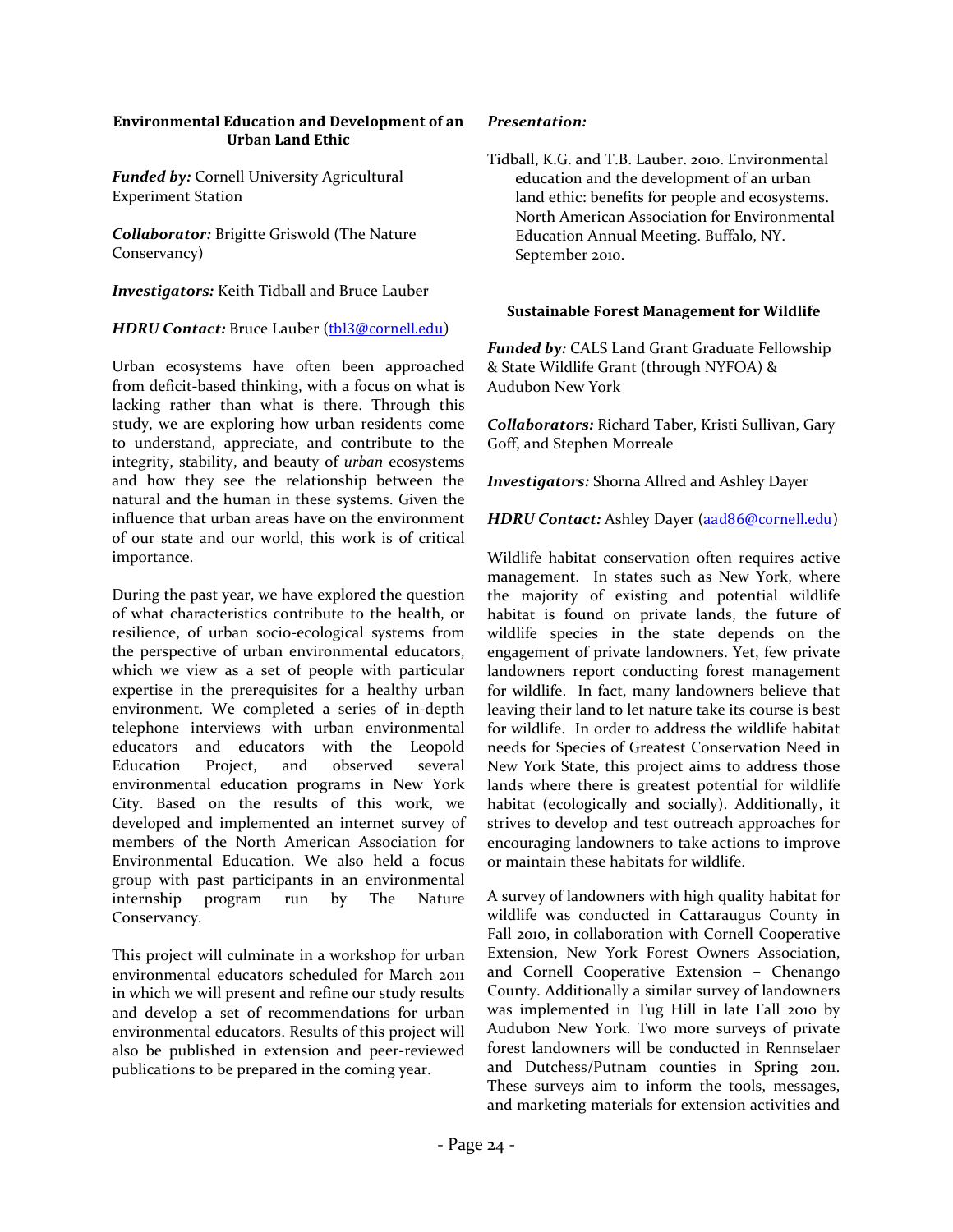### Environmental Education and Development of an Urban Land Ethic

***Funded by:*** Cornell University Agricultural Experiment Station

***Collaborator:*** Brigitte Griswold (The Nature Conservancy)

***Investigators:*** Keith Tidball and Bruce Lauber

***HDRU Contact:*** Bruce Lauber (tbl3@cornell.edu)

Urban ecosystems have often been approached from deficit-based thinking, with a focus on what is lacking rather than what is there. Through this study, we are exploring how urban residents come to understand, appreciate, and contribute to the integrity, stability, and beauty of *urban* ecosystems and how they see the relationship between the natural and the human in these systems. Given the influence that urban areas have on the environment of our state and our world, this work is of critical importance.

During the past year, we have explored the question of what characteristics contribute to the health, or resilience, of urban socio-ecological systems from the perspective of urban environmental educators, which we view as a set of people with particular expertise in the prerequisites for a healthy urban environment. We completed a series of in-depth telephone interviews with urban environmental educators and educators with the Leopold Education Project, and observed several environmental education programs in New York City. Based on the results of this work, we developed and implemented an internet survey of members of the North American Association for Environmental Education. We also held a focus group with past participants in an environmental internship program run by The Nature Conservancy.

This project will culminate in a workshop for urban environmental educators scheduled for March 2011 in which we will present and refine our study results and develop a set of recommendations for urban environmental educators. Results of this project will also be published in extension and peer-reviewed publications to be prepared in the coming year.

***Presentation:***

Tidball, K.G. and T.B. Lauber. 2010. Environmental education and the development of an urban land ethic: benefits for people and ecosystems. North American Association for Environmental Education Annual Meeting. Buffalo, NY. September 2010.

### Sustainable Forest Management for Wildlife

***Funded by:*** CALS Land Grant Graduate Fellowship & State Wildlife Grant (through NYFOA) & Audubon New York

***Collaborators:*** Richard Taber, Kristi Sullivan, Gary Goff, and Stephen Morreale

***Investigators:*** Shorna Allred and Ashley Dayer

***HDRU Contact:*** Ashley Dayer (aad86@cornell.edu)

Wildlife habitat conservation often requires active management. In states such as New York, where the majority of existing and potential wildlife habitat is found on private lands, the future of wildlife species in the state depends on the engagement of private landowners. Yet, few private landowners report conducting forest management for wildlife. In fact, many landowners believe that leaving their land to let nature take its course is best for wildlife. In order to address the wildlife habitat needs for Species of Greatest Conservation Need in New York State, this project aims to address those lands where there is greatest potential for wildlife habitat (ecologically and socially). Additionally, it strives to develop and test outreach approaches for encouraging landowners to take actions to improve or maintain these habitats for wildlife.

A survey of landowners with high quality habitat for wildlife was conducted in Cattaraugus County in Fall 2010, in collaboration with Cornell Cooperative Extension, New York Forest Owners Association, and Cornell Cooperative Extension – Chenango County. Additionally a similar survey of landowners was implemented in Tug Hill in late Fall 2010 by Audubon New York. Two more surveys of private forest landowners will be conducted in Rensselaer and Dutchess/Putnam counties in Spring 2011. These surveys aim to inform the tools, messages, and marketing materials for extension activities and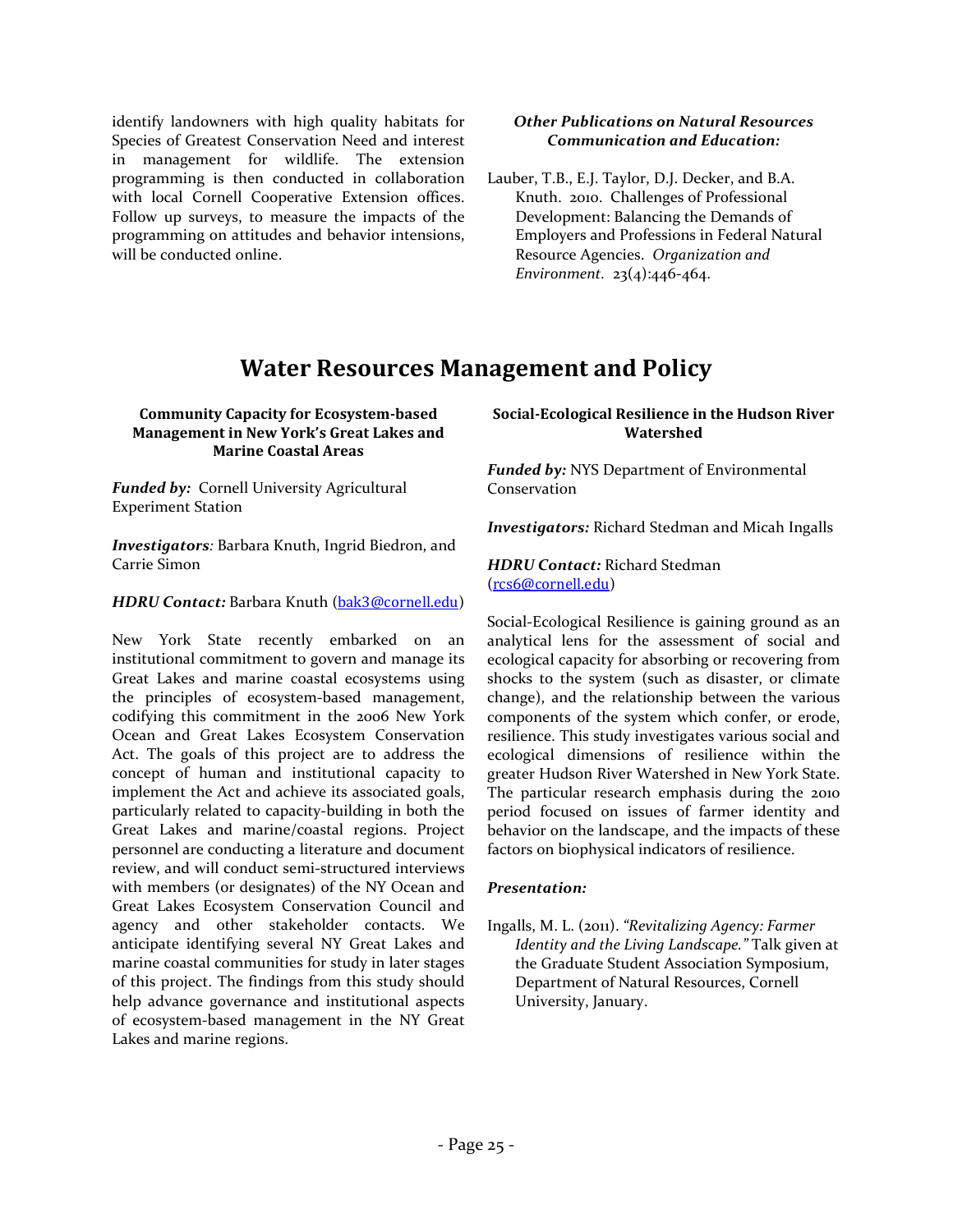identify landowners with high quality habitats for Species of Greatest Conservation Need and interest in management for wildlife. The extension programming is then conducted in collaboration with local Cornell Cooperative Extension offices. Follow up surveys, to measure the impacts of the programming on attitudes and behavior intensions, will be conducted online.

***Other Publications on Natural Resources Communication and Education:***

Lauber, T.B., E.J. Taylor, D.J. Decker, and B.A. Knuth. 2010. Challenges of Professional Development: Balancing the Demands of Employers and Professions in Federal Natural Resource Agencies. *Organization and Environment*. 23(4):446-464.

# Water Resources Management and Policy

### Community Capacity for Ecosystem-based Management in New York's Great Lakes and Marine Coastal Areas

***Funded by:*** Cornell University Agricultural Experiment Station

***Investigators***: Barbara Knuth, Ingrid Biedron, and Carrie Simon

***HDRU Contact:*** Barbara Knuth (bak3@cornell.edu)

New York State recently embarked on an institutional commitment to govern and manage its Great Lakes and marine coastal ecosystems using the principles of ecosystem-based management, codifying this commitment in the 2006 New York Ocean and Great Lakes Ecosystem Conservation Act. The goals of this project are to address the concept of human and institutional capacity to implement the Act and achieve its associated goals, particularly related to capacity-building in both the Great Lakes and marine/coastal regions. Project personnel are conducting a literature and document review, and will conduct semi-structured interviews with members (or designates) of the NY Ocean and Great Lakes Ecosystem Conservation Council and agency and other stakeholder contacts. We anticipate identifying several NY Great Lakes and marine coastal communities for study in later stages of this project. The findings from this study should help advance governance and institutional aspects of ecosystem-based management in the NY Great Lakes and marine regions.

### Social-Ecological Resilience in the Hudson River Watershed

***Funded by:*** NYS Department of Environmental Conservation

***Investigators:*** Richard Stedman and Micah Ingalls

***HDRU Contact:*** Richard Stedman (rcs6@cornell.edu)

Social-Ecological Resilience is gaining ground as an analytical lens for the assessment of social and ecological capacity for absorbing or recovering from shocks to the system (such as disaster, or climate change), and the relationship between the various components of the system which confer, or erode, resilience. This study investigates various social and ecological dimensions of resilience within the greater Hudson River Watershed in New York State. The particular research emphasis during the 2010 period focused on issues of farmer identity and behavior on the landscape, and the impacts of these factors on biophysical indicators of resilience.

***Presentation:***

Ingalls, M. L. (2011). *"Revitalizing Agency: Farmer Identity and the Living Landscape."* Talk given at the Graduate Student Association Symposium, Department of Natural Resources, Cornell University, January.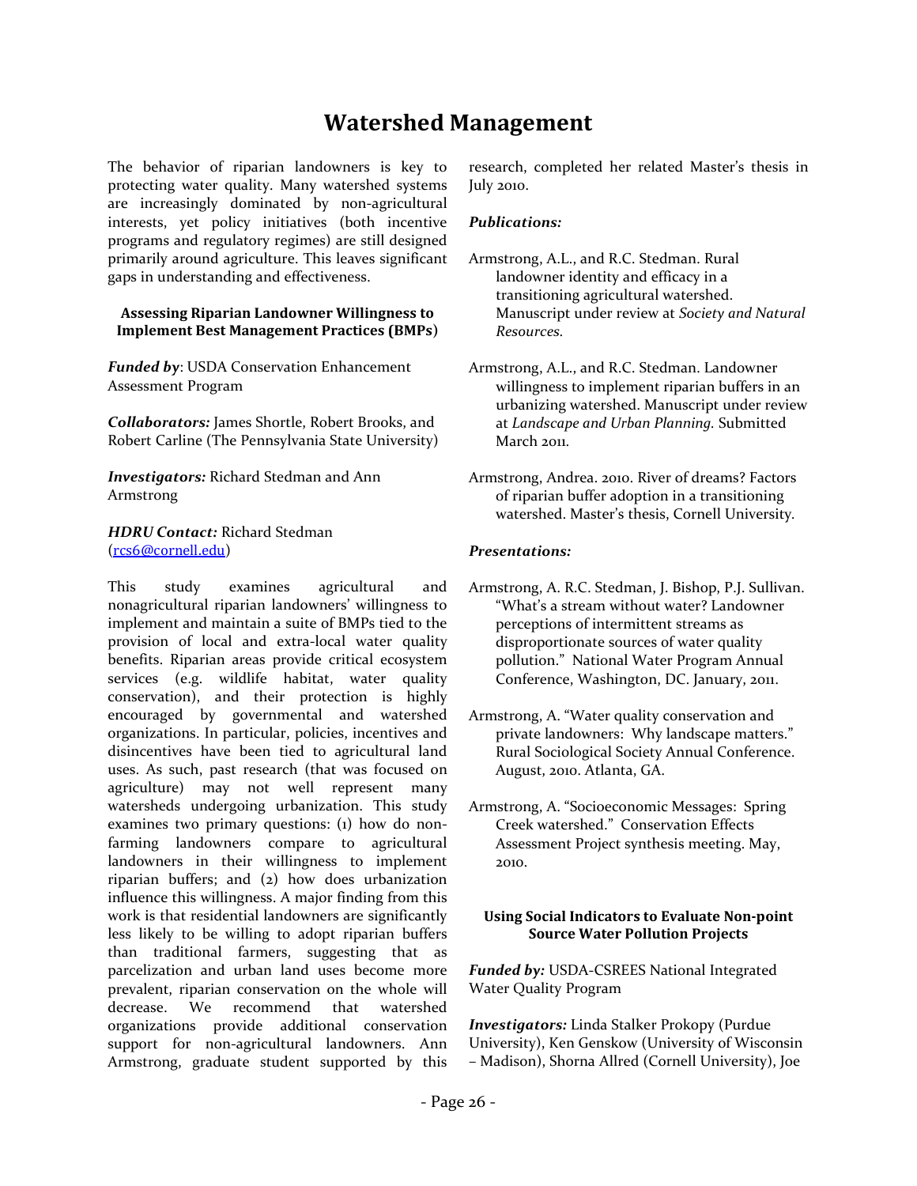# Watershed Management

The behavior of riparian landowners is key to protecting water quality. Many watershed systems are increasingly dominated by non-agricultural interests, yet policy initiatives (both incentive programs and regulatory regimes) are still designed primarily around agriculture. This leaves significant gaps in understanding and effectiveness.

### Assessing Riparian Landowner Willingness to Implement Best Management Practices (BMPs)

***Funded by***: USDA Conservation Enhancement Assessment Program

***Collaborators:*** James Shortle, Robert Brooks, and Robert Carline (The Pennsylvania State University)

***Investigators:*** Richard Stedman and Ann Armstrong

***HDRU Contact:*** Richard Stedman (rcs6@cornell.edu)

This study examines agricultural and nonagricultural riparian landowners' willingness to implement and maintain a suite of BMPs tied to the provision of local and extra-local water quality benefits. Riparian areas provide critical ecosystem services (e.g. wildlife habitat, water quality conservation), and their protection is highly encouraged by governmental and watershed organizations. In particular, policies, incentives and disincentives have been tied to agricultural land uses. As such, past research (that was focused on agriculture) may not well represent many watersheds undergoing urbanization. This study examines two primary questions: (1) how do non-farming landowners compare to agricultural landowners in their willingness to implement riparian buffers; and (2) how does urbanization influence this willingness. A major finding from this work is that residential landowners are significantly less likely to be willing to adopt riparian buffers than traditional farmers, suggesting that as parcelization and urban land uses become more prevalent, riparian conservation on the whole will decrease. We recommend that watershed organizations provide additional conservation support for non-agricultural landowners. Ann Armstrong, graduate student supported by this research, completed her related Master's thesis in July 2010.

***Publications:***

Armstrong, A.L., and R.C. Stedman. Rural landowner identity and efficacy in a transitioning agricultural watershed. Manuscript under review at *Society and Natural Resources.*

Armstrong, A.L., and R.C. Stedman. Landowner willingness to implement riparian buffers in an urbanizing watershed. Manuscript under review at *Landscape and Urban Planning.* Submitted March 2011.

Armstrong, Andrea. 2010. River of dreams? Factors of riparian buffer adoption in a transitioning watershed. Master's thesis, Cornell University.

***Presentations:***

Armstrong, A. R.C. Stedman, J. Bishop, P.J. Sullivan. "What's a stream without water? Landowner perceptions of intermittent streams as disproportionate sources of water quality pollution." National Water Program Annual Conference, Washington, DC. January, 2011.

Armstrong, A. "Water quality conservation and private landowners: Why landscape matters." Rural Sociological Society Annual Conference. August, 2010. Atlanta, GA.

Armstrong, A. "Socioeconomic Messages: Spring Creek watershed." Conservation Effects Assessment Project synthesis meeting. May, 2010.

### Using Social Indicators to Evaluate Non-point Source Water Pollution Projects

***Funded by:*** USDA-CSREES National Integrated Water Quality Program

***Investigators:*** Linda Stalker Prokopy (Purdue University), Ken Genskow (University of Wisconsin – Madison), Shorna Allred (Cornell University), Joe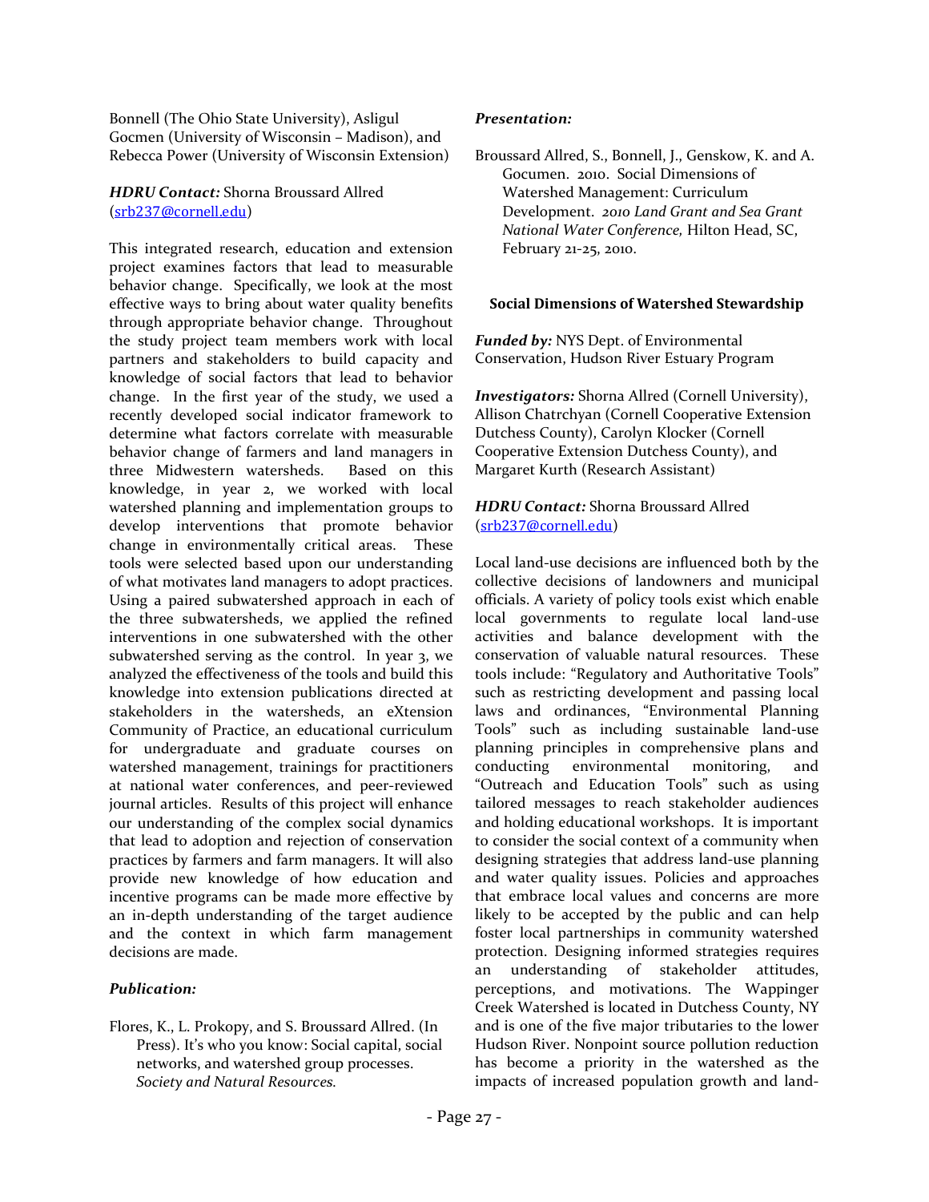Bonnell (The Ohio State University), Asligul Gocmen (University of Wisconsin – Madison), and Rebecca Power (University of Wisconsin Extension)

***HDRU Contact:*** Shorna Broussard Allred (srb237@cornell.edu)

This integrated research, education and extension project examines factors that lead to measurable behavior change. Specifically, we look at the most effective ways to bring about water quality benefits through appropriate behavior change. Throughout the study project team members work with local partners and stakeholders to build capacity and knowledge of social factors that lead to behavior change. In the first year of the study, we used a recently developed social indicator framework to determine what factors correlate with measurable behavior change of farmers and land managers in three Midwestern watersheds. Based on this knowledge, in year 2, we worked with local watershed planning and implementation groups to develop interventions that promote behavior change in environmentally critical areas. These tools were selected based upon our understanding of what motivates land managers to adopt practices. Using a paired subwatershed approach in each of the three subwatersheds, we applied the refined interventions in one subwatershed with the other subwatershed serving as the control. In year 3, we analyzed the effectiveness of the tools and build this knowledge into extension publications directed at stakeholders in the watersheds, an eXtension Community of Practice, an educational curriculum for undergraduate and graduate courses on watershed management, trainings for practitioners at national water conferences, and peer-reviewed journal articles. Results of this project will enhance our understanding of the complex social dynamics that lead to adoption and rejection of conservation practices by farmers and farm managers. It will also provide new knowledge of how education and incentive programs can be made more effective by an in-depth understanding of the target audience and the context in which farm management decisions are made.

***Publication:***

Flores, K., L. Prokopy, and S. Broussard Allred. (In Press). It's who you know: Social capital, social networks, and watershed group processes. *Society and Natural Resources.*

***Presentation:***

Broussard Allred, S., Bonnell, J., Genskow, K. and A. Gocumen. 2010. Social Dimensions of Watershed Management: Curriculum Development. *2010 Land Grant and Sea Grant National Water Conference,* Hilton Head, SC, February 21-25, 2010.

### Social Dimensions of Watershed Stewardship

***Funded by:*** NYS Dept. of Environmental Conservation, Hudson River Estuary Program

***Investigators:*** Shorna Allred (Cornell University), Allison Chatrchyan (Cornell Cooperative Extension Dutchess County), Carolyn Klocker (Cornell Cooperative Extension Dutchess County), and Margaret Kurth (Research Assistant)

***HDRU Contact:*** Shorna Broussard Allred (srb237@cornell.edu)

Local land-use decisions are influenced both by the collective decisions of landowners and municipal officials. A variety of policy tools exist which enable local governments to regulate local land-use activities and balance development with the conservation of valuable natural resources. These tools include: "Regulatory and Authoritative Tools" such as restricting development and passing local laws and ordinances, "Environmental Planning Tools" such as including sustainable land-use planning principles in comprehensive plans and conducting environmental monitoring, and "Outreach and Education Tools" such as using tailored messages to reach stakeholder audiences and holding educational workshops. It is important to consider the social context of a community when designing strategies that address land-use planning and water quality issues. Policies and approaches that embrace local values and concerns are more likely to be accepted by the public and can help foster local partnerships in community watershed protection. Designing informed strategies requires an understanding of stakeholder attitudes, perceptions, and motivations. The Wappinger Creek Watershed is located in Dutchess County, NY and is one of the five major tributaries to the lower Hudson River. Nonpoint source pollution reduction has become a priority in the watershed as the impacts of increased population growth and land-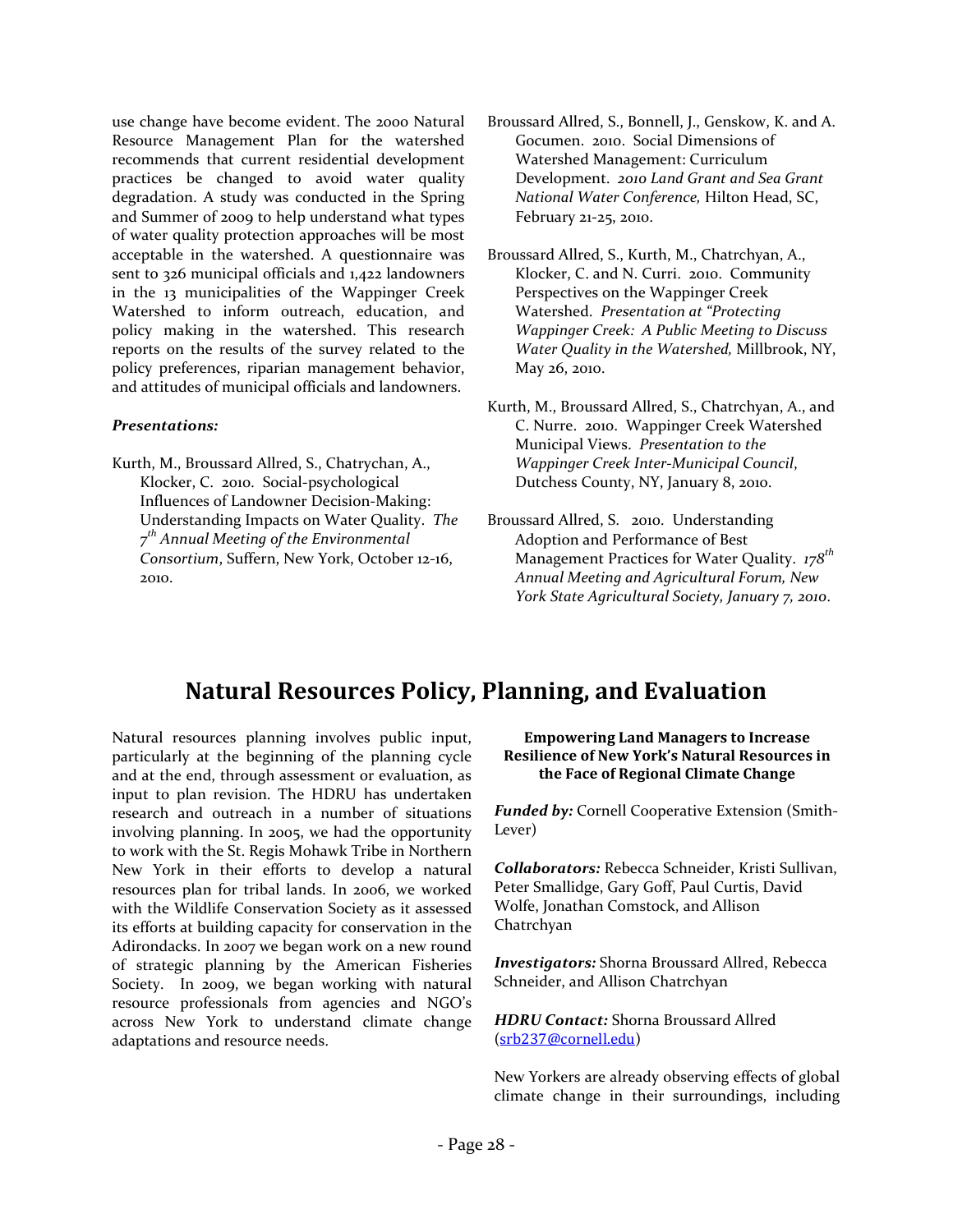use change have become evident. The 2000 Natural Resource Management Plan for the watershed recommends that current residential development practices be changed to avoid water quality degradation. A study was conducted in the Spring and Summer of 2009 to help understand what types of water quality protection approaches will be most acceptable in the watershed. A questionnaire was sent to 326 municipal officials and 1,422 landowners in the 13 municipalities of the Wappinger Creek Watershed to inform outreach, education, and policy making in the watershed. This research reports on the results of the survey related to the policy preferences, riparian management behavior, and attitudes of municipal officials and landowners.

***Presentations:***

Kurth, M., Broussard Allred, S., Chatrychan, A., Klocker, C. 2010. Social-psychological Influences of Landowner Decision-Making: Understanding Impacts on Water Quality. *The 7th Annual Meeting of the Environmental Consortium*, Suffern, New York, October 12-16, 2010.

Broussard Allred, S., Bonnell, J., Genskow, K. and A. Gocumen. 2010. Social Dimensions of Watershed Management: Curriculum Development. *2010 Land Grant and Sea Grant National Water Conference,* Hilton Head, SC, February 21-25, 2010.

Broussard Allred, S., Kurth, M., Chatrchyan, A., Klocker, C. and N. Curri. 2010. Community Perspectives on the Wappinger Creek Watershed. *Presentation at "Protecting Wappinger Creek: A Public Meeting to Discuss Water Quality in the Watershed,* Millbrook, NY, May 26, 2010.

Kurth, M., Broussard Allred, S., Chatrchyan, A., and C. Nurre. 2010. Wappinger Creek Watershed Municipal Views. *Presentation to the Wappinger Creek Inter-Municipal Council*, Dutchess County, NY, January 8, 2010.

Broussard Allred, S. 2010. Understanding Adoption and Performance of Best Management Practices for Water Quality. *178th Annual Meeting and Agricultural Forum, New York State Agricultural Society, January 7, 2010*.

# Natural Resources Policy, Planning, and Evaluation

Natural resources planning involves public input, particularly at the beginning of the planning cycle and at the end, through assessment or evaluation, as input to plan revision. The HDRU has undertaken research and outreach in a number of situations involving planning. In 2005, we had the opportunity to work with the St. Regis Mohawk Tribe in Northern New York in their efforts to develop a natural resources plan for tribal lands. In 2006, we worked with the Wildlife Conservation Society as it assessed its efforts at building capacity for conservation in the Adirondacks. In 2007 we began work on a new round of strategic planning by the American Fisheries Society. In 2009, we began working with natural resource professionals from agencies and NGO's across New York to understand climate change adaptations and resource needs.

### Empowering Land Managers to Increase Resilience of New York's Natural Resources in the Face of Regional Climate Change

***Funded by:*** Cornell Cooperative Extension (Smith-Lever)

***Collaborators:*** Rebecca Schneider, Kristi Sullivan, Peter Smallidge, Gary Goff, Paul Curtis, David Wolfe, Jonathan Comstock, and Allison Chatrchyan

***Investigators:*** Shorna Broussard Allred, Rebecca Schneider, and Allison Chatrchyan

***HDRU Contact:*** Shorna Broussard Allred (srb237@cornell.edu)

New Yorkers are already observing effects of global climate change in their surroundings, including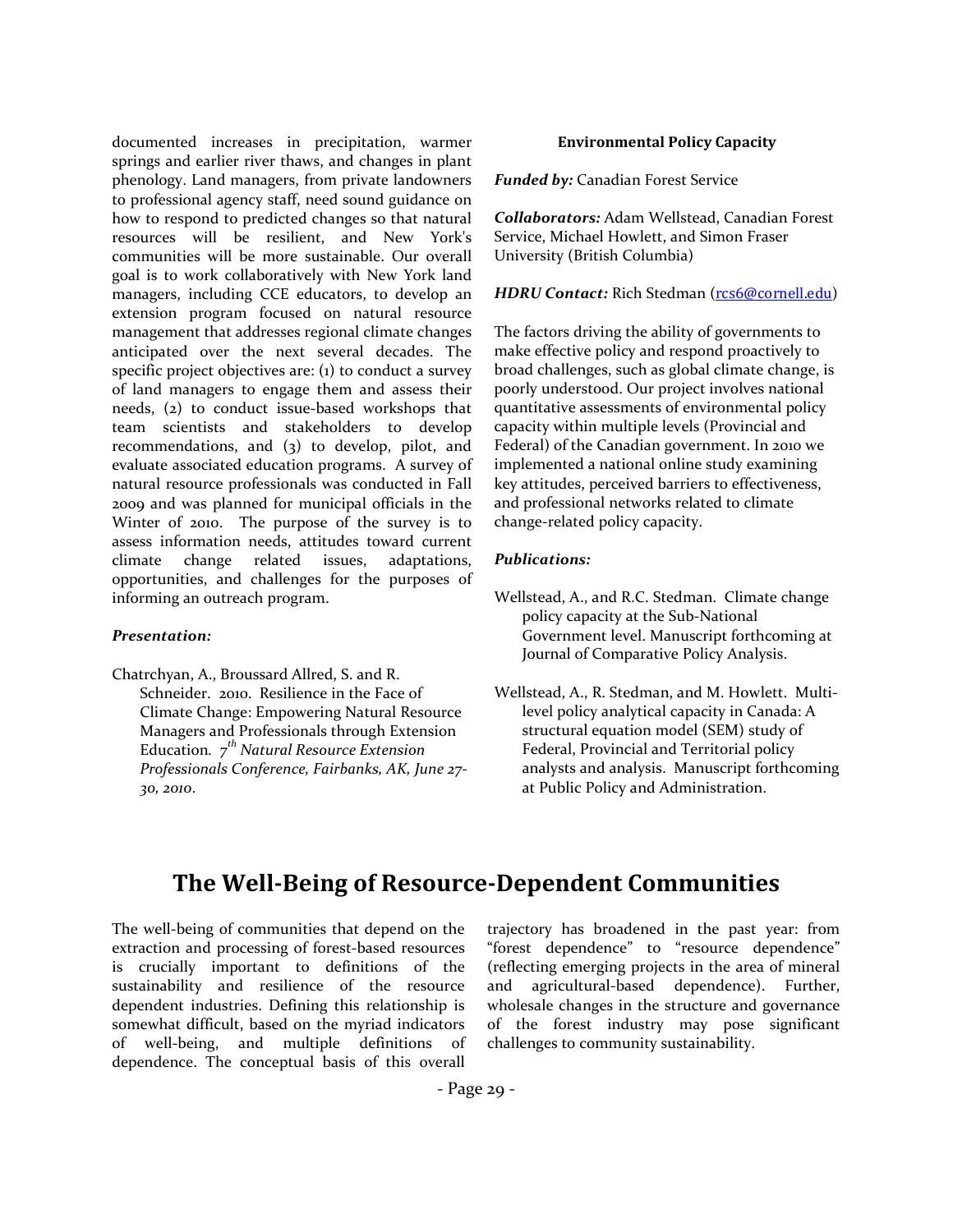documented increases in precipitation, warmer springs and earlier river thaws, and changes in plant phenology. Land managers, from private landowners to professional agency staff, need sound guidance on how to respond to predicted changes so that natural resources will be resilient, and New York's communities will be more sustainable. Our overall goal is to work collaboratively with New York land managers, including CCE educators, to develop an extension program focused on natural resource management that addresses regional climate changes anticipated over the next several decades. The specific project objectives are: (1) to conduct a survey of land managers to engage them and assess their needs, (2) to conduct issue-based workshops that team scientists and stakeholders to develop recommendations, and (3) to develop, pilot, and evaluate associated education programs. A survey of natural resource professionals was conducted in Fall 2009 and was planned for municipal officials in the Winter of 2010. The purpose of the survey is to assess information needs, attitudes toward current climate change related issues, adaptations, opportunities, and challenges for the purposes of informing an outreach program.

***Presentation:***

Chatrchyan, A., Broussard Allred, S. and R. Schneider. 2010. Resilience in the Face of Climate Change: Empowering Natural Resource Managers and Professionals through Extension Education. *7th Natural Resource Extension Professionals Conference, Fairbanks, AK, June 27-30, 2010*.

**Environmental Policy Capacity**

***Funded by:*** Canadian Forest Service

***Collaborators:*** Adam Wellstead, Canadian Forest Service, Michael Howlett, and Simon Fraser University (British Columbia)

***HDRU Contact:*** Rich Stedman (rcs6@cornell.edu)

The factors driving the ability of governments to make effective policy and respond proactively to broad challenges, such as global climate change, is poorly understood. Our project involves national quantitative assessments of environmental policy capacity within multiple levels (Provincial and Federal) of the Canadian government. In 2010 we implemented a national online study examining key attitudes, perceived barriers to effectiveness, and professional networks related to climate change-related policy capacity.

***Publications:***

Wellstead, A., and R.C. Stedman. Climate change policy capacity at the Sub-National Government level. Manuscript forthcoming at Journal of Comparative Policy Analysis.

Wellstead, A., R. Stedman, and M. Howlett. Multi-level policy analytical capacity in Canada: A structural equation model (SEM) study of Federal, Provincial and Territorial policy analysts and analysis. Manuscript forthcoming at Public Policy and Administration.

# The Well-Being of Resource-Dependent Communities

The well-being of communities that depend on the extraction and processing of forest-based resources is crucially important to definitions of the sustainability and resilience of the resource dependent industries. Defining this relationship is somewhat difficult, based on the myriad indicators of well-being, and multiple definitions of dependence. The conceptual basis of this overall trajectory has broadened in the past year: from "forest dependence" to "resource dependence" (reflecting emerging projects in the area of mineral and agricultural-based dependence). Further, wholesale changes in the structure and governance of the forest industry may pose significant challenges to community sustainability.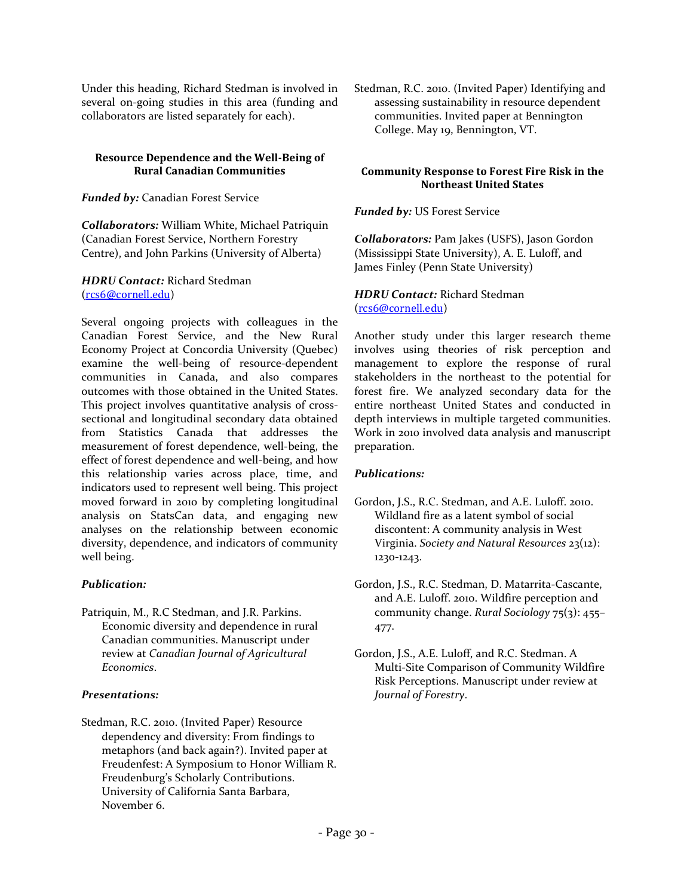Under this heading, Richard Stedman is involved in several on-going studies in this area (funding and collaborators are listed separately for each).

### Resource Dependence and the Well-Being of Rural Canadian Communities

***Funded by:*** Canadian Forest Service

***Collaborators:*** William White, Michael Patriquin (Canadian Forest Service, Northern Forestry Centre), and John Parkins (University of Alberta)

***HDRU Contact:*** Richard Stedman (rcs6@cornell.edu)

Several ongoing projects with colleagues in the Canadian Forest Service, and the New Rural Economy Project at Concordia University (Quebec) examine the well-being of resource-dependent communities in Canada, and also compares outcomes with those obtained in the United States. This project involves quantitative analysis of cross-sectional and longitudinal secondary data obtained from Statistics Canada that addresses the measurement of forest dependence, well-being, the effect of forest dependence and well-being, and how this relationship varies across place, time, and indicators used to represent well being. This project moved forward in 2010 by completing longitudinal analysis on StatsCan data, and engaging new analyses on the relationship between economic diversity, dependence, and indicators of community well being.

***Publication:***

Patriquin, M., R.C Stedman, and J.R. Parkins. Economic diversity and dependence in rural Canadian communities. Manuscript under review at *Canadian Journal of Agricultural Economics*.

***Presentations:***

Stedman, R.C. 2010. (Invited Paper) Resource dependency and diversity: From findings to metaphors (and back again?). Invited paper at Freudenfest: A Symposium to Honor William R. Freudenburg's Scholarly Contributions. University of California Santa Barbara, November 6.

Stedman, R.C. 2010. (Invited Paper) Identifying and assessing sustainability in resource dependent communities. Invited paper at Bennington College. May 19, Bennington, VT.

### Community Response to Forest Fire Risk in the Northeast United States

***Funded by:*** US Forest Service

***Collaborators:*** Pam Jakes (USFS), Jason Gordon (Mississippi State University), A. E. Luloff, and James Finley (Penn State University)

***HDRU Contact:*** Richard Stedman (rcs6@cornell.edu)

Another study under this larger research theme involves using theories of risk perception and management to explore the response of rural stakeholders in the northeast to the potential for forest fire. We analyzed secondary data for the entire northeast United States and conducted in depth interviews in multiple targeted communities. Work in 2010 involved data analysis and manuscript preparation.

***Publications:***

Gordon, J.S., R.C. Stedman, and A.E. Luloff. 2010. Wildland fire as a latent symbol of social discontent: A community analysis in West Virginia. *Society and Natural Resources* 23(12): 1230-1243.

Gordon, J.S., R.C. Stedman, D. Matarrita-Cascante, and A.E. Luloff. 2010. Wildfire perception and community change. *Rural Sociology* 75(3): 455–477.

Gordon, J.S., A.E. Luloff, and R.C. Stedman. A Multi-Site Comparison of Community Wildfire Risk Perceptions. Manuscript under review at *Journal of Forestry*.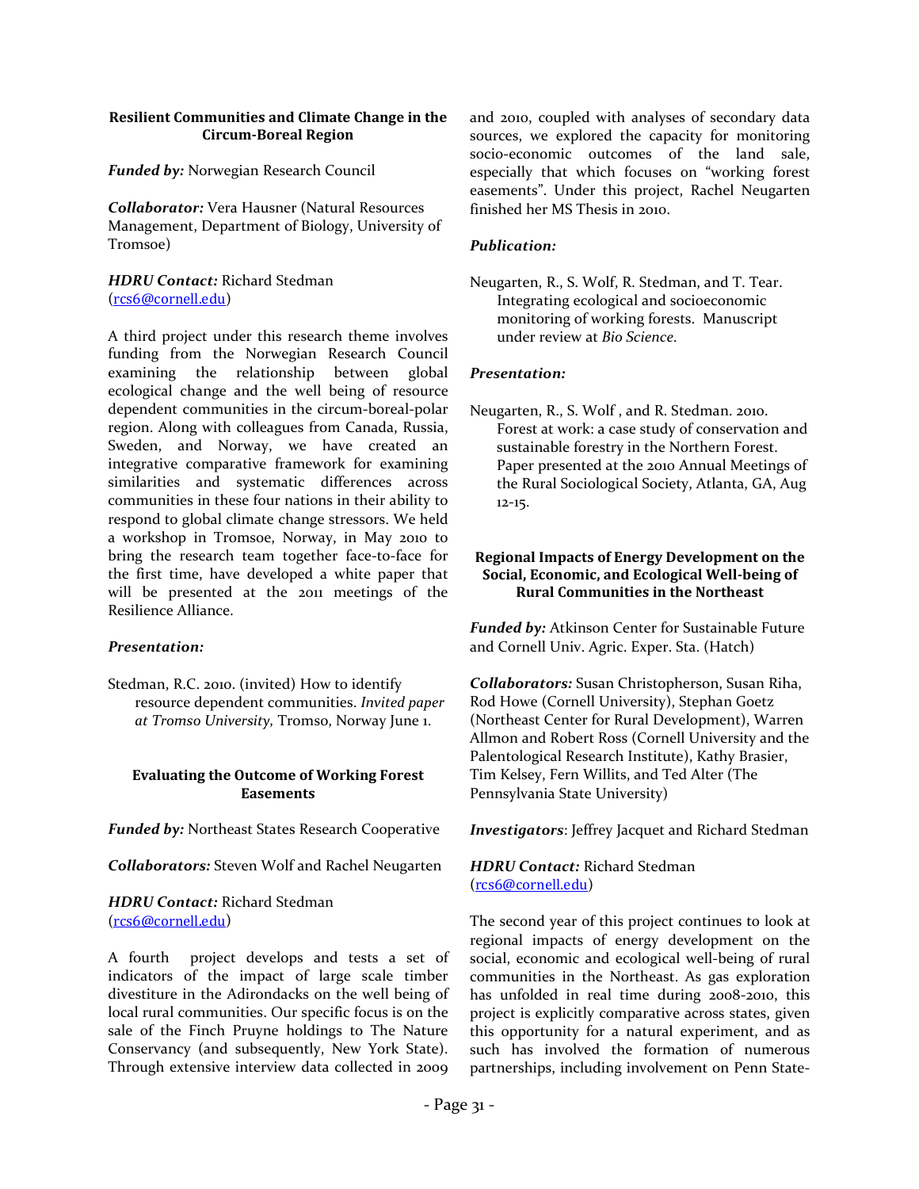### Resilient Communities and Climate Change in the Circum-Boreal Region

***Funded by:*** Norwegian Research Council

***Collaborator:*** Vera Hausner (Natural Resources Management, Department of Biology, University of Tromsoe)

***HDRU Contact:*** Richard Stedman (rcs6@cornell.edu)

A third project under this research theme involves funding from the Norwegian Research Council examining the relationship between global ecological change and the well being of resource dependent communities in the circum-boreal-polar region. Along with colleagues from Canada, Russia, Sweden, and Norway, we have created an integrative comparative framework for examining similarities and systematic differences across communities in these four nations in their ability to respond to global climate change stressors. We held a workshop in Tromsoe, Norway, in May 2010 to bring the research team together face-to-face for the first time, have developed a white paper that will be presented at the 2011 meetings of the Resilience Alliance.

***Presentation:***

Stedman, R.C. 2010. (invited) How to identify resource dependent communities. *Invited paper at Tromso University,* Tromso, Norway June 1.

### Evaluating the Outcome of Working Forest Easements

***Funded by:*** Northeast States Research Cooperative

***Collaborators:*** Steven Wolf and Rachel Neugarten

***HDRU Contact:*** Richard Stedman (rcs6@cornell.edu)

A fourth project develops and tests a set of indicators of the impact of large scale timber divestiture in the Adirondacks on the well being of local rural communities. Our specific focus is on the sale of the Finch Pruyne holdings to The Nature Conservancy (and subsequently, New York State). Through extensive interview data collected in 2009 and 2010, coupled with analyses of secondary data sources, we explored the capacity for monitoring socio-economic outcomes of the land sale, especially that which focuses on "working forest easements". Under this project, Rachel Neugarten finished her MS Thesis in 2010.

***Publication:***

Neugarten, R., S. Wolf, R. Stedman, and T. Tear. Integrating ecological and socioeconomic monitoring of working forests. Manuscript under review at *Bio Science*.

***Presentation:***

Neugarten, R., S. Wolf , and R. Stedman. 2010. Forest at work: a case study of conservation and sustainable forestry in the Northern Forest. Paper presented at the 2010 Annual Meetings of the Rural Sociological Society, Atlanta, GA, Aug 12-15.

### Regional Impacts of Energy Development on the Social, Economic, and Ecological Well-being of Rural Communities in the Northeast

***Funded by:*** Atkinson Center for Sustainable Future and Cornell Univ. Agric. Exper. Sta. (Hatch)

***Collaborators:*** Susan Christopherson, Susan Riha, Rod Howe (Cornell University), Stephan Goetz (Northeast Center for Rural Development), Warren Allmon and Robert Ross (Cornell University and the Palentological Research Institute), Kathy Brasier, Tim Kelsey, Fern Willits, and Ted Alter (The Pennsylvania State University)

***Investigators***: Jeffrey Jacquet and Richard Stedman

***HDRU Contact:*** Richard Stedman (rcs6@cornell.edu)

The second year of this project continues to look at regional impacts of energy development on the social, economic and ecological well-being of rural communities in the Northeast. As gas exploration has unfolded in real time during 2008-2010, this project is explicitly comparative across states, given this opportunity for a natural experiment, and as such has involved the formation of numerous partnerships, including involvement on Penn State-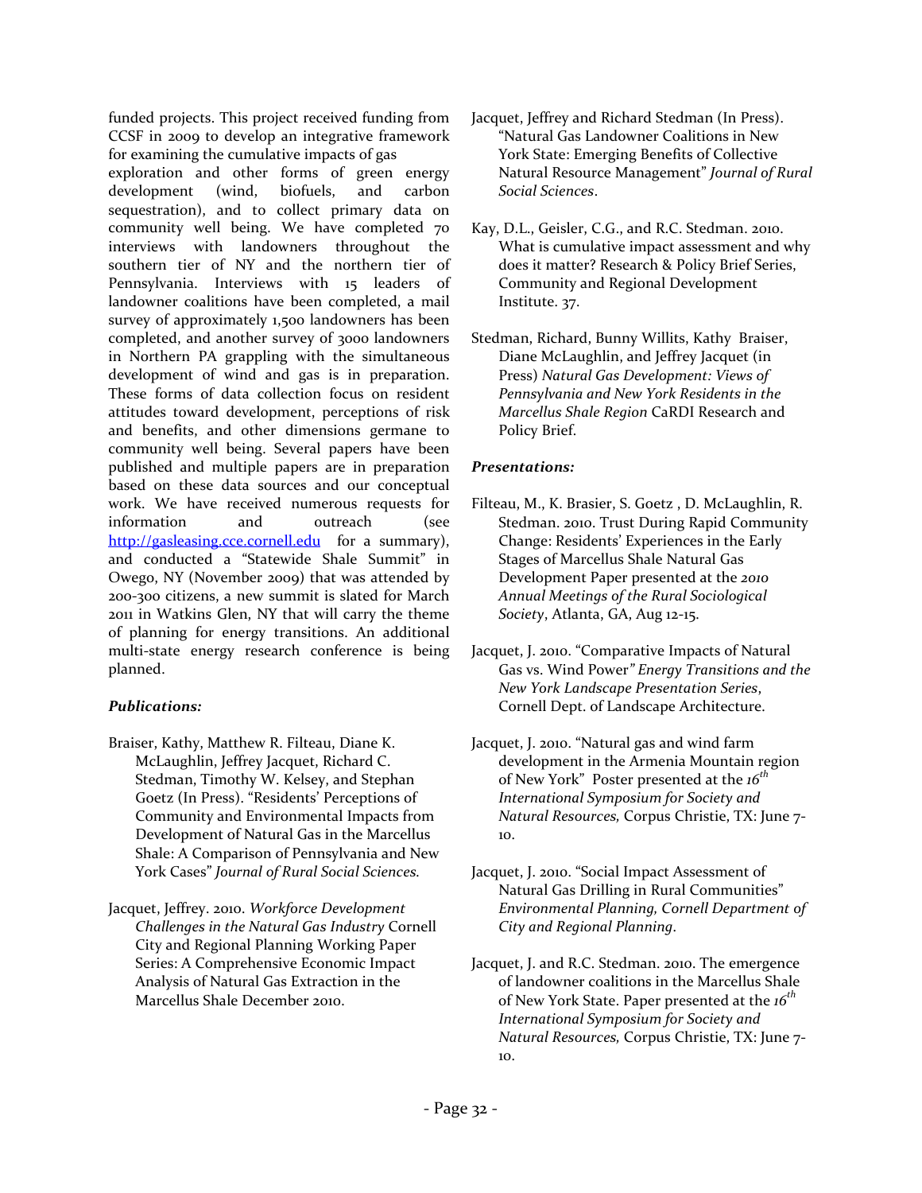funded projects. This project received funding from CCSF in 2009 to develop an integrative framework for examining the cumulative impacts of gas exploration and other forms of green energy development (wind, biofuels, and carbon sequestration), and to collect primary data on community well being. We have completed 70 interviews with landowners throughout the southern tier of NY and the northern tier of Pennsylvania. Interviews with 15 leaders of landowner coalitions have been completed, a mail survey of approximately 1,500 landowners has been completed, and another survey of 3000 landowners in Northern PA grappling with the simultaneous development of wind and gas is in preparation. These forms of data collection focus on resident attitudes toward development, perceptions of risk and benefits, and other dimensions germane to community well being. Several papers have been published and multiple papers are in preparation based on these data sources and our conceptual work. We have received numerous requests for information and outreach (see http://gasleasing.cce.cornell.edu for a summary), and conducted a "Statewide Shale Summit" in Owego, NY (November 2009) that was attended by 200-300 citizens, a new summit is slated for March 2011 in Watkins Glen, NY that will carry the theme of planning for energy transitions. An additional multi-state energy research conference is being planned.

***Publications:***

Braiser, Kathy, Matthew R. Filteau, Diane K. McLaughlin, Jeffrey Jacquet, Richard C. Stedman, Timothy W. Kelsey, and Stephan Goetz (In Press). "Residents' Perceptions of Community and Environmental Impacts from Development of Natural Gas in the Marcellus Shale: A Comparison of Pennsylvania and New York Cases" *Journal of Rural Social Sciences.*

Jacquet, Jeffrey. 2010. *Workforce Development Challenges in the Natural Gas Industry* Cornell City and Regional Planning Working Paper Series: A Comprehensive Economic Impact Analysis of Natural Gas Extraction in the Marcellus Shale December 2010.

Jacquet, Jeffrey and Richard Stedman (In Press). "Natural Gas Landowner Coalitions in New York State: Emerging Benefits of Collective Natural Resource Management" *Journal of Rural Social Sciences*.

Kay, D.L., Geisler, C.G., and R.C. Stedman. 2010. What is cumulative impact assessment and why does it matter? Research & Policy Brief Series, Community and Regional Development Institute. 37.

Stedman, Richard, Bunny Willits, Kathy Braiser, Diane McLaughlin, and Jeffrey Jacquet (in Press) *Natural Gas Development: Views of Pennsylvania and New York Residents in the Marcellus Shale Region* CaRDI Research and Policy Brief.

***Presentations:***

Filteau, M., K. Brasier, S. Goetz , D. McLaughlin, R. Stedman. 2010. Trust During Rapid Community Change: Residents' Experiences in the Early Stages of Marcellus Shale Natural Gas Development Paper presented at the *2010 Annual Meetings of the Rural Sociological Society*, Atlanta, GA, Aug 12-15.

Jacquet, J. 2010. "Comparative Impacts of Natural Gas vs. Wind Power*" Energy Transitions and the New York Landscape Presentation Series*, Cornell Dept. of Landscape Architecture.

Jacquet, J. 2010. "Natural gas and wind farm development in the Armenia Mountain region of New York" Poster presented at the *16th International Symposium for Society and Natural Resources,* Corpus Christie, TX: June 7-10.

Jacquet, J. 2010. "Social Impact Assessment of Natural Gas Drilling in Rural Communities" *Environmental Planning, Cornell Department of City and Regional Planning*.

Jacquet, J. and R.C. Stedman. 2010. The emergence of landowner coalitions in the Marcellus Shale of New York State. Paper presented at the *16th International Symposium for Society and Natural Resources,* Corpus Christie, TX: June 7-10.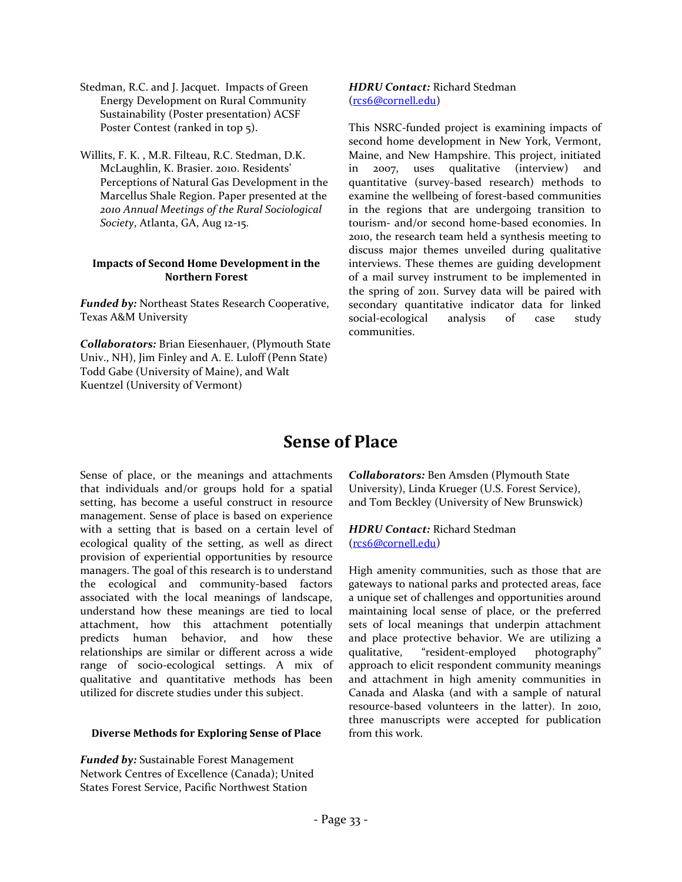Stedman, R.C. and J. Jacquet. Impacts of Green Energy Development on Rural Community Sustainability (Poster presentation) ACSF Poster Contest (ranked in top 5).

Willits, F. K. , M.R. Filteau, R.C. Stedman, D.K. McLaughlin, K. Brasier. 2010. Residents' Perceptions of Natural Gas Development in the Marcellus Shale Region. Paper presented at the *2010 Annual Meetings of the Rural Sociological Society*, Atlanta, GA, Aug 12-15.

#### Impacts of Second Home Development in the Northern Forest

***Funded by:*** Northeast States Research Cooperative, Texas A&M University

***Collaborators:*** Brian Eiesenhauer, (Plymouth State Univ., NH), Jim Finley and A. E. Luloff (Penn State) Todd Gabe (University of Maine), and Walt Kuentzel (University of Vermont)

***HDRU Contact:*** Richard Stedman (rcs6@cornell.edu)

This NSRC-funded project is examining impacts of second home development in New York, Vermont, Maine, and New Hampshire. This project, initiated in 2007, uses qualitative (interview) and quantitative (survey-based research) methods to examine the wellbeing of forest-based communities in the regions that are undergoing transition to tourism- and/or second home-based economies. In 2010, the research team held a synthesis meeting to discuss major themes unveiled during qualitative interviews. These themes are guiding development of a mail survey instrument to be implemented in the spring of 2011. Survey data will be paired with secondary quantitative indicator data for linked social-ecological analysis of case study communities.

## Sense of Place

Sense of place, or the meanings and attachments that individuals and/or groups hold for a spatial setting, has become a useful construct in resource management. Sense of place is based on experience with a setting that is based on a certain level of ecological quality of the setting, as well as direct provision of experiential opportunities by resource managers. The goal of this research is to understand the ecological and community-based factors associated with the local meanings of landscape, understand how these meanings are tied to local attachment, how this attachment potentially predicts human behavior, and how these relationships are similar or different across a wide range of socio-ecological settings. A mix of qualitative and quantitative methods has been utilized for discrete studies under this subject.

#### Diverse Methods for Exploring Sense of Place

***Funded by:*** Sustainable Forest Management Network Centres of Excellence (Canada); United States Forest Service, Pacific Northwest Station

***Collaborators:*** Ben Amsden (Plymouth State University), Linda Krueger (U.S. Forest Service), and Tom Beckley (University of New Brunswick)

***HDRU Contact:*** Richard Stedman (rcs6@cornell.edu)

High amenity communities, such as those that are gateways to national parks and protected areas, face a unique set of challenges and opportunities around maintaining local sense of place, or the preferred sets of local meanings that underpin attachment and place protective behavior. We are utilizing a qualitative, "resident-employed photography" approach to elicit respondent community meanings and attachment in high amenity communities in Canada and Alaska (and with a sample of natural resource-based volunteers in the latter). In 2010, three manuscripts were accepted for publication from this work.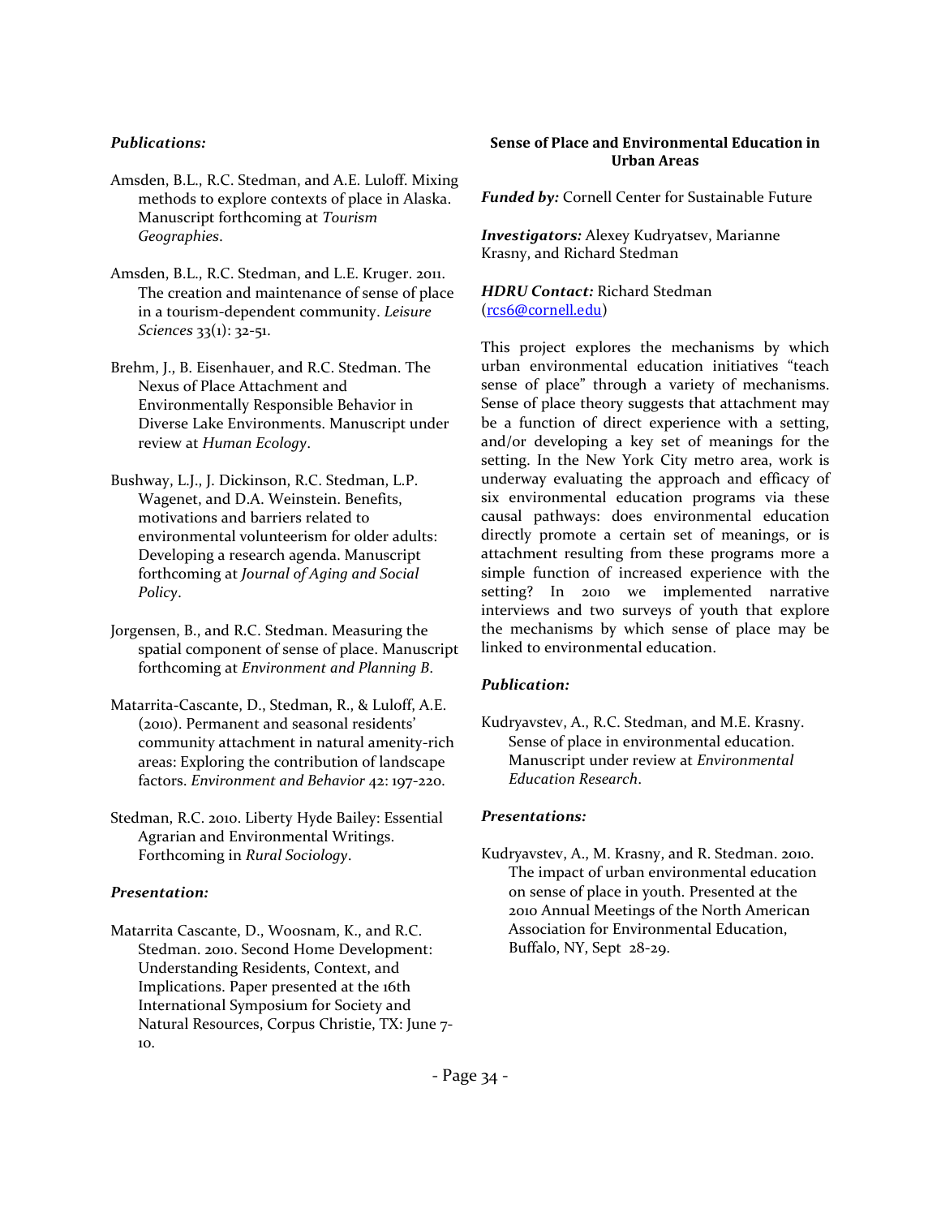***Publications:***

Amsden, B.L., R.C. Stedman, and A.E. Luloff. Mixing methods to explore contexts of place in Alaska. Manuscript forthcoming at *Tourism Geographies*.

Amsden, B.L., R.C. Stedman, and L.E. Kruger. 2011. The creation and maintenance of sense of place in a tourism-dependent community. *Leisure Sciences* 33(1): 32-51.

Brehm, J., B. Eisenhauer, and R.C. Stedman. The Nexus of Place Attachment and Environmentally Responsible Behavior in Diverse Lake Environments. Manuscript under review at *Human Ecology*.

Bushway, L.J., J. Dickinson, R.C. Stedman, L.P. Wagenet, and D.A. Weinstein. Benefits, motivations and barriers related to environmental volunteerism for older adults: Developing a research agenda. Manuscript forthcoming at *Journal of Aging and Social Policy*.

Jorgensen, B., and R.C. Stedman. Measuring the spatial component of sense of place. Manuscript forthcoming at *Environment and Planning B*.

Matarrita-Cascante, D., Stedman, R., & Luloff, A.E. (2010). Permanent and seasonal residents' community attachment in natural amenity-rich areas: Exploring the contribution of landscape factors. *Environment and Behavior* 42: 197-220.

Stedman, R.C. 2010. Liberty Hyde Bailey: Essential Agrarian and Environmental Writings. Forthcoming in *Rural Sociology*.

***Presentation:***

Matarrita Cascante, D., Woosnam, K., and R.C. Stedman. 2010. Second Home Development: Understanding Residents, Context, and Implications. Paper presented at the 16th International Symposium for Society and Natural Resources, Corpus Christie, TX: June 7-10.

**Sense of Place and Environmental Education in Urban Areas**

***Funded by:*** Cornell Center for Sustainable Future

***Investigators:*** Alexey Kudryatsev, Marianne Krasny, and Richard Stedman

***HDRU Contact:*** Richard Stedman (rcs6@cornell.edu)

This project explores the mechanisms by which urban environmental education initiatives "teach sense of place" through a variety of mechanisms. Sense of place theory suggests that attachment may be a function of direct experience with a setting, and/or developing a key set of meanings for the setting. In the New York City metro area, work is underway evaluating the approach and efficacy of six environmental education programs via these causal pathways: does environmental education directly promote a certain set of meanings, or is attachment resulting from these programs more a simple function of increased experience with the setting? In 2010 we implemented narrative interviews and two surveys of youth that explore the mechanisms by which sense of place may be linked to environmental education.

***Publication:***

Kudryavstev, A., R.C. Stedman, and M.E. Krasny. Sense of place in environmental education. Manuscript under review at *Environmental Education Research*.

***Presentations:***

Kudryavstev, A., M. Krasny, and R. Stedman. 2010. The impact of urban environmental education on sense of place in youth. Presented at the 2010 Annual Meetings of the North American Association for Environmental Education, Buffalo, NY, Sept 28-29.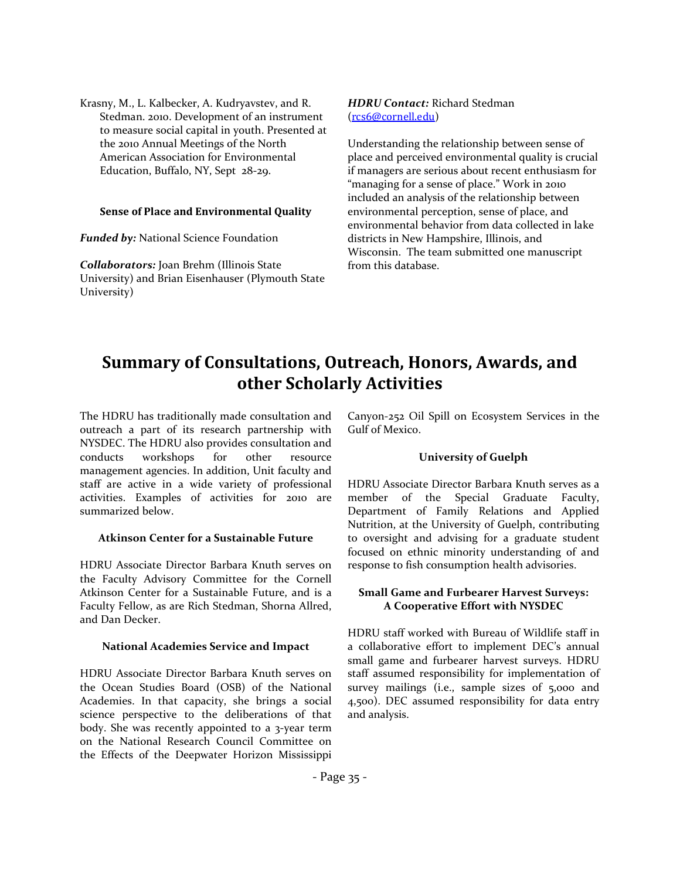Krasny, M., L. Kalbecker, A. Kudryavstev, and R. Stedman. 2010. Development of an instrument to measure social capital in youth. Presented at the 2010 Annual Meetings of the North American Association for Environmental Education, Buffalo, NY, Sept 28-29.

### Sense of Place and Environmental Quality

***Funded by:*** National Science Foundation

***Collaborators:*** Joan Brehm (Illinois State University) and Brian Eisenhauser (Plymouth State University)

***HDRU Contact:*** Richard Stedman (rcs6@cornell.edu)

Understanding the relationship between sense of place and perceived environmental quality is crucial if managers are serious about recent enthusiasm for "managing for a sense of place." Work in 2010 included an analysis of the relationship between environmental perception, sense of place, and environmental behavior from data collected in lake districts in New Hampshire, Illinois, and Wisconsin. The team submitted one manuscript from this database.

## Summary of Consultations, Outreach, Honors, Awards, and other Scholarly Activities

The HDRU has traditionally made consultation and outreach a part of its research partnership with NYSDEC. The HDRU also provides consultation and conducts workshops for other resource management agencies. In addition, Unit faculty and staff are active in a wide variety of professional activities. Examples of activities for 2010 are summarized below.

### Atkinson Center for a Sustainable Future

HDRU Associate Director Barbara Knuth serves on the Faculty Advisory Committee for the Cornell Atkinson Center for a Sustainable Future, and is a Faculty Fellow, as are Rich Stedman, Shorna Allred, and Dan Decker.

### National Academies Service and Impact

HDRU Associate Director Barbara Knuth serves on the Ocean Studies Board (OSB) of the National Academies. In that capacity, she brings a social science perspective to the deliberations of that body. She was recently appointed to a 3-year term on the National Research Council Committee on the Effects of the Deepwater Horizon Mississippi Canyon-252 Oil Spill on Ecosystem Services in the Gulf of Mexico.

### University of Guelph

HDRU Associate Director Barbara Knuth serves as a member of the Special Graduate Faculty, Department of Family Relations and Applied Nutrition, at the University of Guelph, contributing to oversight and advising for a graduate student focused on ethnic minority understanding of and response to fish consumption health advisories.

### Small Game and Furbearer Harvest Surveys: A Cooperative Effort with NYSDEC

HDRU staff worked with Bureau of Wildlife staff in a collaborative effort to implement DEC's annual small game and furbearer harvest surveys. HDRU staff assumed responsibility for implementation of survey mailings (i.e., sample sizes of 5,000 and 4,500). DEC assumed responsibility for data entry and analysis.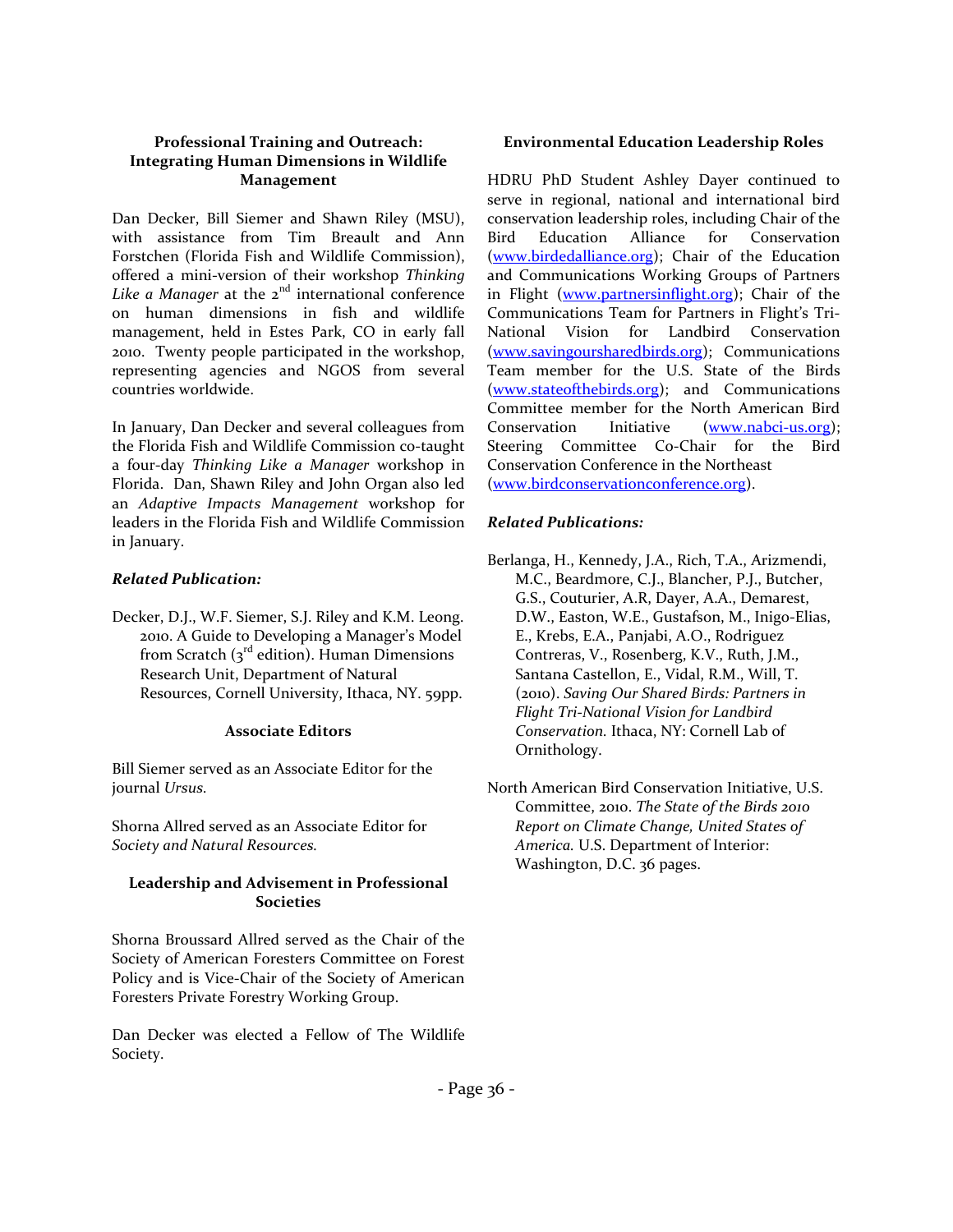### Professional Training and Outreach: Integrating Human Dimensions in Wildlife Management

Dan Decker, Bill Siemer and Shawn Riley (MSU), with assistance from Tim Breault and Ann Forstchen (Florida Fish and Wildlife Commission), offered a mini-version of their workshop *Thinking Like a Manager* at the 2nd international conference on human dimensions in fish and wildlife management, held in Estes Park, CO in early fall 2010. Twenty people participated in the workshop, representing agencies and NGOS from several countries worldwide.

In January, Dan Decker and several colleagues from the Florida Fish and Wildlife Commission co-taught a four-day *Thinking Like a Manager* workshop in Florida. Dan, Shawn Riley and John Organ also led an *Adaptive Impacts Management* workshop for leaders in the Florida Fish and Wildlife Commission in January.

***Related Publication:***

Decker, D.J., W.F. Siemer, S.J. Riley and K.M. Leong. 2010. A Guide to Developing a Manager's Model from Scratch (3rd edition). Human Dimensions Research Unit, Department of Natural Resources, Cornell University, Ithaca, NY. 59pp.

### Associate Editors

Bill Siemer served as an Associate Editor for the journal *Ursus.*

Shorna Allred served as an Associate Editor for *Society and Natural Resources.*

### Leadership and Advisement in Professional Societies

Shorna Broussard Allred served as the Chair of the Society of American Foresters Committee on Forest Policy and is Vice-Chair of the Society of American Foresters Private Forestry Working Group.

Dan Decker was elected a Fellow of The Wildlife Society.

### Environmental Education Leadership Roles

HDRU PhD Student Ashley Dayer continued to serve in regional, national and international bird conservation leadership roles, including Chair of the Bird Education Alliance for Conservation (www.birdedalliance.org); Chair of the Education and Communications Working Groups of Partners in Flight (www.partnersinflight.org); Chair of the Communications Team for Partners in Flight's Tri-National Vision for Landbird Conservation (www.savingoursharedbirds.org); Communications Team member for the U.S. State of the Birds (www.stateofthebirds.org); and Communications Committee member for the North American Bird Conservation Initiative (www.nabci-us.org); Steering Committee Co-Chair for the Bird Conservation Conference in the Northeast (www.birdconservationconference.org).

***Related Publications:***

Berlanga, H., Kennedy, J.A., Rich, T.A., Arizmendi, M.C., Beardmore, C.J., Blancher, P.J., Butcher, G.S., Couturier, A.R, Dayer, A.A., Demarest, D.W., Easton, W.E., Gustafson, M., Inigo-Elias, E., Krebs, E.A., Panjabi, A.O., Rodriguez Contreras, V., Rosenberg, K.V., Ruth, J.M., Santana Castellon, E., Vidal, R.M., Will, T. (2010). *Saving Our Shared Birds: Partners in Flight Tri-National Vision for Landbird Conservation.* Ithaca, NY: Cornell Lab of Ornithology.

North American Bird Conservation Initiative, U.S. Committee, 2010. *The State of the Birds 2010 Report on Climate Change, United States of America.* U.S. Department of Interior: Washington, D.C. 36 pages.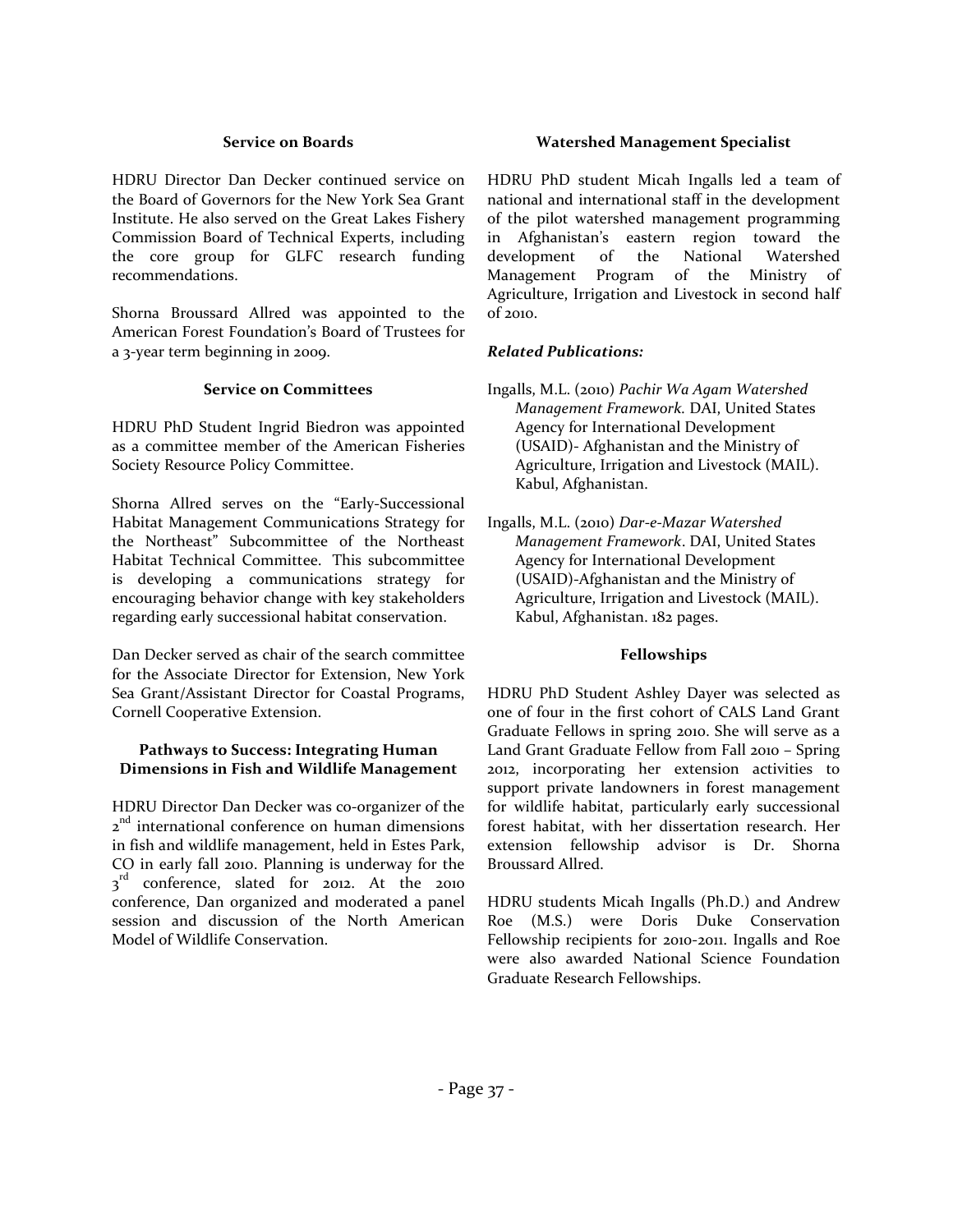### Service on Boards

HDRU Director Dan Decker continued service on the Board of Governors for the New York Sea Grant Institute. He also served on the Great Lakes Fishery Commission Board of Technical Experts, including the core group for GLFC research funding recommendations.

Shorna Broussard Allred was appointed to the American Forest Foundation's Board of Trustees for a 3-year term beginning in 2009.

### Service on Committees

HDRU PhD Student Ingrid Biedron was appointed as a committee member of the American Fisheries Society Resource Policy Committee.

Shorna Allred serves on the "Early-Successional Habitat Management Communications Strategy for the Northeast" Subcommittee of the Northeast Habitat Technical Committee. This subcommittee is developing a communications strategy for encouraging behavior change with key stakeholders regarding early successional habitat conservation.

Dan Decker served as chair of the search committee for the Associate Director for Extension, New York Sea Grant/Assistant Director for Coastal Programs, Cornell Cooperative Extension.

### Pathways to Success: Integrating Human Dimensions in Fish and Wildlife Management

HDRU Director Dan Decker was co-organizer of the 2nd international conference on human dimensions in fish and wildlife management, held in Estes Park, CO in early fall 2010. Planning is underway for the 3rd conference, slated for 2012. At the 2010 conference, Dan organized and moderated a panel session and discussion of the North American Model of Wildlife Conservation.

### Watershed Management Specialist

HDRU PhD student Micah Ingalls led a team of national and international staff in the development of the pilot watershed management programming in Afghanistan's eastern region toward the development of the National Watershed Management Program of the Ministry of Agriculture, Irrigation and Livestock in second half of 2010.

***Related Publications:***

Ingalls, M.L. (2010) *Pachir Wa Agam Watershed Management Framework.* DAI, United States Agency for International Development (USAID)- Afghanistan and the Ministry of Agriculture, Irrigation and Livestock (MAIL). Kabul, Afghanistan.

Ingalls, M.L. (2010) *Dar-e-Mazar Watershed Management Framework*. DAI, United States Agency for International Development (USAID)-Afghanistan and the Ministry of Agriculture, Irrigation and Livestock (MAIL). Kabul, Afghanistan. 182 pages.

### Fellowships

HDRU PhD Student Ashley Dayer was selected as one of four in the first cohort of CALS Land Grant Graduate Fellows in spring 2010. She will serve as a Land Grant Graduate Fellow from Fall 2010 – Spring 2012, incorporating her extension activities to support private landowners in forest management for wildlife habitat, particularly early successional forest habitat, with her dissertation research. Her extension fellowship advisor is Dr. Shorna Broussard Allred.

HDRU students Micah Ingalls (Ph.D.) and Andrew Roe (M.S.) were Doris Duke Conservation Fellowship recipients for 2010-2011. Ingalls and Roe were also awarded National Science Foundation Graduate Research Fellowships.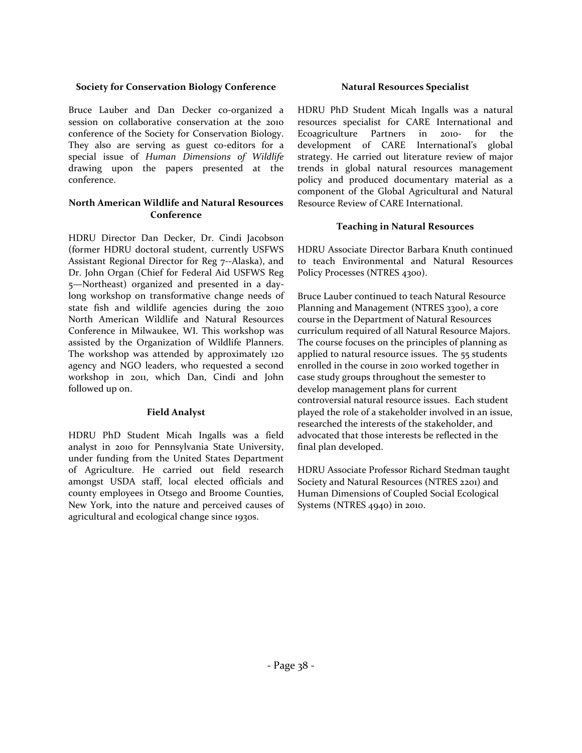### Society for Conservation Biology Conference

Bruce Lauber and Dan Decker co-organized a session on collaborative conservation at the 2010 conference of the Society for Conservation Biology. They also are serving as guest co-editors for a special issue of *Human Dimensions of Wildlife* drawing upon the papers presented at the conference.

### North American Wildlife and Natural Resources Conference

HDRU Director Dan Decker, Dr. Cindi Jacobson (former HDRU doctoral student, currently USFWS Assistant Regional Director for Reg 7--Alaska), and Dr. John Organ (Chief for Federal Aid USFWS Reg 5—Northeast) organized and presented in a day-long workshop on transformative change needs of state fish and wildlife agencies during the 2010 North American Wildlife and Natural Resources Conference in Milwaukee, WI. This workshop was assisted by the Organization of Wildlife Planners. The workshop was attended by approximately 120 agency and NGO leaders, who requested a second workshop in 2011, which Dan, Cindi and John followed up on.

### Field Analyst

HDRU PhD Student Micah Ingalls was a field analyst in 2010 for Pennsylvania State University, under funding from the United States Department of Agriculture. He carried out field research amongst USDA staff, local elected officials and county employees in Otsego and Broome Counties, New York, into the nature and perceived causes of agricultural and ecological change since 1930s.

### Natural Resources Specialist

HDRU PhD Student Micah Ingalls was a natural resources specialist for CARE International and Ecoagriculture Partners in 2010- for the development of CARE International's global strategy. He carried out literature review of major trends in global natural resources management policy and produced documentary material as a component of the Global Agricultural and Natural Resource Review of CARE International.

### Teaching in Natural Resources

HDRU Associate Director Barbara Knuth continued to teach Environmental and Natural Resources Policy Processes (NTRES 4300).

Bruce Lauber continued to teach Natural Resource Planning and Management (NTRES 3300), a core course in the Department of Natural Resources curriculum required of all Natural Resource Majors. The course focuses on the principles of planning as applied to natural resource issues. The 55 students enrolled in the course in 2010 worked together in case study groups throughout the semester to develop management plans for current controversial natural resource issues. Each student played the role of a stakeholder involved in an issue, researched the interests of the stakeholder, and advocated that those interests be reflected in the final plan developed.

HDRU Associate Professor Richard Stedman taught Society and Natural Resources (NTRES 2201) and Human Dimensions of Coupled Social Ecological Systems (NTRES 4940) in 2010.